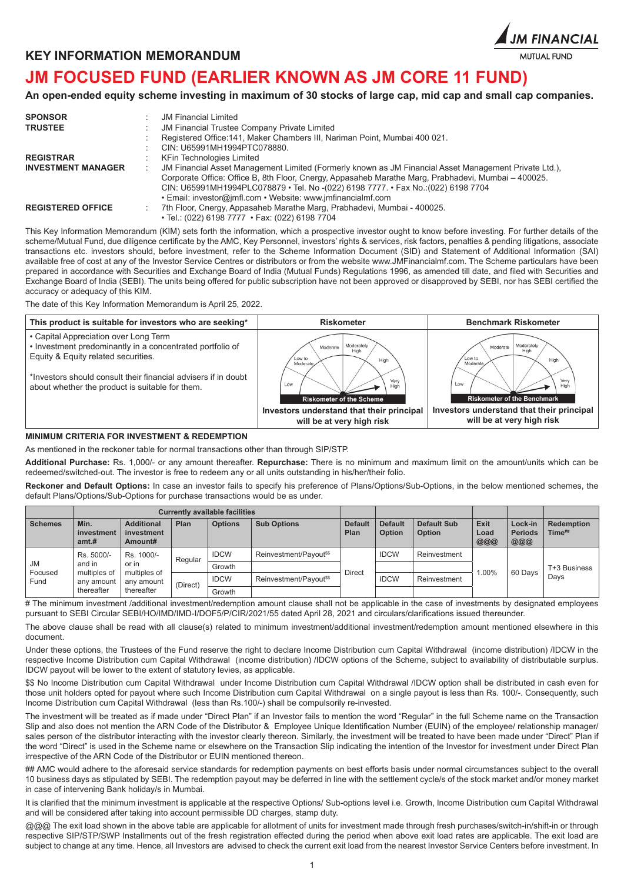# KEY INFORMATION MEMORANDUM

# JM FOCUSED FUND (EARLIER KNOWN AS JM CORE 11 FUND)

**An open-ended equity scheme investing in maximum of 30 stocks of large cap, mid cap and small cap companies.**

| | | |
|---|---|---|
| **SPONSOR** | : | JM Financial Limited |
| **TRUSTEE** | : | JM Financial Trustee Company Private Limited |
| | : | Registered Office:141, Maker Chambers III, Nariman Point, Mumbai 400 021. |
| | : | CIN: U65991MH1994PTC078880. |
| **REGISTRAR** | : | KFin Technologies Limited |
| **INVESTMENT MANAGER** | : | JM Financial Asset Management Limited (Formerly known as JM Financial Asset Management Private Ltd.), Corporate Office: Office B, 8th Floor, Cnergy, Appasaheb Marathe Marg, Prabhadevi, Mumbai – 400025. CIN: U65991MH1994PLC078879 • Tel. No -(022) 6198 7777. • Fax No.:(022) 6198 7704 • Email: investor@jmfl.com • Website: www.jmfinancialmf.com |
| **REGISTERED OFFICE** | : | 7th Floor, Cnergy, Appasaheb Marathe Marg, Prabhadevi, Mumbai - 400025. • Tel.: (022) 6198 7777 • Fax: (022) 6198 7704 |

This Key Information Memorandum (KIM) sets forth the information, which a prospective investor ought to know before investing. For further details of the scheme/Mutual Fund, due diligence certificate by the AMC, Key Personnel, investors' rights & services, risk factors, penalties & pending litigations, associate transactions etc. investors should, before investment, refer to the Scheme Information Document (SID) and Statement of Additional Information (SAI) available free of cost at any of the Investor Service Centres or distributors or from the website www.JMFinancialmf.com. The Scheme particulars have been prepared in accordance with Securities and Exchange Board of India (Mutual Funds) Regulations 1996, as amended till date, and filed with Securities and Exchange Board of India (SEBI). The units being offered for public subscription have not been approved or disapproved by SEBI, nor has SEBI certified the accuracy or adequacy of this KIM.

The date of this Key Information Memorandum is April 25, 2022.

| This product is suitable for investors who are seeking* | Riskometer | Benchmark Riskometer |
|---|---|---|
| • Capital Appreciation over Long Term<br>• Investment predominantly in a concentrated portfolio of Equity & Equity related securities.<br><br>*Investors should consult their financial advisers in doubt about whether the product is suitable for them. | Riskometer of the Scheme<br>**Investors understand that their principal will be at very high risk** | Riskometer of the Benchmark<br>**Investors understand that their principal will be at very high risk** |

**MINIMUM CRITERIA FOR INVESTMENT & REDEMPTION**

As mentioned in the reckoner table for normal transactions other than through SIP/STP.

**Additional Purchase:** Rs. 1,000/- or any amount thereafter. **Repurchase:** There is no minimum and maximum limit on the amount/units which can be redeemed/switched-out. The investor is free to redeem any or all units outstanding in his/her/their folio.

**Reckoner and Default Options:** In case an investor fails to specify his preference of Plans/Options/Sub-Options, in the below mentioned schemes, the default Plans/Options/Sub-Options for purchase transactions would be as under.

| | Currently available facilities | | | | | | | | | | |
|---|---|---|---|---|---|---|---|---|---|---|---|
| **Schemes** | **Min. investment amt.#** | **Additional investment Amount#** | **Plan** | **Options** | **Sub Options** | **Default Plan** | **Default Option** | **Default Sub Option** | **Exit Load @@@** | **Lock-in Periods @@@** | **Redemption Time##** |
| JM Focused Fund | Rs. 5000/- and in multiples of any amount thereafter | Rs. 1000/- or in multiples of any amount thereafter | Regular | IDCW | Reinvestment/Payout$$ | Direct | IDCW | Reinvestment | 1.00% | 60 Days | T+3 Business Days |
| | | | | Growth | | | | | | | |
| | | | (Direct) | IDCW | Reinvestment/Payout$$ | | IDCW | Reinvestment | | | |
| | | | | Growth | | | | | | | |

# The minimum investment /additional investment/redemption amount clause shall not be applicable in the case of investments by designated employees pursuant to SEBI Circular SEBI/HO/IMD/IMD-I/DOF5/P/CIR/2021/55 dated April 28, 2021 and circulars/clarifications issued thereunder.

The above clause shall be read with all clause(s) related to minimum investment/additional investment/redemption amount mentioned elsewhere in this document.

Under these options, the Trustees of the Fund reserve the right to declare Income Distribution cum Capital Withdrawal (income distribution) /IDCW in the respective Income Distribution cum Capital Withdrawal (income distribution) /IDCW options of the Scheme, subject to availability of distributable surplus. IDCW payout will be lower to the extent of statutory levies, as applicable.

$$ No Income Distribution cum Capital Withdrawal under Income Distribution cum Capital Withdrawal /IDCW option shall be distributed in cash even for those unit holders opted for payout where such Income Distribution cum Capital Withdrawal on a single payout is less than Rs. 100/-. Consequently, such Income Distribution cum Capital Withdrawal (less than Rs.100/-) shall be compulsorily re-invested.

The investment will be treated as if made under "Direct Plan" if an Investor fails to mention the word "Regular" in the full Scheme name on the Transaction Slip and also does not mention the ARN Code of the Distributor & Employee Unique Identification Number (EUIN) of the employee/ relationship manager/ sales person of the distributor interacting with the investor clearly thereon. Similarly, the investment will be treated to have been made under "Direct" Plan if the word "Direct" is used in the Scheme name or elsewhere on the Transaction Slip indicating the intention of the Investor for investment under Direct Plan irrespective of the ARN Code of the Distributor or EUIN mentioned thereon.

## AMC would adhere to the aforesaid service standards for redemption payments on best efforts basis under normal circumstances subject to the overall 10 business days as stipulated by SEBI. The redemption payout may be deferred in line with the settlement cycle/s of the stock market and/or money market in case of intervening Bank holiday/s in Mumbai.

It is clarified that the minimum investment is applicable at the respective Options/ Sub-options level i.e. Growth, Income Distribution cum Capital Withdrawal and will be considered after taking into account permissible DD charges, stamp duty.

@@@ The exit load shown in the above table are applicable for allotment of units for investment made through fresh purchases/switch-in/shift-in or through respective SIP/STP/SWP Installments out of the fresh registration effected during the period when above exit load rates are applicable. The exit load are subject to change at any time. Hence, all Investors are advised to check the current exit load from the nearest Investor Service Centers before investment. In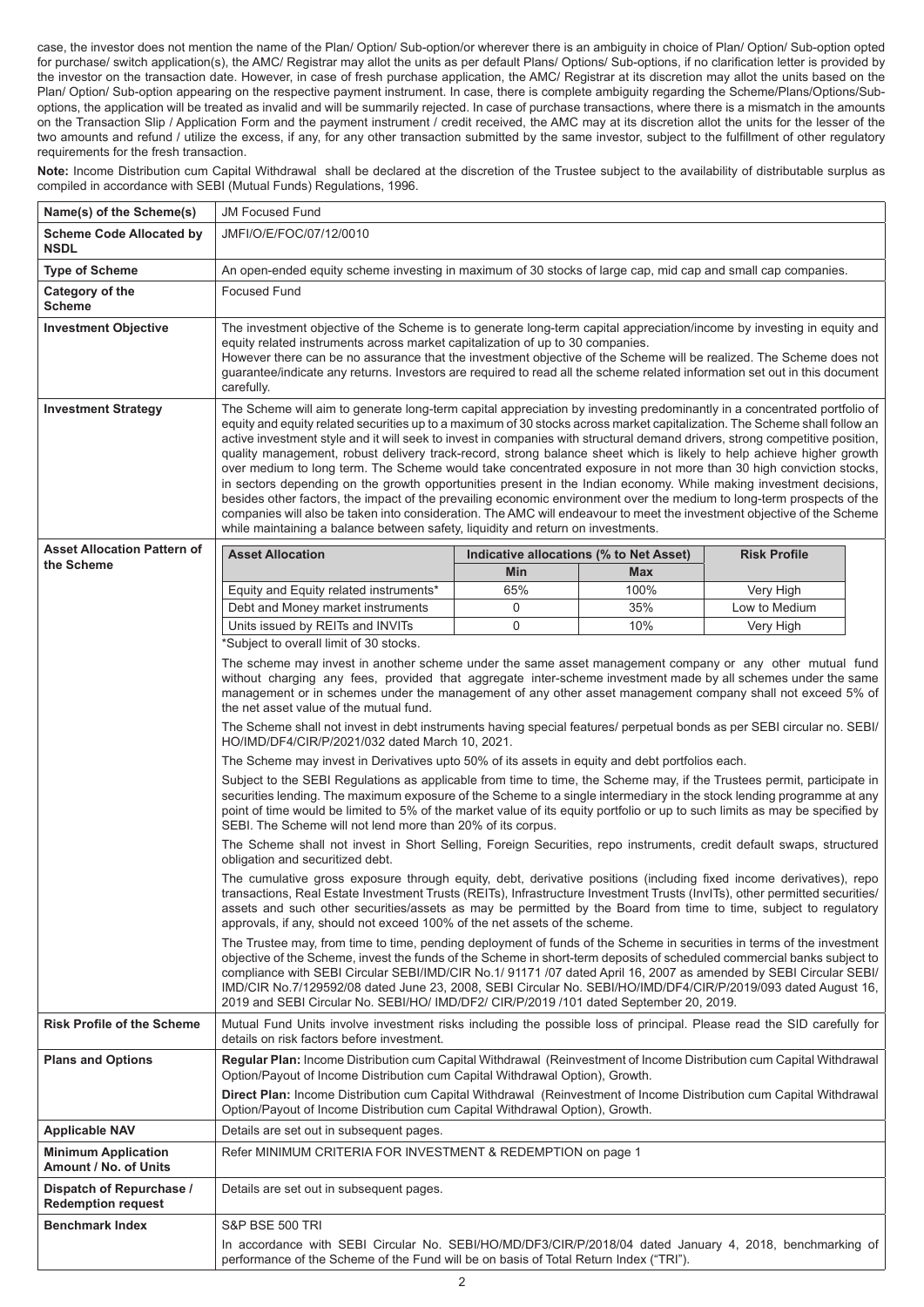case, the investor does not mention the name of the Plan/ Option/ Sub-option/or wherever there is an ambiguity in choice of Plan/ Option/ Sub-option opted for purchase/ switch application(s), the AMC/ Registrar may allot the units as per default Plans/ Options/ Sub-options, if no clarification letter is provided by the investor on the transaction date. However, in case of fresh purchase application, the AMC/ Registrar at its discretion may allot the units based on the Plan/ Option/ Sub-option appearing on the respective payment instrument. In case, there is complete ambiguity regarding the Scheme/Plans/Options/Sub-options, the application will be treated as invalid and will be summarily rejected. In case of purchase transactions, where there is a mismatch in the amounts on the Transaction Slip / Application Form and the payment instrument / credit received, the AMC may at its discretion allot the units for the lesser of the two amounts and refund / utilize the excess, if any, for any other transaction submitted by the same investor, subject to the fulfillment of other regulatory requirements for the fresh transaction.

**Note:** Income Distribution cum Capital Withdrawal shall be declared at the discretion of the Trustee subject to the availability of distributable surplus as compiled in accordance with SEBI (Mutual Funds) Regulations, 1996.

| | |
|---|---|
| **Name(s) of the Scheme(s)** | JM Focused Fund |
| **Scheme Code Allocated by NSDL** | JMFI/O/E/FOC/07/12/0010 |
| **Type of Scheme** | An open-ended equity scheme investing in maximum of 30 stocks of large cap, mid cap and small cap companies. |
| **Category of the Scheme** | Focused Fund |
| **Investment Objective** | The investment objective of the Scheme is to generate long-term capital appreciation/income by investing in equity and equity related instruments across market capitalization of up to 30 companies.<br>However there can be no assurance that the investment objective of the Scheme will be realized. The Scheme does not guarantee/indicate any returns. Investors are required to read all the scheme related information set out in this document carefully. |
| **Investment Strategy** | The Scheme will aim to generate long-term capital appreciation by investing predominantly in a concentrated portfolio of equity and equity related securities up to a maximum of 30 stocks across market capitalization. The Scheme shall follow an active investment style and it will seek to invest in companies with structural demand drivers, strong competitive position, quality management, robust delivery track-record, strong balance sheet which is likely to help achieve higher growth over medium to long term. The Scheme would take concentrated exposure in not more than 30 high conviction stocks, in sectors depending on the growth opportunities present in the Indian economy. While making investment decisions, besides other factors, the impact of the prevailing economic environment over the medium to long-term prospects of the companies will also be taken into consideration. The AMC will endeavour to meet the investment objective of the Scheme while maintaining a balance between safety, liquidity and return on investments. |
| **Asset Allocation Pattern of the Scheme** | See asset allocation table and notes below. |
| **Risk Profile of the Scheme** | Mutual Fund Units involve investment risks including the possible loss of principal. Please read the SID carefully for details on risk factors before investment. |
| **Plans and Options** | **Regular Plan:** Income Distribution cum Capital Withdrawal (Reinvestment of Income Distribution cum Capital Withdrawal Option/Payout of Income Distribution cum Capital Withdrawal Option), Growth.<br>**Direct Plan:** Income Distribution cum Capital Withdrawal (Reinvestment of Income Distribution cum Capital Withdrawal Option/Payout of Income Distribution cum Capital Withdrawal Option), Growth. |
| **Applicable NAV** | Details are set out in subsequent pages. |
| **Minimum Application Amount / No. of Units** | Refer MINIMUM CRITERIA FOR INVESTMENT & REDEMPTION on page 1 |
| **Dispatch of Repurchase / Redemption request** | Details are set out in subsequent pages. |
| **Benchmark Index** | S&P BSE 500 TRI<br>In accordance with SEBI Circular No. SEBI/HO/MD/DF3/CIR/P/2018/04 dated January 4, 2018, benchmarking of performance of the Scheme of the Fund will be on basis of Total Return Index ("TRI"). |

**Asset Allocation Pattern of the Scheme:**

| Asset Allocation | Indicative allocations (% to Net Asset) | | Risk Profile |
|---|---|---|---|
| | Min | Max | |
| Equity and Equity related instruments* | 65% | 100% | Very High |
| Debt and Money market instruments | 0 | 35% | Low to Medium |
| Units issued by REITs and INVITs | 0 | 10% | Very High |

*Subject to overall limit of 30 stocks.

The scheme may invest in another scheme under the same asset management company or any other mutual fund without charging any fees, provided that aggregate inter-scheme investment made by all schemes under the same management or in schemes under the management of any other asset management company shall not exceed 5% of the net asset value of the mutual fund.

The Scheme shall not invest in debt instruments having special features/ perpetual bonds as per SEBI circular no. SEBI/HO/IMD/DF4/CIR/P/2021/032 dated March 10, 2021.

The Scheme may invest in Derivatives upto 50% of its assets in equity and debt portfolios each.

Subject to the SEBI Regulations as applicable from time to time, the Scheme may, if the Trustees permit, participate in securities lending. The maximum exposure of the Scheme to a single intermediary in the stock lending programme at any point of time would be limited to 5% of the market value of its equity portfolio or up to such limits as may be specified by SEBI. The Scheme will not lend more than 20% of its corpus.

The Scheme shall not invest in Short Selling, Foreign Securities, repo instruments, credit default swaps, structured obligation and securitized debt.

The cumulative gross exposure through equity, debt, derivative positions (including fixed income derivatives), repo transactions, Real Estate Investment Trusts (REITs), Infrastructure Investment Trusts (InvITs), other permitted securities/ assets and such other securities/assets as may be permitted by the Board from time to time, subject to regulatory approvals, if any, should not exceed 100% of the net assets of the scheme.

The Trustee may, from time to time, pending deployment of funds of the Scheme in securities in terms of the investment objective of the Scheme, invest the funds of the Scheme in short-term deposits of scheduled commercial banks subject to compliance with SEBI Circular SEBI/IMD/CIR No.1/ 91171 /07 dated April 16, 2007 as amended by SEBI Circular SEBI/IMD/CIR No.7/129592/08 dated June 23, 2008, SEBI Circular No. SEBI/HO/IMD/DF4/CIR/P/2019/093 dated August 16, 2019 and SEBI Circular No. SEBI/HO/ IMD/DF2/ CIR/P/2019 /101 dated September 20, 2019.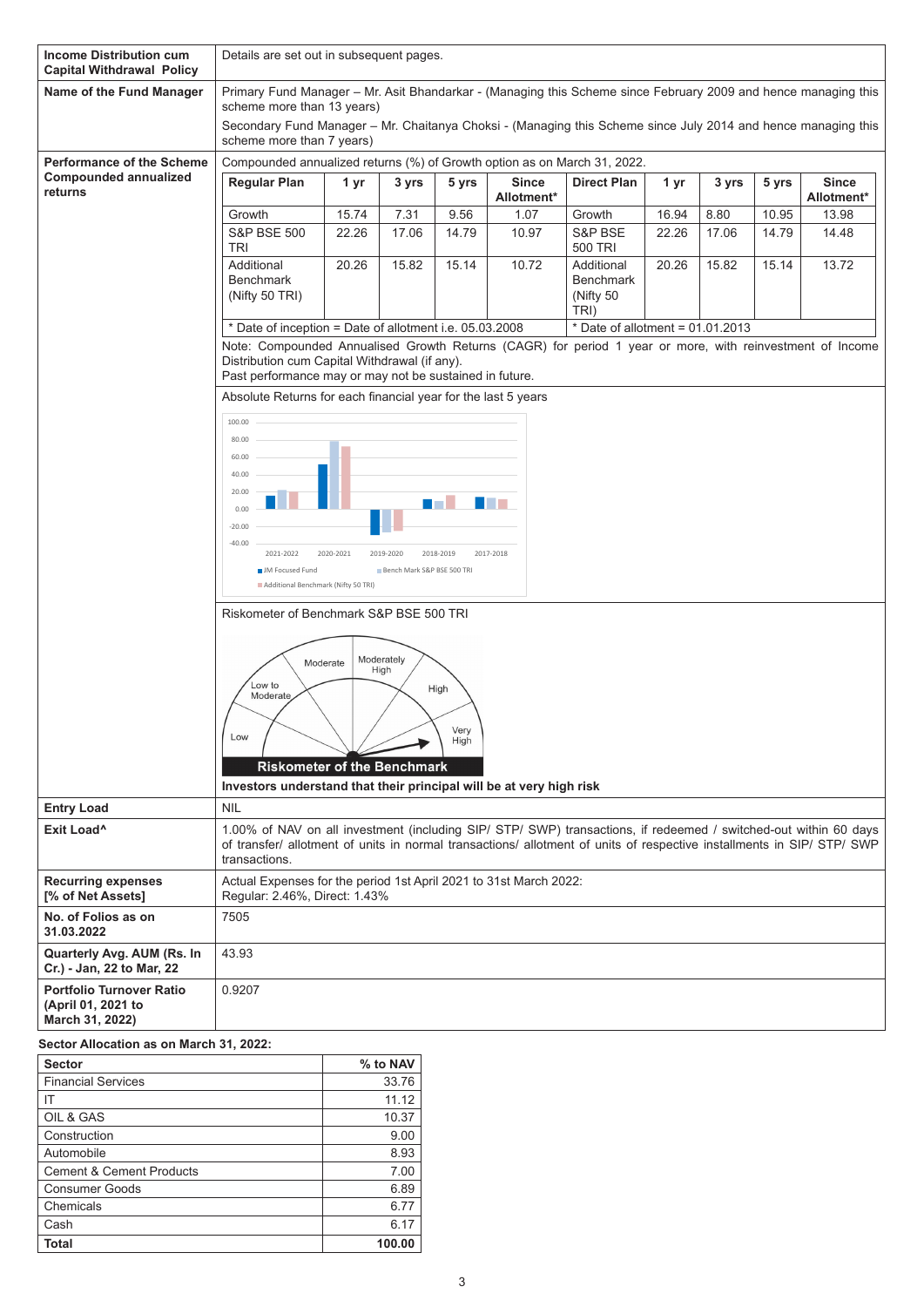| Income Distribution cum Capital Withdrawal Policy | Details are set out in subsequent pages. |
|---|---|
| Name of the Fund Manager | Primary Fund Manager – Mr. Asit Bhandarkar - (Managing this Scheme since February 2009 and hence managing this scheme more than 13 years)<br>Secondary Fund Manager – Mr. Chaitanya Choksi - (Managing this Scheme since July 2014 and hence managing this scheme more than 7 years) |
| Performance of the Scheme Compounded annualized returns | Compounded annualized returns (%) of Growth option as on March 31, 2022. |

| Regular Plan | 1 yr | 3 yrs | 5 yrs | Since Allotment* | Direct Plan | 1 yr | 3 yrs | 5 yrs | Since Allotment* |
|---|---|---|---|---|---|---|---|---|---|
| Growth | 15.74 | 7.31 | 9.56 | 1.07 | Growth | 16.94 | 8.80 | 10.95 | 13.98 |
| S&P BSE 500 TRI | 22.26 | 17.06 | 14.79 | 10.97 | S&P BSE 500 TRI | 22.26 | 17.06 | 14.79 | 14.48 |
| Additional Benchmark (Nifty 50 TRI) | 20.26 | 15.82 | 15.14 | 10.72 | Additional Benchmark (Nifty 50 TRI) | 20.26 | 15.82 | 15.14 | 13.72 |
| * Date of inception = Date of allotment i.e. 05.03.2008 | | | | | * Date of allotment = 01.01.2013 | | | | |

Note: Compounded Annualised Growth Returns (CAGR) for period 1 year or more, with reinvestment of Income Distribution cum Capital Withdrawal (if any).
Past performance may or may not be sustained in future.

Absolute Returns for each financial year for the last 5 years

Riskometer of Benchmark S&P BSE 500 TRI

**Investors understand that their principal will be at very high risk**

| | |
|---|---|
| Entry Load | NIL |
| Exit Load^ | 1.00% of NAV on all investment (including SIP/ STP/ SWP) transactions, if redeemed / switched-out within 60 days of transfer/ allotment of units in normal transactions/ allotment of units of respective installments in SIP/ STP/ SWP transactions. |
| Recurring expenses [% of Net Assets] | Actual Expenses for the period 1st April 2021 to 31st March 2022:<br>Regular: 2.46%, Direct: 1.43% |
| No. of Folios as on 31.03.2022 | 7505 |
| Quarterly Avg. AUM (Rs. In Cr.) - Jan, 22 to Mar, 22 | 43.93 |
| Portfolio Turnover Ratio (April 01, 2021 to March 31, 2022) | 0.9207 |

**Sector Allocation as on March 31, 2022:**

| Sector | % to NAV |
|---|---|
| Financial Services | 33.76 |
| IT | 11.12 |
| OIL & GAS | 10.37 |
| Construction | 9.00 |
| Automobile | 8.93 |
| Cement & Cement Products | 7.00 |
| Consumer Goods | 6.89 |
| Chemicals | 6.77 |
| Cash | 6.17 |
| **Total** | **100.00** |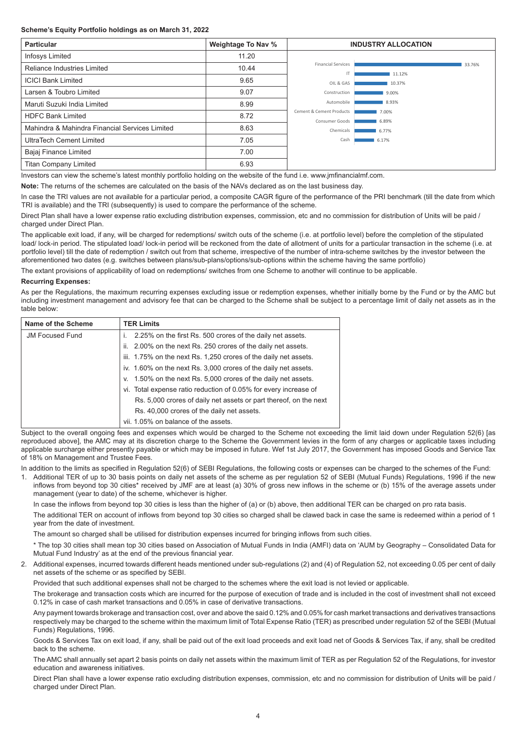**Scheme's Equity Portfolio holdings as on March 31, 2022**

| Particular | Weightage To Nav % |
|---|---|
| Infosys Limited | 11.20 |
| Reliance Industries Limited | 10.44 |
| ICICI Bank Limited | 9.65 |
| Larsen & Toubro Limited | 9.07 |
| Maruti Suzuki India Limited | 8.99 |
| HDFC Bank Limited | 8.72 |
| Mahindra & Mahindra Financial Services Limited | 8.63 |
| UltraTech Cement Limited | 7.05 |
| Bajaj Finance Limited | 7.00 |
| Titan Company Limited | 6.93 |

**INDUSTRY ALLOCATION**

| Industry | Allocation |
|---|---|
| Financial Services | 33.76% |
| IT | 11.12% |
| OIL & GAS | 10.37% |
| Construction | 9.00% |
| Automobile | 8.93% |
| Cement & Cement Products | 7.00% |
| Consumer Goods | 6.89% |
| Chemicals | 6.77% |
| Cash | 6.17% |

Investors can view the scheme's latest monthly portfolio holding on the website of the fund i.e. www.jmfinancialmf.com.

**Note:** The returns of the schemes are calculated on the basis of the NAVs declared as on the last business day.

In case the TRI values are not available for a particular period, a composite CAGR figure of the performance of the PRI benchmark (till the date from which TRI is available) and the TRI (subsequently) is used to compare the performance of the scheme.

Direct Plan shall have a lower expense ratio excluding distribution expenses, commission, etc and no commission for distribution of Units will be paid / charged under Direct Plan.

The applicable exit load, if any, will be charged for redemptions/ switch outs of the scheme (i.e. at portfolio level) before the completion of the stipulated load/ lock-in period. The stipulated load/ lock-in period will be reckoned from the date of allotment of units for a particular transaction in the scheme (i.e. at portfolio level) till the date of redemption / switch out from that scheme, irrespective of the number of intra-scheme switches by the investor between the aforementioned two dates (e.g. switches between plans/sub-plans/options/sub-options within the scheme having the same portfolio)

The extant provisions of applicability of load on redemptions/ switches from one Scheme to another will continue to be applicable.

**Recurring Expenses:**

As per the Regulations, the maximum recurring expenses excluding issue or redemption expenses, whether initially borne by the Fund or by the AMC but including investment management and advisory fee that can be charged to the Scheme shall be subject to a percentage limit of daily net assets as in the table below:

| Name of the Scheme | TER Limits |
|---|---|
| JM Focused Fund | i. 2.25% on the first Rs. 500 crores of the daily net assets.<br>ii. 2.00% on the next Rs. 250 crores of the daily net assets.<br>iii. 1.75% on the next Rs. 1,250 crores of the daily net assets.<br>iv. 1.60% on the next Rs. 3,000 crores of the daily net assets.<br>v. 1.50% on the next Rs. 5,000 crores of the daily net assets.<br>vi. Total expense ratio reduction of 0.05% for every increase of Rs. 5,000 crores of daily net assets or part thereof, on the next Rs. 40,000 crores of the daily net assets.<br>vii. 1.05% on balance of the assets. |

Subject to the overall ongoing fees and expenses which would be charged to the Scheme not exceeding the limit laid down under Regulation 52(6) [as reproduced above], the AMC may at its discretion charge to the Scheme the Government levies in the form of any charges or applicable taxes including applicable surcharge either presently payable or which may be imposed in future. Wef 1st July 2017, the Government has imposed Goods and Service Tax of 18% on Management and Trustee Fees.

In addition to the limits as specified in Regulation 52(6) of SEBI Regulations, the following costs or expenses can be charged to the schemes of the Fund:

1. Additional TER of up to 30 basis points on daily net assets of the scheme as per regulation 52 of SEBI (Mutual Funds) Regulations, 1996 if the new inflows from beyond top 30 cities* received by JMF are at least (a) 30% of gross new inflows in the scheme or (b) 15% of the average assets under management (year to date) of the scheme, whichever is higher.

   In case the inflows from beyond top 30 cities is less than the higher of (a) or (b) above, then additional TER can be charged on pro rata basis.

   The additional TER on account of inflows from beyond top 30 cities so charged shall be clawed back in case the same is redeemed within a period of 1 year from the date of investment.

   The amount so charged shall be utilised for distribution expenses incurred for bringing inflows from such cities.

   * The top 30 cities shall mean top 30 cities based on Association of Mutual Funds in India (AMFI) data on 'AUM by Geography – Consolidated Data for Mutual Fund Industry' as at the end of the previous financial year.

2. Additional expenses, incurred towards different heads mentioned under sub-regulations (2) and (4) of Regulation 52, not exceeding 0.05 per cent of daily net assets of the scheme or as specified by SEBI.

   Provided that such additional expenses shall not be charged to the schemes where the exit load is not levied or applicable.

   The brokerage and transaction costs which are incurred for the purpose of execution of trade and is included in the cost of investment shall not exceed 0.12% in case of cash market transactions and 0.05% in case of derivative transactions.

   Any payment towards brokerage and transaction cost, over and above the said 0.12% and 0.05% for cash market transactions and derivatives transactions respectively may be charged to the scheme within the maximum limit of Total Expense Ratio (TER) as prescribed under regulation 52 of the SEBI (Mutual Funds) Regulations, 1996.

   Goods & Services Tax on exit load, if any, shall be paid out of the exit load proceeds and exit load net of Goods & Services Tax, if any, shall be credited back to the scheme.

   The AMC shall annually set apart 2 basis points on daily net assets within the maximum limit of TER as per Regulation 52 of the Regulations, for investor education and awareness initiatives.

   Direct Plan shall have a lower expense ratio excluding distribution expenses, commission, etc and no commission for distribution of Units will be paid / charged under Direct Plan.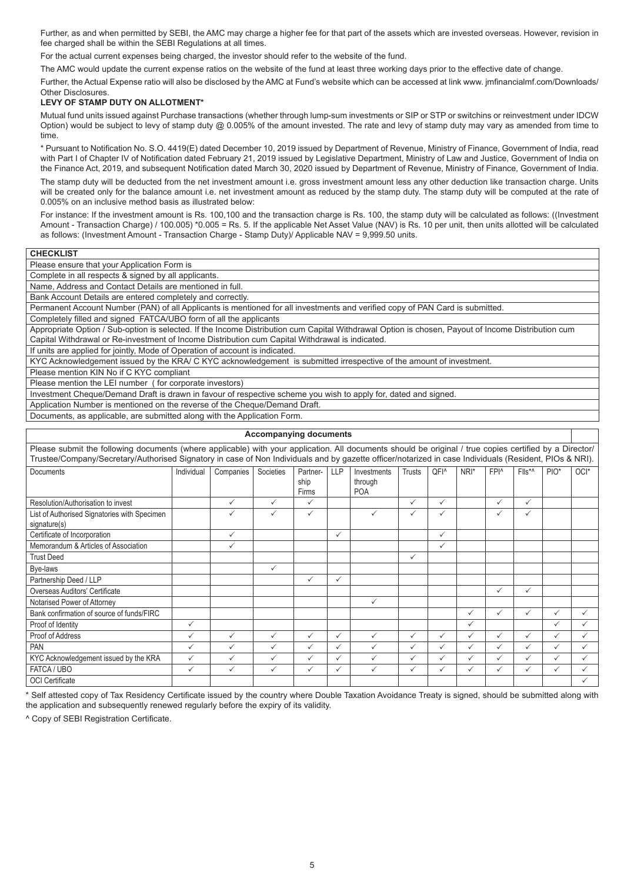Further, as and when permitted by SEBI, the AMC may charge a higher fee for that part of the assets which are invested overseas. However, revision in fee charged shall be within the SEBI Regulations at all times.

For the actual current expenses being charged, the investor should refer to the website of the fund.

The AMC would update the current expense ratios on the website of the fund at least three working days prior to the effective date of change.

Further, the Actual Expense ratio will also be disclosed by the AMC at Fund's website which can be accessed at link www. jmfinancialmf.com/Downloads/ Other Disclosures.

**LEVY OF STAMP DUTY ON ALLOTMENT***

Mutual fund units issued against Purchase transactions (whether through lump-sum investments or SIP or STP or switchins or reinvestment under IDCW Option) would be subject to levy of stamp duty @ 0.005% of the amount invested. The rate and levy of stamp duty may vary as amended from time to time.

\* Pursuant to Notification No. S.O. 4419(E) dated December 10, 2019 issued by Department of Revenue, Ministry of Finance, Government of India, read with Part I of Chapter IV of Notification dated February 21, 2019 issued by Legislative Department, Ministry of Law and Justice, Government of India on the Finance Act, 2019, and subsequent Notification dated March 30, 2020 issued by Department of Revenue, Ministry of Finance, Government of India.

The stamp duty will be deducted from the net investment amount i.e. gross investment amount less any other deduction like transaction charge. Units will be created only for the balance amount i.e. net investment amount as reduced by the stamp duty. The stamp duty will be computed at the rate of 0.005% on an inclusive method basis as illustrated below:

For instance: If the investment amount is Rs. 100,100 and the transaction charge is Rs. 100, the stamp duty will be calculated as follows: ((Investment Amount - Transaction Charge) / 100.005) *0.005 = Rs. 5. If the applicable Net Asset Value (NAV) is Rs. 10 per unit, then units allotted will be calculated as follows: (Investment Amount - Transaction Charge - Stamp Duty)/ Applicable NAV = 9,999.50 units.

| **CHECKLIST** |
|---|
| Please ensure that your Application Form is |
| Complete in all respects & signed by all applicants. |
| Name, Address and Contact Details are mentioned in full. |
| Bank Account Details are entered completely and correctly. |
| Permanent Account Number (PAN) of all Applicants is mentioned for all investments and verified copy of PAN Card is submitted. |
| Completely filled and signed FATCA/UBO form of all the applicants |
| Appropriate Option / Sub-option is selected. If the Income Distribution cum Capital Withdrawal Option is chosen, Payout of Income Distribution cum Capital Withdrawal or Re-investment of Income Distribution cum Capital Withdrawal is indicated. |
| If units are applied for jointly, Mode of Operation of account is indicated. |
| KYC Acknowledgement issued by the KRA/ C KYC acknowledgement is submitted irrespective of the amount of investment. |
| Please mention KIN No if C KYC compliant |
| Please mention the LEI number ( for corporate investors) |
| Investment Cheque/Demand Draft is drawn in favour of respective scheme you wish to apply for, dated and signed. |
| Application Number is mentioned on the reverse of the Cheque/Demand Draft. |
| Documents, as applicable, are submitted along with the Application Form. |

**Accompanying documents**

Please submit the following documents (where applicable) with your application. All documents should be original / true copies certified by a Director/ Trustee/Company/Secretary/Authorised Signatory in case of Non Individuals and by gazette officer/notarized in case Individuals (Resident, PIOs & NRI).

| Documents | Individual | Companies | Societies | Partnership Firms | LLP | Investments through POA | Trusts | QFI^ | NRI* | FPI^ | FIIs*^ | PIO* | OCI* |
|---|---|---|---|---|---|---|---|---|---|---|---|---|---|
| Resolution/Authorisation to invest | | ✓ | ✓ | ✓ | | | ✓ | ✓ | | ✓ | ✓ | | |
| List of Authorised Signatories with Specimen signature(s) | | ✓ | ✓ | ✓ | | ✓ | ✓ | ✓ | | ✓ | ✓ | | |
| Certificate of Incorporation | | ✓ | | | ✓ | | | ✓ | | | | | |
| Memorandum & Articles of Association | | ✓ | | | | | | ✓ | | | | | |
| Trust Deed | | | | | | | ✓ | | | | | | |
| Bye-laws | | | ✓ | | | | | | | | | | |
| Partnership Deed / LLP | | | | ✓ | ✓ | | | | | | | | |
| Overseas Auditors' Certificate | | | | | | | | | | ✓ | ✓ | | |
| Notarised Power of Attorney | | | | | | ✓ | | | | | | | |
| Bank confirmation of source of funds/FIRC | | | | | | | | | ✓ | ✓ | ✓ | ✓ | ✓ |
| Proof of Identity | ✓ | | | | | | | | ✓ | | | ✓ | ✓ |
| Proof of Address | ✓ | ✓ | ✓ | ✓ | ✓ | ✓ | ✓ | ✓ | ✓ | ✓ | ✓ | ✓ | ✓ |
| PAN | ✓ | ✓ | ✓ | ✓ | ✓ | ✓ | ✓ | ✓ | ✓ | ✓ | ✓ | ✓ | ✓ |
| KYC Acknowledgement issued by the KRA | ✓ | ✓ | ✓ | ✓ | ✓ | ✓ | ✓ | ✓ | ✓ | ✓ | ✓ | ✓ | ✓ |
| FATCA / UBO | ✓ | ✓ | ✓ | ✓ | ✓ | ✓ | ✓ | ✓ | ✓ | ✓ | ✓ | ✓ | ✓ |
| OCI Certificate | | | | | | | | | | | | | ✓ |

\* Self attested copy of Tax Residency Certificate issued by the country where Double Taxation Avoidance Treaty is signed, should be submitted along with the application and subsequently renewed regularly before the expiry of its validity.

^ Copy of SEBI Registration Certificate.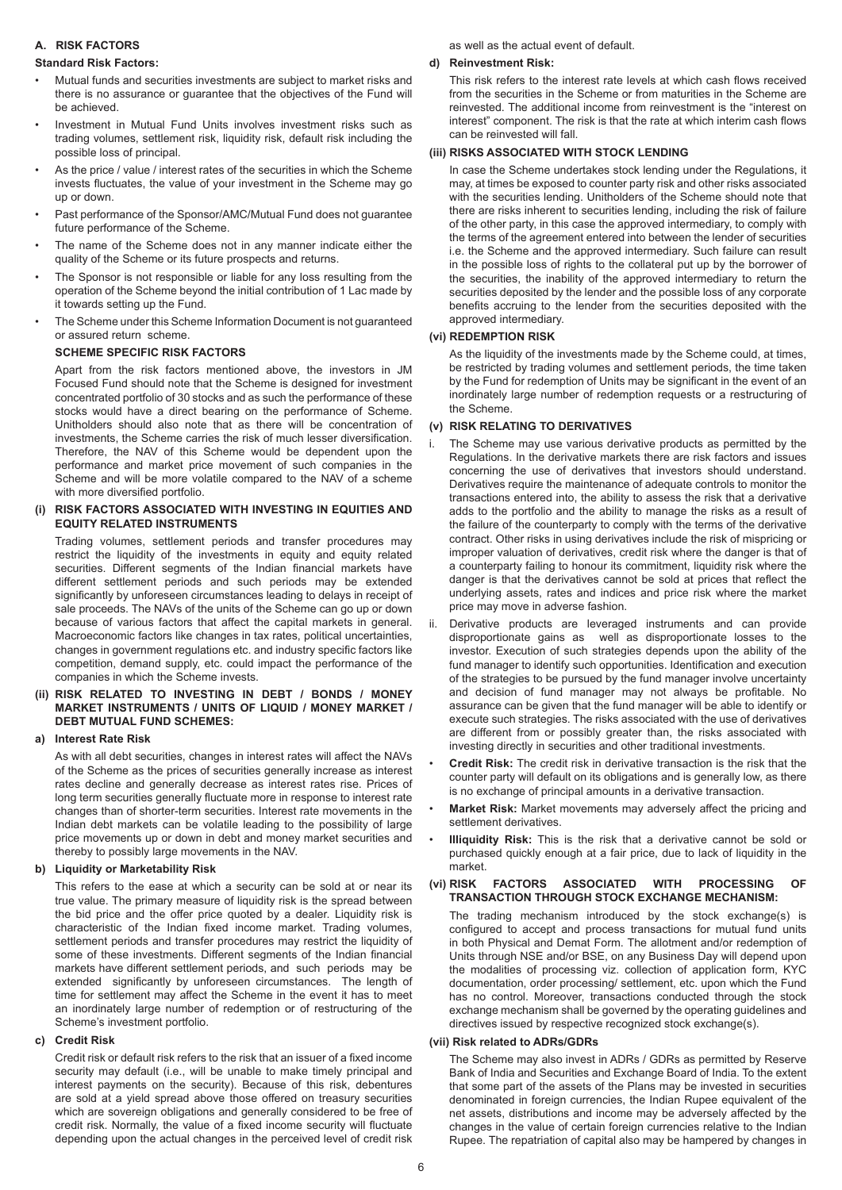## A. RISK FACTORS

### Standard Risk Factors:

- Mutual funds and securities investments are subject to market risks and there is no assurance or guarantee that the objectives of the Fund will be achieved.
- Investment in Mutual Fund Units involves investment risks such as trading volumes, settlement risk, liquidity risk, default risk including the possible loss of principal.
- As the price / value / interest rates of the securities in which the Scheme invests fluctuates, the value of your investment in the Scheme may go up or down.
- Past performance of the Sponsor/AMC/Mutual Fund does not guarantee future performance of the Scheme.
- The name of the Scheme does not in any manner indicate either the quality of the Scheme or its future prospects and returns.
- The Sponsor is not responsible or liable for any loss resulting from the operation of the Scheme beyond the initial contribution of 1 Lac made by it towards setting up the Fund.
- The Scheme under this Scheme Information Document is not guaranteed or assured return scheme.

### SCHEME SPECIFIC RISK FACTORS

Apart from the risk factors mentioned above, the investors in JM Focused Fund should note that the Scheme is designed for investment concentrated portfolio of 30 stocks and as such the performance of these stocks would have a direct bearing on the performance of Scheme. Unitholders should also note that as there will be concentration of investments, the Scheme carries the risk of much lesser diversification. Therefore, the NAV of this Scheme would be dependent upon the performance and market price movement of such companies in the Scheme and will be more volatile compared to the NAV of a scheme with more diversified portfolio.

#### (i) RISK FACTORS ASSOCIATED WITH INVESTING IN EQUITIES AND EQUITY RELATED INSTRUMENTS

Trading volumes, settlement periods and transfer procedures may restrict the liquidity of the investments in equity and equity related securities. Different segments of the Indian financial markets have different settlement periods and such periods may be extended significantly by unforeseen circumstances leading to delays in receipt of sale proceeds. The NAVs of the units of the Scheme can go up or down because of various factors that affect the capital markets in general. Macroeconomic factors like changes in tax rates, political uncertainties, changes in government regulations etc. and industry specific factors like competition, demand supply, etc. could impact the performance of the companies in which the Scheme invests.

#### (ii) RISK RELATED TO INVESTING IN DEBT / BONDS / MONEY MARKET INSTRUMENTS / UNITS OF LIQUID / MONEY MARKET / DEBT MUTUAL FUND SCHEMES:

**a) Interest Rate Risk**

As with all debt securities, changes in interest rates will affect the NAVs of the Scheme as the prices of securities generally increase as interest rates decline and generally decrease as interest rates rise. Prices of long term securities generally fluctuate more in response to interest rate changes than of shorter-term securities. Interest rate movements in the Indian debt markets can be volatile leading to the possibility of large price movements up or down in debt and money market securities and thereby to possibly large movements in the NAV.

**b) Liquidity or Marketability Risk**

This refers to the ease at which a security can be sold at or near its true value. The primary measure of liquidity risk is the spread between the bid price and the offer price quoted by a dealer. Liquidity risk is characteristic of the Indian fixed income market. Trading volumes, settlement periods and transfer procedures may restrict the liquidity of some of these investments. Different segments of the Indian financial markets have different settlement periods, and such periods may be extended significantly by unforeseen circumstances. The length of time for settlement may affect the Scheme in the event it has to meet an inordinately large number of redemption or of restructuring of the Scheme's investment portfolio.

**c) Credit Risk**

Credit risk or default risk refers to the risk that an issuer of a fixed income security may default (i.e., will be unable to make timely principal and interest payments on the security). Because of this risk, debentures are sold at a yield spread above those offered on treasury securities which are sovereign obligations and generally considered to be free of credit risk. Normally, the value of a fixed income security will fluctuate depending upon the actual changes in the perceived level of credit risk as well as the actual event of default.

**d) Reinvestment Risk:**

This risk refers to the interest rate levels at which cash flows received from the securities in the Scheme or from maturities in the Scheme are reinvested. The additional income from reinvestment is the "interest on interest" component. The risk is that the rate at which interim cash flows can be reinvested will fall.

#### (iii) RISKS ASSOCIATED WITH STOCK LENDING

In case the Scheme undertakes stock lending under the Regulations, it may, at times be exposed to counter party risk and other risks associated with the securities lending. Unitholders of the Scheme should note that there are risks inherent to securities lending, including the risk of failure of the other party, in this case the approved intermediary, to comply with the terms of the agreement entered into between the lender of securities i.e. the Scheme and the approved intermediary. Such failure can result in the possible loss of rights to the collateral put up by the borrower of the securities, the inability of the approved intermediary to return the securities deposited by the lender and the possible loss of any corporate benefits accruing to the lender from the securities deposited with the approved intermediary.

#### (vi) REDEMPTION RISK

As the liquidity of the investments made by the Scheme could, at times, be restricted by trading volumes and settlement periods, the time taken by the Fund for redemption of Units may be significant in the event of an inordinately large number of redemption requests or a restructuring of the Scheme.

#### (v) RISK RELATING TO DERIVATIVES

i. The Scheme may use various derivative products as permitted by the Regulations. In the derivative markets there are risk factors and issues concerning the use of derivatives that investors should understand. Derivatives require the maintenance of adequate controls to monitor the transactions entered into, the ability to assess the risk that a derivative adds to the portfolio and the ability to manage the risks as a result of the failure of the counterparty to comply with the terms of the derivative contract. Other risks in using derivatives include the risk of mispricing or improper valuation of derivatives, credit risk where the danger is that of a counterparty failing to honour its commitment, liquidity risk where the danger is that the derivatives cannot be sold at prices that reflect the underlying assets, rates and indices and price risk where the market price may move in adverse fashion.

ii. Derivative products are leveraged instruments and can provide disproportionate gains as well as disproportionate losses to the investor. Execution of such strategies depends upon the ability of the fund manager to identify such opportunities. Identification and execution of the strategies to be pursued by the fund manager involve uncertainty and decision of fund manager may not always be profitable. No assurance can be given that the fund manager will be able to identify or execute such strategies. The risks associated with the use of derivatives are different from or possibly greater than, the risks associated with investing directly in securities and other traditional investments.

- **Credit Risk:** The credit risk in derivative transaction is the risk that the counter party will default on its obligations and is generally low, as there is no exchange of principal amounts in a derivative transaction.
- **Market Risk:** Market movements may adversely affect the pricing and settlement derivatives.
- **Illiquidity Risk:** This is the risk that a derivative cannot be sold or purchased quickly enough at a fair price, due to lack of liquidity in the market.

#### (vi) RISK FACTORS ASSOCIATED WITH PROCESSING OF TRANSACTION THROUGH STOCK EXCHANGE MECHANISM:

The trading mechanism introduced by the stock exchange(s) is configured to accept and process transactions for mutual fund units in both Physical and Demat Form. The allotment and/or redemption of Units through NSE and/or BSE, on any Business Day will depend upon the modalities of processing viz. collection of application form, KYC documentation, order processing/ settlement, etc. upon which the Fund has no control. Moreover, transactions conducted through the stock exchange mechanism shall be governed by the operating guidelines and directives issued by respective recognized stock exchange(s).

#### (vii) Risk related to ADRs/GDRs

The Scheme may also invest in ADRs / GDRs as permitted by Reserve Bank of India and Securities and Exchange Board of India. To the extent that some part of the assets of the Plans may be invested in securities denominated in foreign currencies, the Indian Rupee equivalent of the net assets, distributions and income may be adversely affected by the changes in the value of certain foreign currencies relative to the Indian Rupee. The repatriation of capital also may be hampered by changes in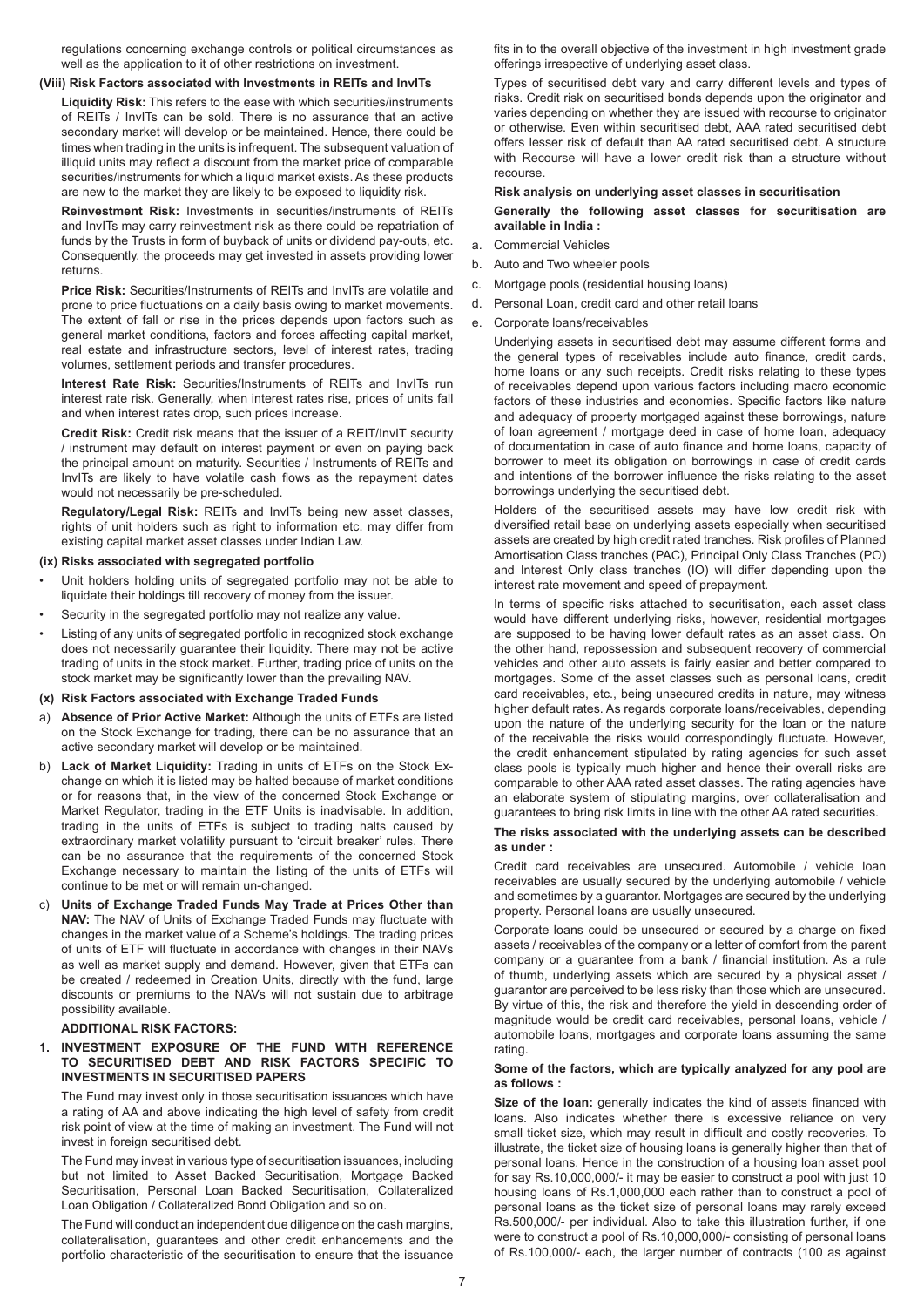regulations concerning exchange controls or political circumstances as well as the application to it of other restrictions on investment.

**(Viii) Risk Factors associated with Investments in REITs and InvITs**

**Liquidity Risk:** This refers to the ease with which securities/instruments of REITs / InvITs can be sold. There is no assurance that an active secondary market will develop or be maintained. Hence, there could be times when trading in the units is infrequent. The subsequent valuation of illiquid units may reflect a discount from the market price of comparable securities/instruments for which a liquid market exists. As these products are new to the market they are likely to be exposed to liquidity risk.

**Reinvestment Risk:** Investments in securities/instruments of REITs and InvITs may carry reinvestment risk as there could be repatriation of funds by the Trusts in form of buyback of units or dividend pay-outs, etc. Consequently, the proceeds may get invested in assets providing lower returns.

**Price Risk:** Securities/Instruments of REITs and InvITs are volatile and prone to price fluctuations on a daily basis owing to market movements. The extent of fall or rise in the prices depends upon factors such as general market conditions, factors and forces affecting capital market, real estate and infrastructure sectors, level of interest rates, trading volumes, settlement periods and transfer procedures.

**Interest Rate Risk:** Securities/Instruments of REITs and InvITs run interest rate risk. Generally, when interest rates rise, prices of units fall and when interest rates drop, such prices increase.

**Credit Risk:** Credit risk means that the issuer of a REIT/InvIT security / instrument may default on interest payment or even on paying back the principal amount on maturity. Securities / Instruments of REITs and InvITs are likely to have volatile cash flows as the repayment dates would not necessarily be pre-scheduled.

**Regulatory/Legal Risk:** REITs and InvITs being new asset classes, rights of unit holders such as right to information etc. may differ from existing capital market asset classes under Indian Law.

**(ix) Risks associated with segregated portfolio**

- Unit holders holding units of segregated portfolio may not be able to liquidate their holdings till recovery of money from the issuer.
- Security in the segregated portfolio may not realize any value.
- Listing of any units of segregated portfolio in recognized stock exchange does not necessarily guarantee their liquidity. There may not be active trading of units in the stock market. Further, trading price of units on the stock market may be significantly lower than the prevailing NAV.

**(x) Risk Factors associated with Exchange Traded Funds**

a) **Absence of Prior Active Market:** Although the units of ETFs are listed on the Stock Exchange for trading, there can be no assurance that an active secondary market will develop or be maintained.

b) **Lack of Market Liquidity:** Trading in units of ETFs on the Stock Exchange on which it is listed may be halted because of market conditions or for reasons that, in the view of the concerned Stock Exchange or Market Regulator, trading in the ETF Units is inadvisable. In addition, trading in the units of ETFs is subject to trading halts caused by extraordinary market volatility pursuant to 'circuit breaker' rules. There can be no assurance that the requirements of the concerned Stock Exchange necessary to maintain the listing of the units of ETFs will continue to be met or will remain un-changed.

c) **Units of Exchange Traded Funds May Trade at Prices Other than NAV:** The NAV of Units of Exchange Traded Funds may fluctuate with changes in the market value of a Scheme's holdings. The trading prices of units of ETF will fluctuate in accordance with changes in their NAVs as well as market supply and demand. However, given that ETFs can be created / redeemed in Creation Units, directly with the fund, large discounts or premiums to the NAVs will not sustain due to arbitrage possibility available.

**ADDITIONAL RISK FACTORS:**

**1. INVESTMENT EXPOSURE OF THE FUND WITH REFERENCE TO SECURITISED DEBT AND RISK FACTORS SPECIFIC TO INVESTMENTS IN SECURITISED PAPERS**

The Fund may invest only in those securitisation issuances which have a rating of AA and above indicating the high level of safety from credit risk point of view at the time of making an investment. The Fund will not invest in foreign securitised debt.

The Fund may invest in various type of securitisation issuances, including but not limited to Asset Backed Securitisation, Mortgage Backed Securitisation, Personal Loan Backed Securitisation, Collateralized Loan Obligation / Collateralized Bond Obligation and so on.

The Fund will conduct an independent due diligence on the cash margins, collateralisation, guarantees and other credit enhancements and the portfolio characteristic of the securitisation to ensure that the issuance fits in to the overall objective of the investment in high investment grade offerings irrespective of underlying asset class.

Types of securitised debt vary and carry different levels and types of risks. Credit risk on securitised bonds depends upon the originator and varies depending on whether they are issued with recourse to originator or otherwise. Even within securitised debt, AAA rated securitised debt offers lesser risk of default than AA rated securitised debt. A structure with Recourse will have a lower credit risk than a structure without recourse.

**Risk analysis on underlying asset classes in securitisation**

**Generally the following asset classes for securitisation are available in India :**

a. Commercial Vehicles
b. Auto and Two wheeler pools
c. Mortgage pools (residential housing loans)
d. Personal Loan, credit card and other retail loans
e. Corporate loans/receivables

Underlying assets in securitised debt may assume different forms and the general types of receivables include auto finance, credit cards, home loans or any such receipts. Credit risks relating to these types of receivables depend upon various factors including macro economic factors of these industries and economies. Specific factors like nature and adequacy of property mortgaged against these borrowings, nature of loan agreement / mortgage deed in case of home loan, adequacy of documentation in case of auto finance and home loans, capacity of borrower to meet its obligation on borrowings in case of credit cards and intentions of the borrower influence the risks relating to the asset borrowings underlying the securitised debt.

Holders of the securitised assets may have low credit risk with diversified retail base on underlying assets especially when securitised assets are created by high credit rated tranches. Risk profiles of Planned Amortisation Class tranches (PAC), Principal Only Class Tranches (PO) and Interest Only class tranches (IO) will differ depending upon the interest rate movement and speed of prepayment.

In terms of specific risks attached to securitisation, each asset class would have different underlying risks, however, residential mortgages are supposed to be having lower default rates as an asset class. On the other hand, repossession and subsequent recovery of commercial vehicles and other auto assets is fairly easier and better compared to mortgages. Some of the asset classes such as personal loans, credit card receivables, etc., being unsecured credits in nature, may witness higher default rates. As regards corporate loans/receivables, depending upon the nature of the underlying security for the loan or the nature of the receivable the risks would correspondingly fluctuate. However, the credit enhancement stipulated by rating agencies for such asset class pools is typically much higher and hence their overall risks are comparable to other AAA rated asset classes. The rating agencies have an elaborate system of stipulating margins, over collateralisation and guarantees to bring risk limits in line with the other AA rated securities.

**The risks associated with the underlying assets can be described as under :**

Credit card receivables are unsecured. Automobile / vehicle loan receivables are usually secured by the underlying automobile / vehicle and sometimes by a guarantor. Mortgages are secured by the underlying property. Personal loans are usually unsecured.

Corporate loans could be unsecured or secured by a charge on fixed assets / receivables of the company or a letter of comfort from the parent company or a guarantee from a bank / financial institution. As a rule of thumb, underlying assets which are secured by a physical asset / guarantor are perceived to be less risky than those which are unsecured. By virtue of this, the risk and therefore the yield in descending order of magnitude would be credit card receivables, personal loans, vehicle / automobile loans, mortgages and corporate loans assuming the same rating.

**Some of the factors, which are typically analyzed for any pool are as follows :**

**Size of the loan:** generally indicates the kind of assets financed with loans. Also indicates whether there is excessive reliance on very small ticket size, which may result in difficult and costly recoveries. To illustrate, the ticket size of housing loans is generally higher than that of personal loans. Hence in the construction of a housing loan asset pool for say Rs.10,000,000/- it may be easier to construct a pool with just 10 housing loans of Rs.1,000,000 each rather than to construct a pool of personal loans as the ticket size of personal loans may rarely exceed Rs.500,000/- per individual. Also to take this illustration further, if one were to construct a pool of Rs.10,000,000/- consisting of personal loans of Rs.100,000/- each, the larger number of contracts (100 as against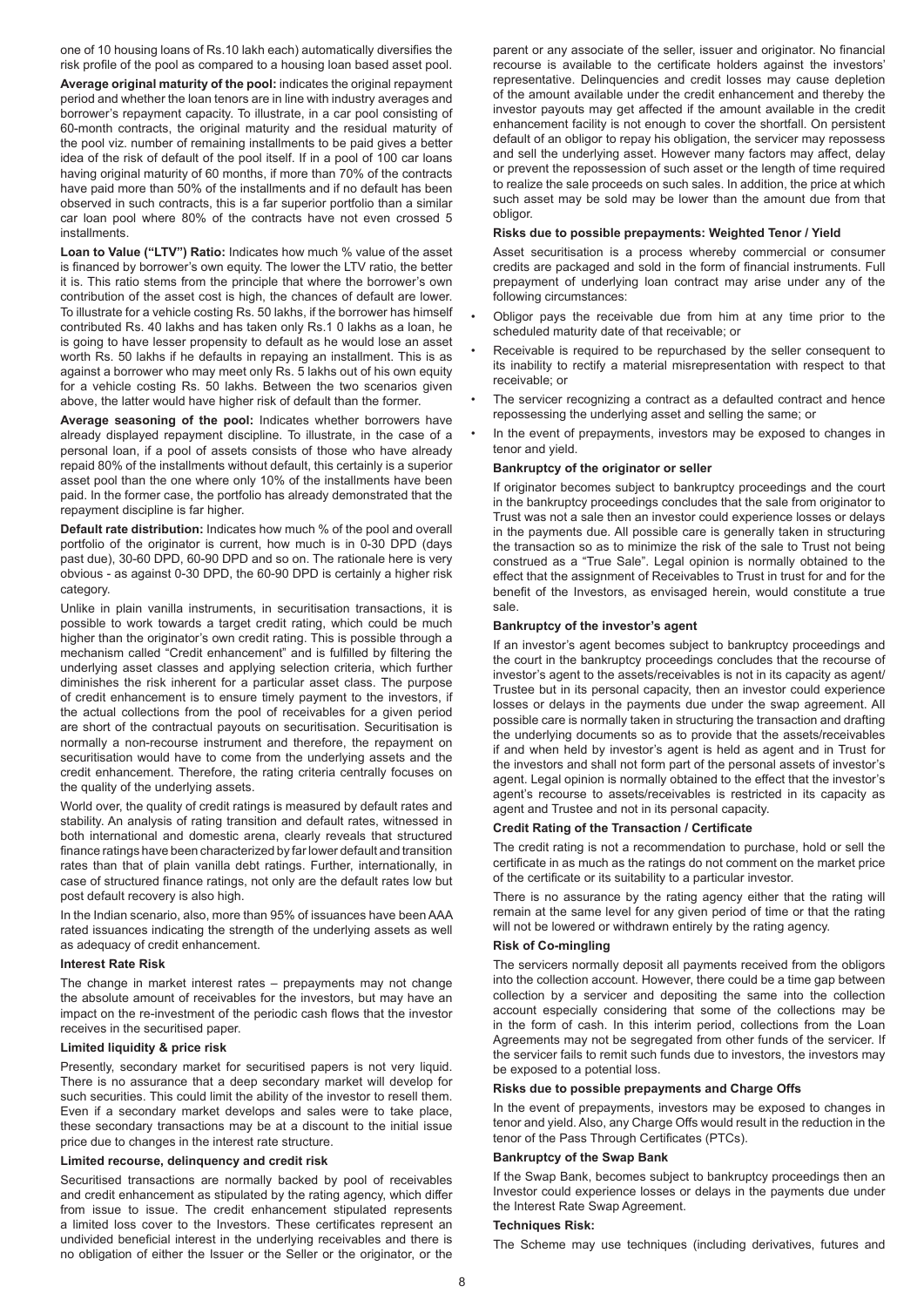one of 10 housing loans of Rs.10 lakh each) automatically diversifies the risk profile of the pool as compared to a housing loan based asset pool.

**Average original maturity of the pool:** indicates the original repayment period and whether the loan tenors are in line with industry averages and borrower's repayment capacity. To illustrate, in a car pool consisting of 60-month contracts, the original maturity and the residual maturity of the pool viz. number of remaining installments to be paid gives a better idea of the risk of default of the pool itself. If in a pool of 100 car loans having original maturity of 60 months, if more than 70% of the contracts have paid more than 50% of the installments and if no default has been observed in such contracts, this is a far superior portfolio than a similar car loan pool where 80% of the contracts have not even crossed 5 installments.

**Loan to Value ("LTV") Ratio:** Indicates how much % value of the asset is financed by borrower's own equity. The lower the LTV ratio, the better it is. This ratio stems from the principle that where the borrower's own contribution of the asset cost is high, the chances of default are lower. To illustrate for a vehicle costing Rs. 50 lakhs, if the borrower has himself contributed Rs. 40 lakhs and has taken only Rs.1 0 lakhs as a loan, he is going to have lesser propensity to default as he would lose an asset worth Rs. 50 lakhs if he defaults in repaying an installment. This is as against a borrower who may meet only Rs. 5 lakhs out of his own equity for a vehicle costing Rs. 50 lakhs. Between the two scenarios given above, the latter would have higher risk of default than the former.

**Average seasoning of the pool:** Indicates whether borrowers have already displayed repayment discipline. To illustrate, in the case of a personal loan, if a pool of assets consists of those who have already repaid 80% of the installments without default, this certainly is a superior asset pool than the one where only 10% of the installments have been paid. In the former case, the portfolio has already demonstrated that the repayment discipline is far higher.

**Default rate distribution:** Indicates how much % of the pool and overall portfolio of the originator is current, how much is in 0-30 DPD (days past due), 30-60 DPD, 60-90 DPD and so on. The rationale here is very obvious - as against 0-30 DPD, the 60-90 DPD is certainly a higher risk category.

Unlike in plain vanilla instruments, in securitisation transactions, it is possible to work towards a target credit rating, which could be much higher than the originator's own credit rating. This is possible through a mechanism called "Credit enhancement" and is fulfilled by filtering the underlying asset classes and applying selection criteria, which further diminishes the risk inherent for a particular asset class. The purpose of credit enhancement is to ensure timely payment to the investors, if the actual collections from the pool of receivables for a given period are short of the contractual payouts on securitisation. Securitisation is normally a non-recourse instrument and therefore, the repayment on securitisation would have to come from the underlying assets and the credit enhancement. Therefore, the rating criteria centrally focuses on the quality of the underlying assets.

World over, the quality of credit ratings is measured by default rates and stability. An analysis of rating transition and default rates, witnessed in both international and domestic arena, clearly reveals that structured finance ratings have been characterized by far lower default and transition rates than that of plain vanilla debt ratings. Further, internationally, in case of structured finance ratings, not only are the default rates low but post default recovery is also high.

In the Indian scenario, also, more than 95% of issuances have been AAA rated issuances indicating the strength of the underlying assets as well as adequacy of credit enhancement.

**Interest Rate Risk**

The change in market interest rates – prepayments may not change the absolute amount of receivables for the investors, but may have an impact on the re-investment of the periodic cash flows that the investor receives in the securitised paper.

**Limited liquidity & price risk**

Presently, secondary market for securitised papers is not very liquid. There is no assurance that a deep secondary market will develop for such securities. This could limit the ability of the investor to resell them. Even if a secondary market develops and sales were to take place, these secondary transactions may be at a discount to the initial issue price due to changes in the interest rate structure.

**Limited recourse, delinquency and credit risk**

Securitised transactions are normally backed by pool of receivables and credit enhancement as stipulated by the rating agency, which differ from issue to issue. The credit enhancement stipulated represents a limited loss cover to the Investors. These certificates represent an undivided beneficial interest in the underlying receivables and there is no obligation of either the Issuer or the Seller or the originator, or the parent or any associate of the seller, issuer and originator. No financial recourse is available to the certificate holders against the investors' representative. Delinquencies and credit losses may cause depletion of the amount available under the credit enhancement and thereby the investor payouts may get affected if the amount available in the credit enhancement facility is not enough to cover the shortfall. On persistent default of an obligor to repay his obligation, the servicer may repossess and sell the underlying asset. However many factors may affect, delay or prevent the repossession of such asset or the length of time required to realize the sale proceeds on such sales. In addition, the price at which such asset may be sold may be lower than the amount due from that obligor.

**Risks due to possible prepayments: Weighted Tenor / Yield**

Asset securitisation is a process whereby commercial or consumer credits are packaged and sold in the form of financial instruments. Full prepayment of underlying loan contract may arise under any of the following circumstances:

- Obligor pays the receivable due from him at any time prior to the scheduled maturity date of that receivable; or
- Receivable is required to be repurchased by the seller consequent to its inability to rectify a material misrepresentation with respect to that receivable; or
- The servicer recognizing a contract as a defaulted contract and hence repossessing the underlying asset and selling the same; or
- In the event of prepayments, investors may be exposed to changes in tenor and yield.

**Bankruptcy of the originator or seller**

If originator becomes subject to bankruptcy proceedings and the court in the bankruptcy proceedings concludes that the sale from originator to Trust was not a sale then an investor could experience losses or delays in the payments due. All possible care is generally taken in structuring the transaction so as to minimize the risk of the sale to Trust not being construed as a "True Sale". Legal opinion is normally obtained to the effect that the assignment of Receivables to Trust in trust for and for the benefit of the Investors, as envisaged herein, would constitute a true sale.

**Bankruptcy of the investor's agent**

If an investor's agent becomes subject to bankruptcy proceedings and the court in the bankruptcy proceedings concludes that the recourse of investor's agent to the assets/receivables is not in its capacity as agent/ Trustee but in its personal capacity, then an investor could experience losses or delays in the payments due under the swap agreement. All possible care is normally taken in structuring the transaction and drafting the underlying documents so as to provide that the assets/receivables if and when held by investor's agent is held as agent and in Trust for the investors and shall not form part of the personal assets of investor's agent. Legal opinion is normally obtained to the effect that the investor's agent's recourse to assets/receivables is restricted in its capacity as agent and Trustee and not in its personal capacity.

**Credit Rating of the Transaction / Certificate**

The credit rating is not a recommendation to purchase, hold or sell the certificate in as much as the ratings do not comment on the market price of the certificate or its suitability to a particular investor.

There is no assurance by the rating agency either that the rating will remain at the same level for any given period of time or that the rating will not be lowered or withdrawn entirely by the rating agency.

**Risk of Co-mingling**

The servicers normally deposit all payments received from the obligors into the collection account. However, there could be a time gap between collection by a servicer and depositing the same into the collection account especially considering that some of the collections may be in the form of cash. In this interim period, collections from the Loan Agreements may not be segregated from other funds of the servicer. If the servicer fails to remit such funds due to investors, the investors may be exposed to a potential loss.

**Risks due to possible prepayments and Charge Offs**

In the event of prepayments, investors may be exposed to changes in tenor and yield. Also, any Charge Offs would result in the reduction in the tenor of the Pass Through Certificates (PTCs).

**Bankruptcy of the Swap Bank**

If the Swap Bank, becomes subject to bankruptcy proceedings then an Investor could experience losses or delays in the payments due under the Interest Rate Swap Agreement.

**Techniques Risk:**

The Scheme may use techniques (including derivatives, futures and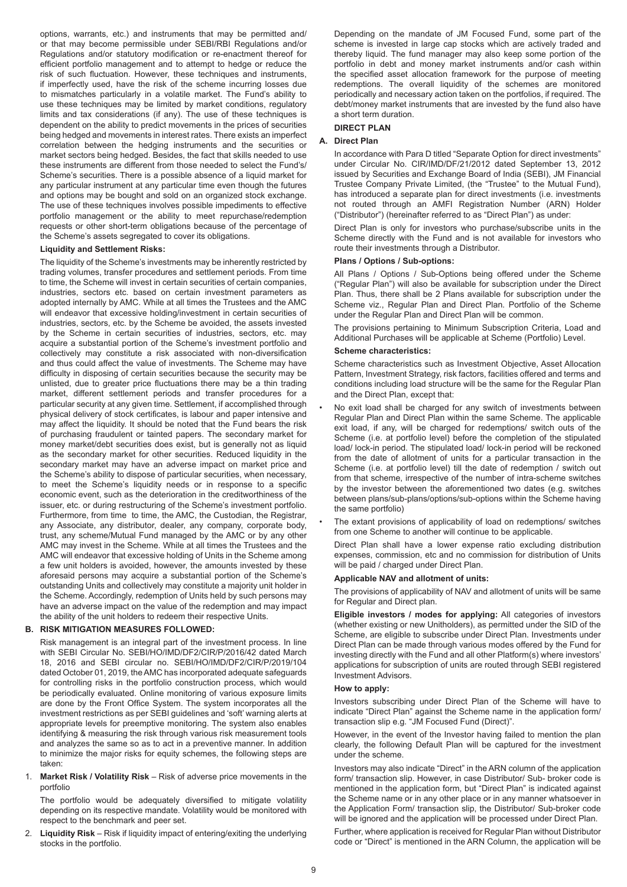options, warrants, etc.) and instruments that may be permitted and/ or that may become permissible under SEBI/RBI Regulations and/or Regulations and/or statutory modification or re-enactment thereof for efficient portfolio management and to attempt to hedge or reduce the risk of such fluctuation. However, these techniques and instruments, if imperfectly used, have the risk of the scheme incurring losses due to mismatches particularly in a volatile market. The Fund's ability to use these techniques may be limited by market conditions, regulatory limits and tax considerations (if any). The use of these techniques is dependent on the ability to predict movements in the prices of securities being hedged and movements in interest rates. There exists an imperfect correlation between the hedging instruments and the securities or market sectors being hedged. Besides, the fact that skills needed to use these instruments are different from those needed to select the Fund's/ Scheme's securities. There is a possible absence of a liquid market for any particular instrument at any particular time even though the futures and options may be bought and sold on an organized stock exchange. The use of these techniques involves possible impediments to effective portfolio management or the ability to meet repurchase/redemption requests or other short-term obligations because of the percentage of the Scheme's assets segregated to cover its obligations.

**Liquidity and Settlement Risks:**

The liquidity of the Scheme's investments may be inherently restricted by trading volumes, transfer procedures and settlement periods. From time to time, the Scheme will invest in certain securities of certain companies, industries, sectors etc. based on certain investment parameters as adopted internally by AMC. While at all times the Trustees and the AMC will endeavor that excessive holding/investment in certain securities of industries, sectors, etc. by the Scheme be avoided, the assets invested by the Scheme in certain securities of industries, sectors, etc. may acquire a substantial portion of the Scheme's investment portfolio and collectively may constitute a risk associated with non-diversification and thus could affect the value of investments. The Scheme may have difficulty in disposing of certain securities because the security may be unlisted, due to greater price fluctuations there may be a thin trading market, different settlement periods and transfer procedures for a particular security at any given time. Settlement, if accomplished through physical delivery of stock certificates, is labour and paper intensive and may affect the liquidity. It should be noted that the Fund bears the risk of purchasing fraudulent or tainted papers. The secondary market for money market/debt securities does exist, but is generally not as liquid as the secondary market for other securities. Reduced liquidity in the secondary market may have an adverse impact on market price and the Scheme's ability to dispose of particular securities, when necessary, to meet the Scheme's liquidity needs or in response to a specific economic event, such as the deterioration in the creditworthiness of the issuer, etc. or during restructuring of the Scheme's investment portfolio. Furthermore, from time to time, the AMC, the Custodian, the Registrar, any Associate, any distributor, dealer, any company, corporate body, trust, any scheme/Mutual Fund managed by the AMC or by any other AMC may invest in the Scheme. While at all times the Trustees and the AMC will endeavor that excessive holding of Units in the Scheme among a few unit holders is avoided, however, the amounts invested by these aforesaid persons may acquire a substantial portion of the Scheme's outstanding Units and collectively may constitute a majority unit holder in the Scheme. Accordingly, redemption of Units held by such persons may have an adverse impact on the value of the redemption and may impact the ability of the unit holders to redeem their respective Units.

**B. RISK MITIGATION MEASURES FOLLOWED:**

Risk management is an integral part of the investment process. In line with SEBI Circular No. SEBI/HO/IMD/DF2/CIR/P/2016/42 dated March 18, 2016 and SEBI circular no. SEBI/HO/IMD/DF2/CIR/P/2019/104 dated October 01, 2019, the AMC has incorporated adequate safeguards for controlling risks in the portfolio construction process, which would be periodically evaluated. Online monitoring of various exposure limits are done by the Front Office System. The system incorporates all the investment restrictions as per SEBI guidelines and 'soft' warning alerts at appropriate levels for preemptive monitoring. The system also enables identifying & measuring the risk through various risk measurement tools and analyzes the same so as to act in a preventive manner. In addition to minimize the major risks for equity schemes, the following steps are taken:

1. **Market Risk / Volatility Risk** – Risk of adverse price movements in the portfolio

   The portfolio would be adequately diversified to mitigate volatility depending on its respective mandate. Volatility would be monitored with respect to the benchmark and peer set.

2. **Liquidity Risk** – Risk if liquidity impact of entering/exiting the underlying stocks in the portfolio.

   Depending on the mandate of JM Focused Fund, some part of the scheme is invested in large cap stocks which are actively traded and thereby liquid. The fund manager may also keep some portion of the portfolio in debt and money market instruments and/or cash within the specified asset allocation framework for the purpose of meeting redemptions. The overall liquidity of the schemes are monitored periodically and necessary action taken on the portfolios, if required. The debt/money market instruments that are invested by the fund also have a short term duration.

**DIRECT PLAN**

**A. Direct Plan**

In accordance with Para D titled "Separate Option for direct investments" under Circular No. CIR/IMD/DF/21/2012 dated September 13, 2012 issued by Securities and Exchange Board of India (SEBI), JM Financial Trustee Company Private Limited, (the "Trustee" to the Mutual Fund), has introduced a separate plan for direct investments (i.e. investments not routed through an AMFI Registration Number (ARN) Holder ("Distributor") (hereinafter referred to as "Direct Plan") as under:

Direct Plan is only for investors who purchase/subscribe units in the Scheme directly with the Fund and is not available for investors who route their investments through a Distributor.

**Plans / Options / Sub-options:**

All Plans / Options / Sub-Options being offered under the Scheme ("Regular Plan") will also be available for subscription under the Direct Plan. Thus, there shall be 2 Plans available for subscription under the Scheme viz., Regular Plan and Direct Plan. Portfolio of the Scheme under the Regular Plan and Direct Plan will be common.

The provisions pertaining to Minimum Subscription Criteria, Load and Additional Purchases will be applicable at Scheme (Portfolio) Level.

**Scheme characteristics:**

Scheme characteristics such as Investment Objective, Asset Allocation Pattern, Investment Strategy, risk factors, facilities offered and terms and conditions including load structure will be the same for the Regular Plan and the Direct Plan, except that:

- No exit load shall be charged for any switch of investments between Regular Plan and Direct Plan within the same Scheme. The applicable exit load, if any, will be charged for redemptions/ switch outs of the Scheme (i.e. at portfolio level) before the completion of the stipulated load/ lock-in period. The stipulated load/ lock-in period will be reckoned from the date of allotment of units for a particular transaction in the Scheme (i.e. at portfolio level) till the date of redemption / switch out from that scheme, irrespective of the number of intra-scheme switches by the investor between the aforementioned two dates (e.g. switches between plans/sub-plans/options/sub-options within the Scheme having the same portfolio)
- The extant provisions of applicability of load on redemptions/ switches from one Scheme to another will continue to be applicable.

Direct Plan shall have a lower expense ratio excluding distribution expenses, commission, etc and no commission for distribution of Units will be paid / charged under Direct Plan.

**Applicable NAV and allotment of units:**

The provisions of applicability of NAV and allotment of units will be same for Regular and Direct plan.

**Eligible investors / modes for applying:** All categories of investors (whether existing or new Unitholders), as permitted under the SID of the Scheme, are eligible to subscribe under Direct Plan. Investments under Direct Plan can be made through various modes offered by the Fund for investing directly with the Fund and all other Platform(s) where investors' applications for subscription of units are routed through SEBI registered Investment Advisors.

**How to apply:**

Investors subscribing under Direct Plan of the Scheme will have to indicate "Direct Plan" against the Scheme name in the application form/ transaction slip e.g. "JM Focused Fund (Direct)".

However, in the event of the Investor having failed to mention the plan clearly, the following Default Plan will be captured for the investment under the scheme.

Investors may also indicate "Direct" in the ARN column of the application form/ transaction slip. However, in case Distributor/ Sub- broker code is mentioned in the application form, but "Direct Plan" is indicated against the Scheme name or in any other place or in any manner whatsoever in the Application Form/ transaction slip, the Distributor/ Sub-broker code will be ignored and the application will be processed under Direct Plan.

Further, where application is received for Regular Plan without Distributor code or "Direct" is mentioned in the ARN Column, the application will be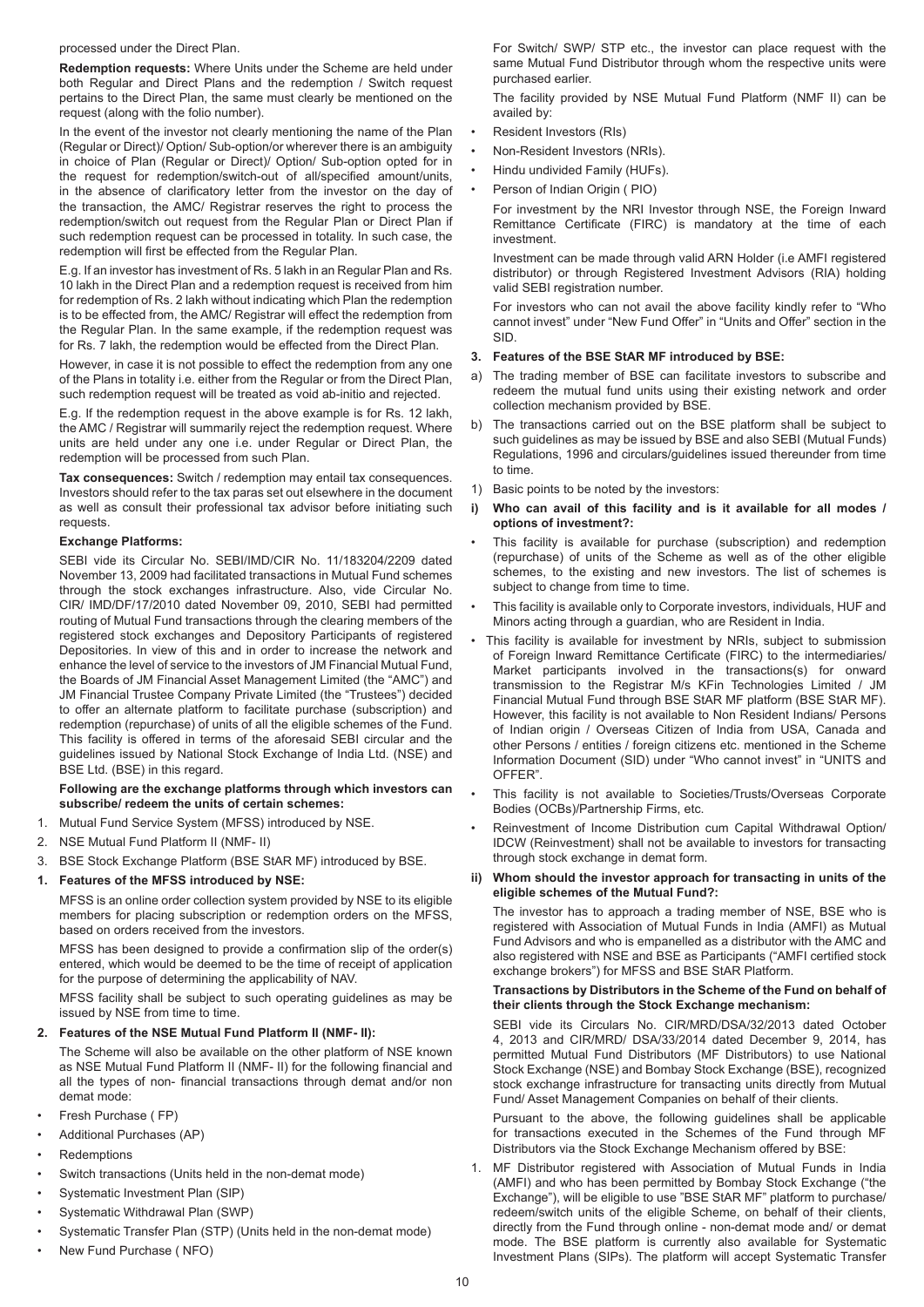processed under the Direct Plan.

**Redemption requests:** Where Units under the Scheme are held under both Regular and Direct Plans and the redemption / Switch request pertains to the Direct Plan, the same must clearly be mentioned on the request (along with the folio number).

In the event of the investor not clearly mentioning the name of the Plan (Regular or Direct)/ Option/ Sub-option/or wherever there is an ambiguity in choice of Plan (Regular or Direct)/ Option/ Sub-option opted for in the request for redemption/switch-out of all/specified amount/units, in the absence of clarificatory letter from the investor on the day of the transaction, the AMC/ Registrar reserves the right to process the redemption/switch out request from the Regular Plan or Direct Plan if such redemption request can be processed in totality. In such case, the redemption will first be effected from the Regular Plan.

E.g. If an investor has investment of Rs. 5 lakh in an Regular Plan and Rs. 10 lakh in the Direct Plan and a redemption request is received from him for redemption of Rs. 2 lakh without indicating which Plan the redemption is to be effected from, the AMC/ Registrar will effect the redemption from the Regular Plan. In the same example, if the redemption request was for Rs. 7 lakh, the redemption would be effected from the Direct Plan.

However, in case it is not possible to effect the redemption from any one of the Plans in totality i.e. either from the Regular or from the Direct Plan, such redemption request will be treated as void ab-initio and rejected.

E.g. If the redemption request in the above example is for Rs. 12 lakh, the AMC / Registrar will summarily reject the redemption request. Where units are held under any one i.e. under Regular or Direct Plan, the redemption will be processed from such Plan.

**Tax consequences:** Switch / redemption may entail tax consequences. Investors should refer to the tax paras set out elsewhere in the document as well as consult their professional tax advisor before initiating such requests.

**Exchange Platforms:**

SEBI vide its Circular No. SEBI/IMD/CIR No. 11/183204/2209 dated November 13, 2009 had facilitated transactions in Mutual Fund schemes through the stock exchanges infrastructure. Also, vide Circular No. CIR/ IMD/DF/17/2010 dated November 09, 2010, SEBI had permitted routing of Mutual Fund transactions through the clearing members of the registered stock exchanges and Depository Participants of registered Depositories. In view of this and in order to increase the network and enhance the level of service to the investors of JM Financial Mutual Fund, the Boards of JM Financial Asset Management Limited (the "AMC") and JM Financial Trustee Company Private Limited (the "Trustees") decided to offer an alternate platform to facilitate purchase (subscription) and redemption (repurchase) of units of all the eligible schemes of the Fund. This facility is offered in terms of the aforesaid SEBI circular and the guidelines issued by National Stock Exchange of India Ltd. (NSE) and BSE Ltd. (BSE) in this regard.

**Following are the exchange platforms through which investors can subscribe/ redeem the units of certain schemes:**

1. Mutual Fund Service System (MFSS) introduced by NSE.
2. NSE Mutual Fund Platform II (NMF- II)
3. BSE Stock Exchange Platform (BSE StAR MF) introduced by BSE.

**1. Features of the MFSS introduced by NSE:**

MFSS is an online order collection system provided by NSE to its eligible members for placing subscription or redemption orders on the MFSS, based on orders received from the investors.

MFSS has been designed to provide a confirmation slip of the order(s) entered, which would be deemed to be the time of receipt of application for the purpose of determining the applicability of NAV.

MFSS facility shall be subject to such operating guidelines as may be issued by NSE from time to time.

**2. Features of the NSE Mutual Fund Platform II (NMF- II):**

The Scheme will also be available on the other platform of NSE known as NSE Mutual Fund Platform II (NMF- II) for the following financial and all the types of non- financial transactions through demat and/or non demat mode:

- Fresh Purchase ( FP)
- Additional Purchases (AP)
- Redemptions
- Switch transactions (Units held in the non-demat mode)
- Systematic Investment Plan (SIP)
- Systematic Withdrawal Plan (SWP)
- Systematic Transfer Plan (STP) (Units held in the non-demat mode)
- New Fund Purchase ( NFO)

For Switch/ SWP/ STP etc., the investor can place request with the same Mutual Fund Distributor through whom the respective units were purchased earlier.

The facility provided by NSE Mutual Fund Platform (NMF II) can be availed by:

- Resident Investors (RIs)
- Non-Resident Investors (NRIs).
- Hindu undivided Family (HUFs).
- Person of Indian Origin ( PIO)

For investment by the NRI Investor through NSE, the Foreign Inward Remittance Certificate (FIRC) is mandatory at the time of each investment.

Investment can be made through valid ARN Holder (i.e AMFI registered distributor) or through Registered Investment Advisors (RIA) holding valid SEBI registration number.

For investors who can not avail the above facility kindly refer to "Who cannot invest" under "New Fund Offer" in "Units and Offer" section in the SID.

**3. Features of the BSE StAR MF introduced by BSE:**

a) The trading member of BSE can facilitate investors to subscribe and redeem the mutual fund units using their existing network and order collection mechanism provided by BSE.

b) The transactions carried out on the BSE platform shall be subject to such guidelines as may be issued by BSE and also SEBI (Mutual Funds) Regulations, 1996 and circulars/guidelines issued thereunder from time to time.

1) Basic points to be noted by the investors:

**i) Who can avail of this facility and is it available for all modes / options of investment?:**

- This facility is available for purchase (subscription) and redemption (repurchase) of units of the Scheme as well as of the other eligible schemes, to the existing and new investors. The list of schemes is subject to change from time to time.
- This facility is available only to Corporate investors, individuals, HUF and Minors acting through a guardian, who are Resident in India.
- This facility is available for investment by NRIs, subject to submission of Foreign Inward Remittance Certificate (FIRC) to the intermediaries/ Market participants involved in the transactions(s) for onward transmission to the Registrar M/s KFin Technologies Limited / JM Financial Mutual Fund through BSE StAR MF platform (BSE StAR MF). However, this facility is not available to Non Resident Indians/ Persons of Indian origin / Overseas Citizen of India from USA, Canada and other Persons / entities / foreign citizens etc. mentioned in the Scheme Information Document (SID) under "Who cannot invest" in "UNITS and OFFER".
- This facility is not available to Societies/Trusts/Overseas Corporate Bodies (OCBs)/Partnership Firms, etc.
- Reinvestment of Income Distribution cum Capital Withdrawal Option/ IDCW (Reinvestment) shall not be available to investors for transacting through stock exchange in demat form.

**ii) Whom should the investor approach for transacting in units of the eligible schemes of the Mutual Fund?:**

The investor has to approach a trading member of NSE, BSE who is registered with Association of Mutual Funds in India (AMFI) as Mutual Fund Advisors and who is empanelled as a distributor with the AMC and also registered with NSE and BSE as Participants ("AMFI certified stock exchange brokers") for MFSS and BSE StAR Platform.

**Transactions by Distributors in the Scheme of the Fund on behalf of their clients through the Stock Exchange mechanism:**

SEBI vide its Circulars No. CIR/MRD/DSA/32/2013 dated October 4, 2013 and CIR/MRD/ DSA/33/2014 dated December 9, 2014, has permitted Mutual Fund Distributors (MF Distributors) to use National Stock Exchange (NSE) and Bombay Stock Exchange (BSE), recognized stock exchange infrastructure for transacting units directly from Mutual Fund/ Asset Management Companies on behalf of their clients.

Pursuant to the above, the following guidelines shall be applicable for transactions executed in the Schemes of the Fund through MF Distributors via the Stock Exchange Mechanism offered by BSE:

1. MF Distributor registered with Association of Mutual Funds in India (AMFI) and who has been permitted by Bombay Stock Exchange ("the Exchange"), will be eligible to use "BSE StAR MF" platform to purchase/ redeem/switch units of the eligible Scheme, on behalf of their clients, directly from the Fund through online - non-demat mode and/ or demat mode. The BSE platform is currently also available for Systematic Investment Plans (SIPs). The platform will accept Systematic Transfer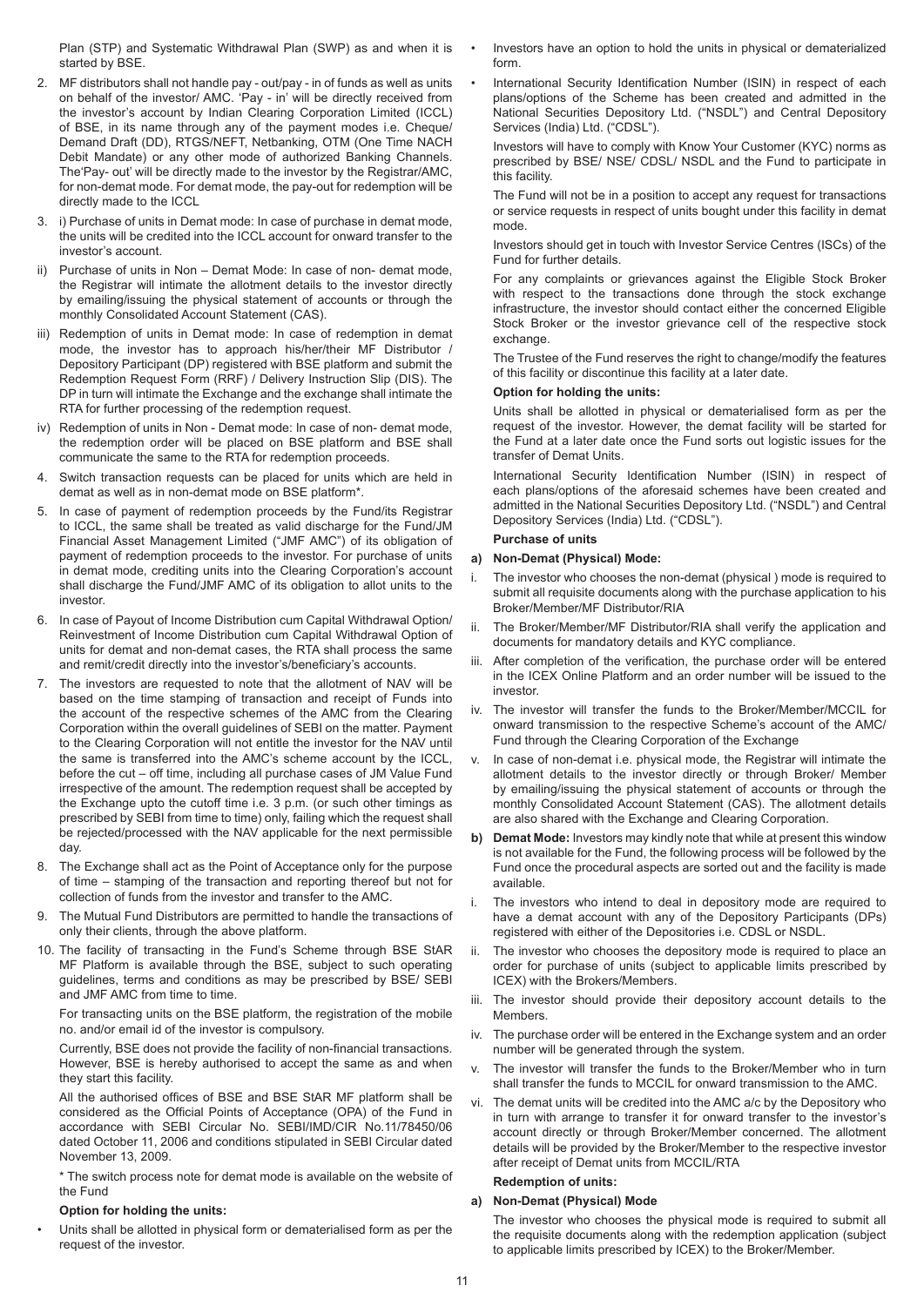Plan (STP) and Systematic Withdrawal Plan (SWP) as and when it is started by BSE.

2. MF distributors shall not handle pay - out/pay - in of funds as well as units on behalf of the investor/ AMC. 'Pay - in' will be directly received from the investor's account by Indian Clearing Corporation Limited (ICCL) of BSE, in its name through any of the payment modes i.e. Cheque/ Demand Draft (DD), RTGS/NEFT, Netbanking, OTM (One Time NACH Debit Mandate) or any other mode of authorized Banking Channels. The'Pay- out' will be directly made to the investor by the Registrar/AMC, for non-demat mode. For demat mode, the pay-out for redemption will be directly made to the ICCL

3. i) Purchase of units in Demat mode: In case of purchase in demat mode, the units will be credited into the ICCL account for onward transfer to the investor's account.

ii) Purchase of units in Non – Demat Mode: In case of non- demat mode, the Registrar will intimate the allotment details to the investor directly by emailing/issuing the physical statement of accounts or through the monthly Consolidated Account Statement (CAS).

iii) Redemption of units in Demat mode: In case of redemption in demat mode, the investor has to approach his/her/their MF Distributor / Depository Participant (DP) registered with BSE platform and submit the Redemption Request Form (RRF) / Delivery Instruction Slip (DIS). The DP in turn will intimate the Exchange and the exchange shall intimate the RTA for further processing of the redemption request.

iv) Redemption of units in Non - Demat mode: In case of non- demat mode, the redemption order will be placed on BSE platform and BSE shall communicate the same to the RTA for redemption proceeds.

4. Switch transaction requests can be placed for units which are held in demat as well as in non-demat mode on BSE platform*.

5. In case of payment of redemption proceeds by the Fund/its Registrar to ICCL, the same shall be treated as valid discharge for the Fund/JM Financial Asset Management Limited ("JMF AMC") of its obligation of payment of redemption proceeds to the investor. For purchase of units in demat mode, crediting units into the Clearing Corporation's account shall discharge the Fund/JMF AMC of its obligation to allot units to the investor.

6. In case of Payout of Income Distribution cum Capital Withdrawal Option/ Reinvestment of Income Distribution cum Capital Withdrawal Option of units for demat and non-demat cases, the RTA shall process the same and remit/credit directly into the investor's/beneficiary's accounts.

7. The investors are requested to note that the allotment of NAV will be based on the time stamping of transaction and receipt of Funds into the account of the respective schemes of the AMC from the Clearing Corporation within the overall guidelines of SEBI on the matter. Payment to the Clearing Corporation will not entitle the investor for the NAV until the same is transferred into the AMC's scheme account by the ICCL, before the cut – off time, including all purchase cases of JM Value Fund irrespective of the amount. The redemption request shall be accepted by the Exchange upto the cutoff time i.e. 3 p.m. (or such other timings as prescribed by SEBI from time to time) only, failing which the request shall be rejected/processed with the NAV applicable for the next permissible day.

8. The Exchange shall act as the Point of Acceptance only for the purpose of time – stamping of the transaction and reporting thereof but not for collection of funds from the investor and transfer to the AMC.

9. The Mutual Fund Distributors are permitted to handle the transactions of only their clients, through the above platform.

10. The facility of transacting in the Fund's Scheme through BSE StAR MF Platform is available through the BSE, subject to such operating guidelines, terms and conditions as may be prescribed by BSE/ SEBI and JMF AMC from time to time.

    For transacting units on the BSE platform, the registration of the mobile no. and/or email id of the investor is compulsory.

    Currently, BSE does not provide the facility of non-financial transactions. However, BSE is hereby authorised to accept the same as and when they start this facility.

    All the authorised offices of BSE and BSE StAR MF platform shall be considered as the Official Points of Acceptance (OPA) of the Fund in accordance with SEBI Circular No. SEBI/IMD/CIR No.11/78450/06 dated October 11, 2006 and conditions stipulated in SEBI Circular dated November 13, 2009.

    * The switch process note for demat mode is available on the website of the Fund

**Option for holding the units:**

- Units shall be allotted in physical form or dematerialised form as per the request of the investor.
- Investors have an option to hold the units in physical or dematerialized form.
- International Security Identification Number (ISIN) in respect of each plans/options of the Scheme has been created and admitted in the National Securities Depository Ltd. ("NSDL") and Central Depository Services (India) Ltd. ("CDSL").

  Investors will have to comply with Know Your Customer (KYC) norms as prescribed by BSE/ NSE/ CDSL/ NSDL and the Fund to participate in this facility.

  The Fund will not be in a position to accept any request for transactions or service requests in respect of units bought under this facility in demat mode.

  Investors should get in touch with Investor Service Centres (ISCs) of the Fund for further details.

  For any complaints or grievances against the Eligible Stock Broker with respect to the transactions done through the stock exchange infrastructure, the investor should contact either the concerned Eligible Stock Broker or the investor grievance cell of the respective stock exchange.

  The Trustee of the Fund reserves the right to change/modify the features of this facility or discontinue this facility at a later date.

**Option for holding the units:**

Units shall be allotted in physical or dematerialised form as per the request of the investor. However, the demat facility will be started for the Fund at a later date once the Fund sorts out logistic issues for the transfer of Demat Units.

International Security Identification Number (ISIN) in respect of each plans/options of the aforesaid schemes have been created and admitted in the National Securities Depository Ltd. ("NSDL") and Central Depository Services (India) Ltd. ("CDSL").

**Purchase of units**

**a) Non-Demat (Physical) Mode:**

i. The investor who chooses the non-demat (physical ) mode is required to submit all requisite documents along with the purchase application to his Broker/Member/MF Distributor/RIA

ii. The Broker/Member/MF Distributor/RIA shall verify the application and documents for mandatory details and KYC compliance.

iii. After completion of the verification, the purchase order will be entered in the ICEX Online Platform and an order number will be issued to the investor.

iv. The investor will transfer the funds to the Broker/Member/MCCIL for onward transmission to the respective Scheme's account of the AMC/ Fund through the Clearing Corporation of the Exchange

v. In case of non-demat i.e. physical mode, the Registrar will intimate the allotment details to the investor directly or through Broker/ Member by emailing/issuing the physical statement of accounts or through the monthly Consolidated Account Statement (CAS). The allotment details are also shared with the Exchange and Clearing Corporation.

**b) Demat Mode:** Investors may kindly note that while at present this window is not available for the Fund, the following process will be followed by the Fund once the procedural aspects are sorted out and the facility is made available.

i. The investors who intend to deal in depository mode are required to have a demat account with any of the Depository Participants (DPs) registered with either of the Depositories i.e. CDSL or NSDL.

ii. The investor who chooses the depository mode is required to place an order for purchase of units (subject to applicable limits prescribed by ICEX) with the Brokers/Members.

iii. The investor should provide their depository account details to the Members.

iv. The purchase order will be entered in the Exchange system and an order number will be generated through the system.

v. The investor will transfer the funds to the Broker/Member who in turn shall transfer the funds to MCCIL for onward transmission to the AMC.

vi. The demat units will be credited into the AMC a/c by the Depository who in turn will arrange to transfer it for onward transfer to the investor's account directly or through Broker/Member concerned. The allotment details will be provided by the Broker/Member to the respective investor after receipt of Demat units from MCCIL/RTA

**Redemption of units:**

**a) Non-Demat (Physical) Mode**

The investor who chooses the physical mode is required to submit all the requisite documents along with the redemption application (subject to applicable limits prescribed by ICEX) to the Broker/Member.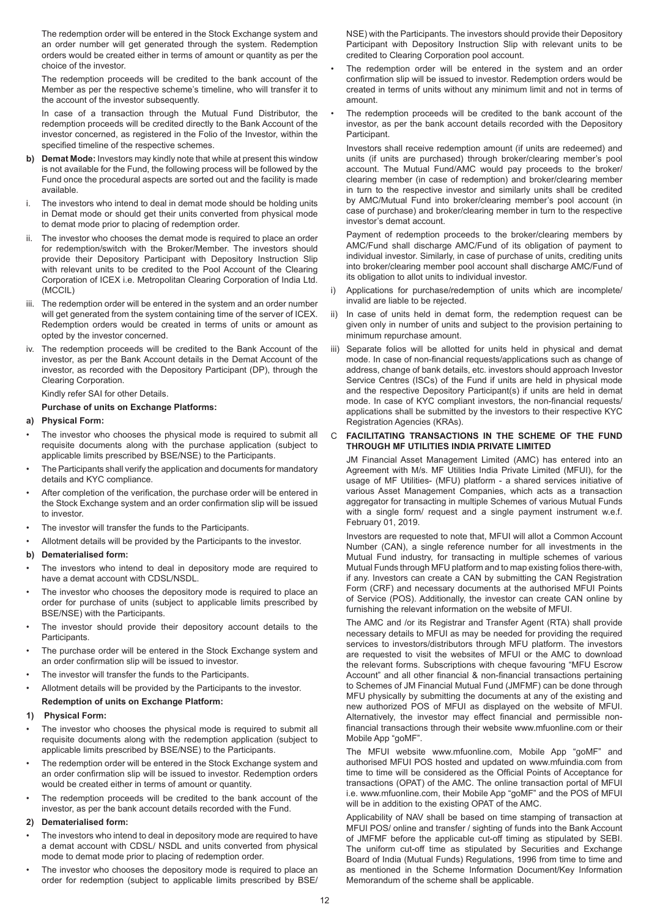The redemption order will be entered in the Stock Exchange system and an order number will get generated through the system. Redemption orders would be created either in terms of amount or quantity as per the choice of the investor.

The redemption proceeds will be credited to the bank account of the Member as per the respective scheme's timeline, who will transfer it to the account of the investor subsequently.

In case of a transaction through the Mutual Fund Distributor, the redemption proceeds will be credited directly to the Bank Account of the investor concerned, as registered in the Folio of the Investor, within the specified timeline of the respective schemes.

**b) Demat Mode:** Investors may kindly note that while at present this window is not available for the Fund, the following process will be followed by the Fund once the procedural aspects are sorted out and the facility is made available.

i. The investors who intend to deal in demat mode should be holding units in Demat mode or should get their units converted from physical mode to demat mode prior to placing of redemption order.

ii. The investor who chooses the demat mode is required to place an order for redemption/switch with the Broker/Member. The investors should provide their Depository Participant with Depository Instruction Slip with relevant units to be credited to the Pool Account of the Clearing Corporation of ICEX i.e. Metropolitan Clearing Corporation of India Ltd. (MCCIL)

iii. The redemption order will be entered in the system and an order number will get generated from the system containing time of the server of ICEX. Redemption orders would be created in terms of units or amount as opted by the investor concerned.

iv. The redemption proceeds will be credited to the Bank Account of the investor, as per the Bank Account details in the Demat Account of the investor, as recorded with the Depository Participant (DP), through the Clearing Corporation.

Kindly refer SAI for other Details.

**Purchase of units on Exchange Platforms:**

**a) Physical Form:**

- The investor who chooses the physical mode is required to submit all requisite documents along with the purchase application (subject to applicable limits prescribed by BSE/NSE) to the Participants.
- The Participants shall verify the application and documents for mandatory details and KYC compliance.
- After completion of the verification, the purchase order will be entered in the Stock Exchange system and an order confirmation slip will be issued to investor.
- The investor will transfer the funds to the Participants.
- Allotment details will be provided by the Participants to the investor.

**b) Dematerialised form:**

- The investors who intend to deal in depository mode are required to have a demat account with CDSL/NSDL.
- The investor who chooses the depository mode is required to place an order for purchase of units (subject to applicable limits prescribed by BSE/NSE) with the Participants.
- The investor should provide their depository account details to the Participants.
- The purchase order will be entered in the Stock Exchange system and an order confirmation slip will be issued to investor.
- The investor will transfer the funds to the Participants.
- Allotment details will be provided by the Participants to the investor.

**Redemption of units on Exchange Platform:**

**1) Physical Form:**

- The investor who chooses the physical mode is required to submit all requisite documents along with the redemption application (subject to applicable limits prescribed by BSE/NSE) to the Participants.
- The redemption order will be entered in the Stock Exchange system and an order confirmation slip will be issued to investor. Redemption orders would be created either in terms of amount or quantity.
- The redemption proceeds will be credited to the bank account of the investor, as per the bank account details recorded with the Fund.

**2) Dematerialised form:**

- The investors who intend to deal in depository mode are required to have a demat account with CDSL/ NSDL and units converted from physical mode to demat mode prior to placing of redemption order.
- The investor who chooses the depository mode is required to place an order for redemption (subject to applicable limits prescribed by BSE/ NSE) with the Participants. The investors should provide their Depository Participant with Depository Instruction Slip with relevant units to be credited to Clearing Corporation pool account.
- The redemption order will be entered in the system and an order confirmation slip will be issued to investor. Redemption orders would be created in terms of units without any minimum limit and not in terms of amount.
- The redemption proceeds will be credited to the bank account of the investor, as per the bank account details recorded with the Depository Participant.

Investors shall receive redemption amount (if units are redeemed) and units (if units are purchased) through broker/clearing member's pool account. The Mutual Fund/AMC would pay proceeds to the broker/ clearing member (in case of redemption) and broker/clearing member in turn to the respective investor and similarly units shall be credited by AMC/Mutual Fund into broker/clearing member's pool account (in case of purchase) and broker/clearing member in turn to the respective investor's demat account.

Payment of redemption proceeds to the broker/clearing members by AMC/Fund shall discharge AMC/Fund of its obligation of payment to individual investor. Similarly, in case of purchase of units, crediting units into broker/clearing member pool account shall discharge AMC/Fund of its obligation to allot units to individual investor.

i) Applications for purchase/redemption of units which are incomplete/ invalid are liable to be rejected.

ii) In case of units held in demat form, the redemption request can be given only in number of units and subject to the provision pertaining to minimum repurchase amount.

iii) Separate folios will be allotted for units held in physical and demat mode. In case of non-financial requests/applications such as change of address, change of bank details, etc. investors should approach Investor Service Centres (ISCs) of the Fund if units are held in physical mode and the respective Depository Participant(s) if units are held in demat mode. In case of KYC compliant investors, the non-financial requests/ applications shall be submitted by the investors to their respective KYC Registration Agencies (KRAs).

**C FACILITATING TRANSACTIONS IN THE SCHEME OF THE FUND THROUGH MF UTILITIES INDIA PRIVATE LIMITED**

JM Financial Asset Management Limited (AMC) has entered into an Agreement with M/s. MF Utilities India Private Limited (MFUI), for the usage of MF Utilities- (MFU) platform - a shared services initiative of various Asset Management Companies, which acts as a transaction aggregator for transacting in multiple Schemes of various Mutual Funds with a single form/ request and a single payment instrument w.e.f. February 01, 2019.

Investors are requested to note that, MFUI will allot a Common Account Number (CAN), a single reference number for all investments in the Mutual Fund industry, for transacting in multiple schemes of various Mutual Funds through MFU platform and to map existing folios there-with, if any. Investors can create a CAN by submitting the CAN Registration Form (CRF) and necessary documents at the authorised MFUI Points of Service (POS). Additionally, the investor can create CAN online by furnishing the relevant information on the website of MFUI.

The AMC and /or its Registrar and Transfer Agent (RTA) shall provide necessary details to MFUI as may be needed for providing the required services to investors/distributors through MFU platform. The investors are requested to visit the websites of MFUI or the AMC to download the relevant forms. Subscriptions with cheque favouring "MFU Escrow Account" and all other financial & non-financial transactions pertaining to Schemes of JM Financial Mutual Fund (JMFMF) can be done through MFU physically by submitting the documents at any of the existing and new authorized POS of MFUI as displayed on the website of MFUI. Alternatively, the investor may effect financial and permissible non-financial transactions through their website www.mfuonline.com or their Mobile App "goMF".

The MFUI website www.mfuonline.com, Mobile App "goMF" and authorised MFUI POS hosted and updated on www.mfuindia.com from time to time will be considered as the Official Points of Acceptance for transactions (OPAT) of the AMC. The online transaction portal of MFUI i.e. www.mfuonline.com, their Mobile App "goMF" and the POS of MFUI will be in addition to the existing OPAT of the AMC.

Applicability of NAV shall be based on time stamping of transaction at MFUI POS/ online and transfer / sighting of funds into the Bank Account of JMFMF before the applicable cut-off timing as stipulated by SEBI. The uniform cut-off time as stipulated by Securities and Exchange Board of India (Mutual Funds) Regulations, 1996 from time to time and as mentioned in the Scheme Information Document/Key Information Memorandum of the scheme shall be applicable.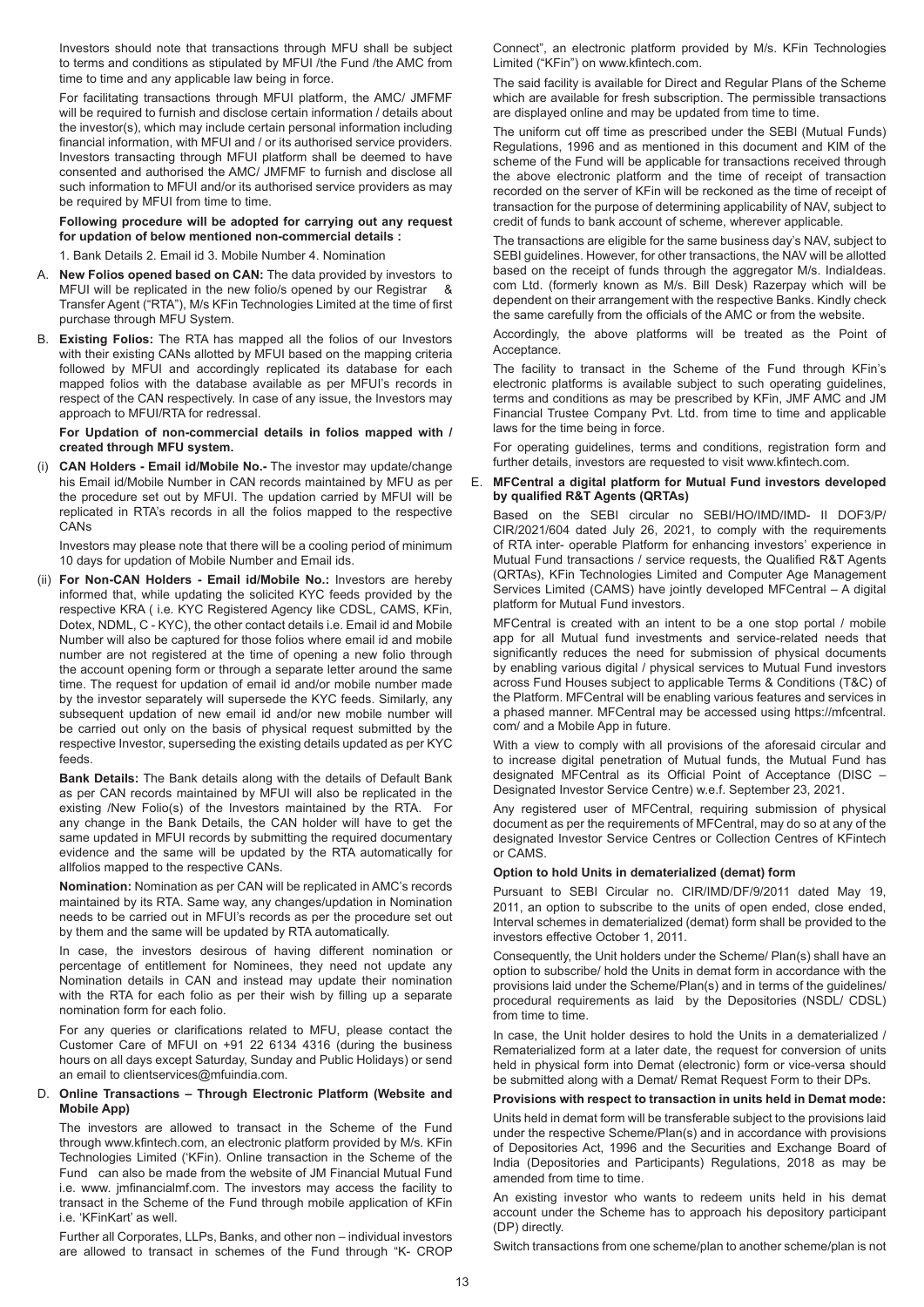Investors should note that transactions through MFU shall be subject to terms and conditions as stipulated by MFUI /the Fund /the AMC from time to time and any applicable law being in force.

For facilitating transactions through MFUI platform, the AMC/ JMFMF will be required to furnish and disclose certain information / details about the investor(s), which may include certain personal information including financial information, with MFUI and / or its authorised service providers. Investors transacting through MFUI platform shall be deemed to have consented and authorised the AMC/ JMFMF to furnish and disclose all such information to MFUI and/or its authorised service providers as may be required by MFUI from time to time.

**Following procedure will be adopted for carrying out any request for updation of below mentioned non-commercial details :**

1. Bank Details 2. Email id 3. Mobile Number 4. Nomination

A. **New Folios opened based on CAN:** The data provided by investors to MFUI will be replicated in the new folio/s opened by our Registrar & Transfer Agent ("RTA"), M/s KFin Technologies Limited at the time of first purchase through MFU System.

B. **Existing Folios:** The RTA has mapped all the folios of our Investors with their existing CANs allotted by MFUI based on the mapping criteria followed by MFUI and accordingly replicated its database for each mapped folios with the database available as per MFUI's records in respect of the CAN respectively. In case of any issue, the Investors may approach to MFUI/RTA for redressal.

**For Updation of non-commercial details in folios mapped with / created through MFU system.**

(i) **CAN Holders - Email id/Mobile No.-** The investor may update/change his Email id/Mobile Number in CAN records maintained by MFU as per the procedure set out by MFUI. The updation carried by MFUI will be replicated in RTA's records in all the folios mapped to the respective CANs

Investors may please note that there will be a cooling period of minimum 10 days for updation of Mobile Number and Email ids.

(ii) **For Non-CAN Holders - Email id/Mobile No.:** Investors are hereby informed that, while updating the solicited KYC feeds provided by the respective KRA ( i.e. KYC Registered Agency like CDSL, CAMS, KFin, Dotex, NDML, C - KYC), the other contact details i.e. Email id and Mobile Number will also be captured for those folios where email id and mobile number are not registered at the time of opening a new folio through the account opening form or through a separate letter around the same time. The request for updation of email id and/or mobile number made by the investor separately will supersede the KYC feeds. Similarly, any subsequent updation of new email id and/or new mobile number will be carried out only on the basis of physical request submitted by the respective Investor, superseding the existing details updated as per KYC feeds.

**Bank Details:** The Bank details along with the details of Default Bank as per CAN records maintained by MFUI will also be replicated in the existing /New Folio(s) of the Investors maintained by the RTA. For any change in the Bank Details, the CAN holder will have to get the same updated in MFUI records by submitting the required documentary evidence and the same will be updated by the RTA automatically for allfolios mapped to the respective CANs.

**Nomination:** Nomination as per CAN will be replicated in AMC's records maintained by its RTA. Same way, any changes/updation in Nomination needs to be carried out in MFUI's records as per the procedure set out by them and the same will be updated by RTA automatically.

In case, the investors desirous of having different nomination or percentage of entitlement for Nominees, they need not update any Nomination details in CAN and instead may update their nomination with the RTA for each folio as per their wish by filling up a separate nomination form for each folio.

For any queries or clarifications related to MFU, please contact the Customer Care of MFUI on +91 22 6134 4316 (during the business hours on all days except Saturday, Sunday and Public Holidays) or send an email to clientservices@mfuindia.com.

D. **Online Transactions – Through Electronic Platform (Website and Mobile App)**

The investors are allowed to transact in the Scheme of the Fund through www.kfintech.com, an electronic platform provided by M/s. KFin Technologies Limited ('KFin). Online transaction in the Scheme of the Fund can also be made from the website of JM Financial Mutual Fund i.e. www. jmfinancialmf.com. The investors may access the facility to transact in the Scheme of the Fund through mobile application of KFin i.e. 'KFinKart' as well.

Further all Corporates, LLPs, Banks, and other non – individual investors are allowed to transact in schemes of the Fund through "K- CROP Connect", an electronic platform provided by M/s. KFin Technologies Limited ("KFin") on www.kfintech.com.

The said facility is available for Direct and Regular Plans of the Scheme which are available for fresh subscription. The permissible transactions are displayed online and may be updated from time to time.

The uniform cut off time as prescribed under the SEBI (Mutual Funds) Regulations, 1996 and as mentioned in this document and KIM of the scheme of the Fund will be applicable for transactions received through the above electronic platform and the time of receipt of transaction recorded on the server of KFin will be reckoned as the time of receipt of transaction for the purpose of determining applicability of NAV, subject to credit of funds to bank account of scheme, wherever applicable.

The transactions are eligible for the same business day's NAV, subject to SEBI guidelines. However, for other transactions, the NAV will be allotted based on the receipt of funds through the aggregator M/s. IndiaIdeas. com Ltd. (formerly known as M/s. Bill Desk) Razerpay which will be dependent on their arrangement with the respective Banks. Kindly check the same carefully from the officials of the AMC or from the website.

Accordingly, the above platforms will be treated as the Point of Acceptance.

The facility to transact in the Scheme of the Fund through KFin's electronic platforms is available subject to such operating guidelines, terms and conditions as may be prescribed by KFin, JMF AMC and JM Financial Trustee Company Pvt. Ltd. from time to time and applicable laws for the time being in force.

For operating guidelines, terms and conditions, registration form and further details, investors are requested to visit www.kfintech.com.

E. **MFCentral a digital platform for Mutual Fund investors developed by qualified R&T Agents (QRTAs)**

Based on the SEBI circular no SEBI/HO/IMD/IMD- II DOF3/P/ CIR/2021/604 dated July 26, 2021, to comply with the requirements of RTA inter- operable Platform for enhancing investors' experience in Mutual Fund transactions / service requests, the Qualified R&T Agents (QRTAs), KFin Technologies Limited and Computer Age Management Services Limited (CAMS) have jointly developed MFCentral – A digital platform for Mutual Fund investors.

MFCentral is created with an intent to be a one stop portal / mobile app for all Mutual fund investments and service-related needs that significantly reduces the need for submission of physical documents by enabling various digital / physical services to Mutual Fund investors across Fund Houses subject to applicable Terms & Conditions (T&C) of the Platform. MFCentral will be enabling various features and services in a phased manner. MFCentral may be accessed using https://mfcentral. com/ and a Mobile App in future.

With a view to comply with all provisions of the aforesaid circular and to increase digital penetration of Mutual funds, the Mutual Fund has designated MFCentral as its Official Point of Acceptance (DISC – Designated Investor Service Centre) w.e.f. September 23, 2021.

Any registered user of MFCentral, requiring submission of physical document as per the requirements of MFCentral, may do so at any of the designated Investor Service Centres or Collection Centres of KFintech or CAMS.

**Option to hold Units in dematerialized (demat) form**

Pursuant to SEBI Circular no. CIR/IMD/DF/9/2011 dated May 19, 2011, an option to subscribe to the units of open ended, close ended, Interval schemes in dematerialized (demat) form shall be provided to the investors effective October 1, 2011.

Consequently, the Unit holders under the Scheme/ Plan(s) shall have an option to subscribe/ hold the Units in demat form in accordance with the provisions laid under the Scheme/Plan(s) and in terms of the guidelines/ procedural requirements as laid by the Depositories (NSDL/ CDSL) from time to time.

In case, the Unit holder desires to hold the Units in a dematerialized / Rematerialized form at a later date, the request for conversion of units held in physical form into Demat (electronic) form or vice-versa should be submitted along with a Demat/ Remat Request Form to their DPs.

**Provisions with respect to transaction in units held in Demat mode:**

Units held in demat form will be transferable subject to the provisions laid under the respective Scheme/Plan(s) and in accordance with provisions of Depositories Act, 1996 and the Securities and Exchange Board of India (Depositories and Participants) Regulations, 2018 as may be amended from time to time.

An existing investor who wants to redeem units held in his demat account under the Scheme has to approach his depository participant (DP) directly.

Switch transactions from one scheme/plan to another scheme/plan is not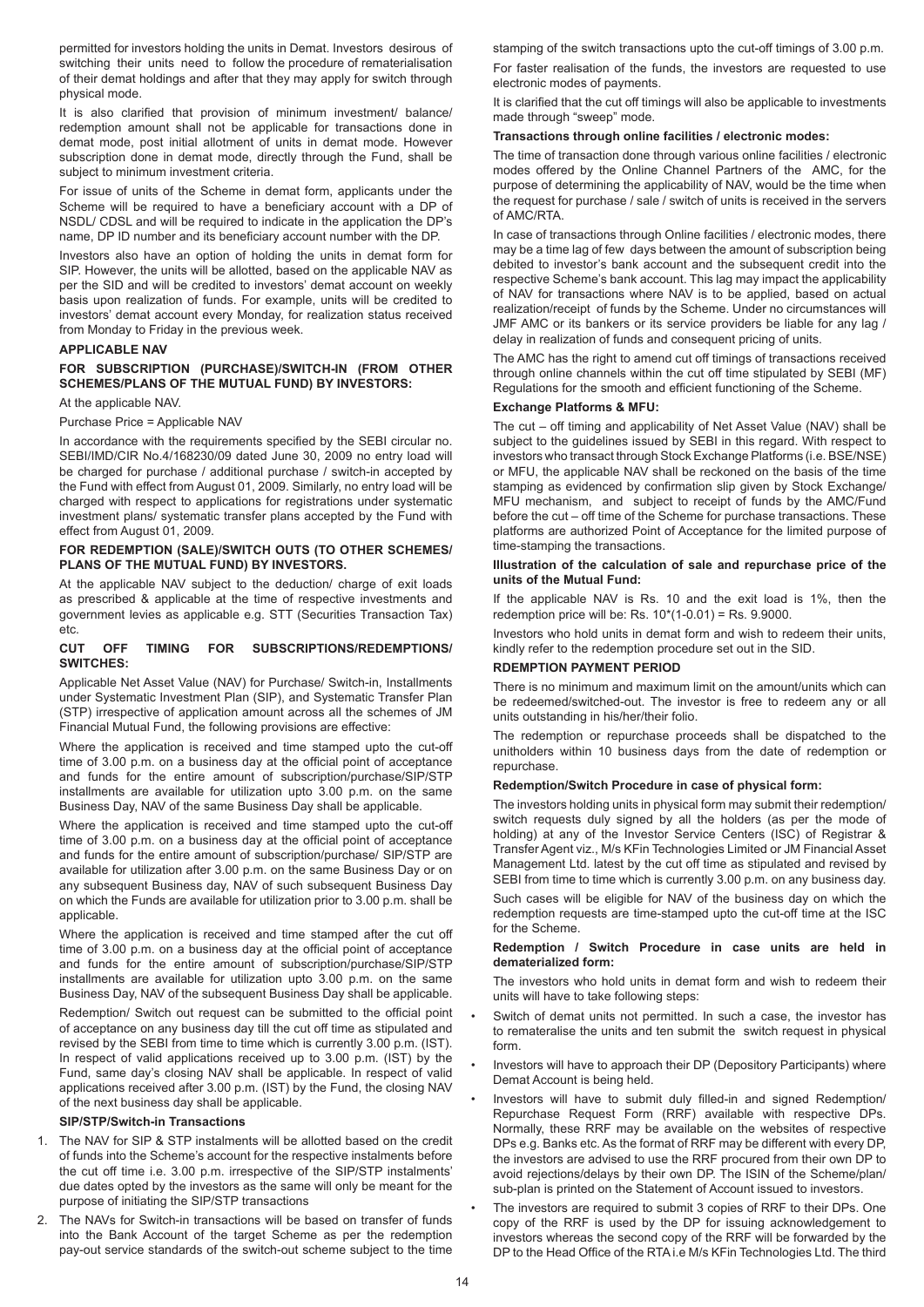permitted for investors holding the units in Demat. Investors desirous of switching their units need to follow the procedure of rematerialisation of their demat holdings and after that they may apply for switch through physical mode.

It is also clarified that provision of minimum investment/ balance/ redemption amount shall not be applicable for transactions done in demat mode, post initial allotment of units in demat mode. However subscription done in demat mode, directly through the Fund, shall be subject to minimum investment criteria.

For issue of units of the Scheme in demat form, applicants under the Scheme will be required to have a beneficiary account with a DP of NSDL/ CDSL and will be required to indicate in the application the DP's name, DP ID number and its beneficiary account number with the DP.

Investors also have an option of holding the units in demat form for SIP. However, the units will be allotted, based on the applicable NAV as per the SID and will be credited to investors' demat account on weekly basis upon realization of funds. For example, units will be credited to investors' demat account every Monday, for realization status received from Monday to Friday in the previous week.

**APPLICABLE NAV**

**FOR SUBSCRIPTION (PURCHASE)/SWITCH-IN (FROM OTHER SCHEMES/PLANS OF THE MUTUAL FUND) BY INVESTORS:**

At the applicable NAV.

Purchase Price = Applicable NAV

In accordance with the requirements specified by the SEBI circular no. SEBI/IMD/CIR No.4/168230/09 dated June 30, 2009 no entry load will be charged for purchase / additional purchase / switch-in accepted by the Fund with effect from August 01, 2009. Similarly, no entry load will be charged with respect to applications for registrations under systematic investment plans/ systematic transfer plans accepted by the Fund with effect from August 01, 2009.

**FOR REDEMPTION (SALE)/SWITCH OUTS (TO OTHER SCHEMES/ PLANS OF THE MUTUAL FUND) BY INVESTORS.**

At the applicable NAV subject to the deduction/ charge of exit loads as prescribed & applicable at the time of respective investments and government levies as applicable e.g. STT (Securities Transaction Tax) etc.

**CUT OFF TIMING FOR SUBSCRIPTIONS/REDEMPTIONS/ SWITCHES:**

Applicable Net Asset Value (NAV) for Purchase/ Switch-in, Installments under Systematic Investment Plan (SIP), and Systematic Transfer Plan (STP) irrespective of application amount across all the schemes of JM Financial Mutual Fund, the following provisions are effective:

Where the application is received and time stamped upto the cut-off time of 3.00 p.m. on a business day at the official point of acceptance and funds for the entire amount of subscription/purchase/SIP/STP installments are available for utilization upto 3.00 p.m. on the same Business Day, NAV of the same Business Day shall be applicable.

Where the application is received and time stamped upto the cut-off time of 3.00 p.m. on a business day at the official point of acceptance and funds for the entire amount of subscription/purchase/ SIP/STP are available for utilization after 3.00 p.m. on the same Business Day or on any subsequent Business day, NAV of such subsequent Business Day on which the Funds are available for utilization prior to 3.00 p.m. shall be applicable.

Where the application is received and time stamped after the cut off time of 3.00 p.m. on a business day at the official point of acceptance and funds for the entire amount of subscription/purchase/SIP/STP installments are available for utilization upto 3.00 p.m. on the same Business Day, NAV of the subsequent Business Day shall be applicable.

Redemption/ Switch out request can be submitted to the official point of acceptance on any business day till the cut off time as stipulated and revised by the SEBI from time to time which is currently 3.00 p.m. (IST). In respect of valid applications received up to 3.00 p.m. (IST) by the Fund, same day's closing NAV shall be applicable. In respect of valid applications received after 3.00 p.m. (IST) by the Fund, the closing NAV of the next business day shall be applicable.

**SIP/STP/Switch-in Transactions**

1. The NAV for SIP & STP instalments will be allotted based on the credit of funds into the Scheme's account for the respective instalments before the cut off time i.e. 3.00 p.m. irrespective of the SIP/STP instalments' due dates opted by the investors as the same will only be meant for the purpose of initiating the SIP/STP transactions
2. The NAVs for Switch-in transactions will be based on transfer of funds into the Bank Account of the target Scheme as per the redemption pay-out service standards of the switch-out scheme subject to the time stamping of the switch transactions upto the cut-off timings of 3.00 p.m.

For faster realisation of the funds, the investors are requested to use electronic modes of payments.

It is clarified that the cut off timings will also be applicable to investments made through "sweep" mode.

**Transactions through online facilities / electronic modes:**

The time of transaction done through various online facilities / electronic modes offered by the Online Channel Partners of the AMC, for the purpose of determining the applicability of NAV, would be the time when the request for purchase / sale / switch of units is received in the servers of AMC/RTA.

In case of transactions through Online facilities / electronic modes, there may be a time lag of few days between the amount of subscription being debited to investor's bank account and the subsequent credit into the respective Scheme's bank account. This lag may impact the applicability of NAV for transactions where NAV is to be applied, based on actual realization/receipt of funds by the Scheme. Under no circumstances will JMF AMC or its bankers or its service providers be liable for any lag / delay in realization of funds and consequent pricing of units.

The AMC has the right to amend cut off timings of transactions received through online channels within the cut off time stipulated by SEBI (MF) Regulations for the smooth and efficient functioning of the Scheme.

**Exchange Platforms & MFU:**

The cut – off timing and applicability of Net Asset Value (NAV) shall be subject to the guidelines issued by SEBI in this regard. With respect to investors who transact through Stock Exchange Platforms (i.e. BSE/NSE) or MFU, the applicable NAV shall be reckoned on the basis of the time stamping as evidenced by confirmation slip given by Stock Exchange/ MFU mechanism, and subject to receipt of funds by the AMC/Fund before the cut – off time of the Scheme for purchase transactions. These platforms are authorized Point of Acceptance for the limited purpose of time-stamping the transactions.

**Illustration of the calculation of sale and repurchase price of the units of the Mutual Fund:**

If the applicable NAV is Rs. 10 and the exit load is 1%, then the redemption price will be: Rs. 10*(1-0.01) = Rs. 9.9000.

Investors who hold units in demat form and wish to redeem their units, kindly refer to the redemption procedure set out in the SID.

**RDEMPTION PAYMENT PERIOD**

There is no minimum and maximum limit on the amount/units which can be redeemed/switched-out. The investor is free to redeem any or all units outstanding in his/her/their folio.

The redemption or repurchase proceeds shall be dispatched to the unitholders within 10 business days from the date of redemption or repurchase.

**Redemption/Switch Procedure in case of physical form:**

The investors holding units in physical form may submit their redemption/ switch requests duly signed by all the holders (as per the mode of holding) at any of the Investor Service Centers (ISC) of Registrar & Transfer Agent viz., M/s KFin Technologies Limited or JM Financial Asset Management Ltd. latest by the cut off time as stipulated and revised by SEBI from time to time which is currently 3.00 p.m. on any business day.

Such cases will be eligible for NAV of the business day on which the redemption requests are time-stamped upto the cut-off time at the ISC for the Scheme.

**Redemption / Switch Procedure in case units are held in dematerialized form:**

The investors who hold units in demat form and wish to redeem their units will have to take following steps:

- Switch of demat units not permitted. In such a case, the investor has to rematerialise the units and ten submit the switch request in physical form.
- Investors will have to approach their DP (Depository Participants) where Demat Account is being held.
- Investors will have to submit duly filled-in and signed Redemption/ Repurchase Request Form (RRF) available with respective DPs. Normally, these RRF may be available on the websites of respective DPs e.g. Banks etc. As the format of RRF may be different with every DP, the investors are advised to use the RRF procured from their own DP to avoid rejections/delays by their own DP. The ISIN of the Scheme/plan/ sub-plan is printed on the Statement of Account issued to investors.
- The investors are required to submit 3 copies of RRF to their DPs. One copy of the RRF is used by the DP for issuing acknowledgement to investors whereas the second copy of the RRF will be forwarded by the DP to the Head Office of the RTA i.e M/s KFin Technologies Ltd. The third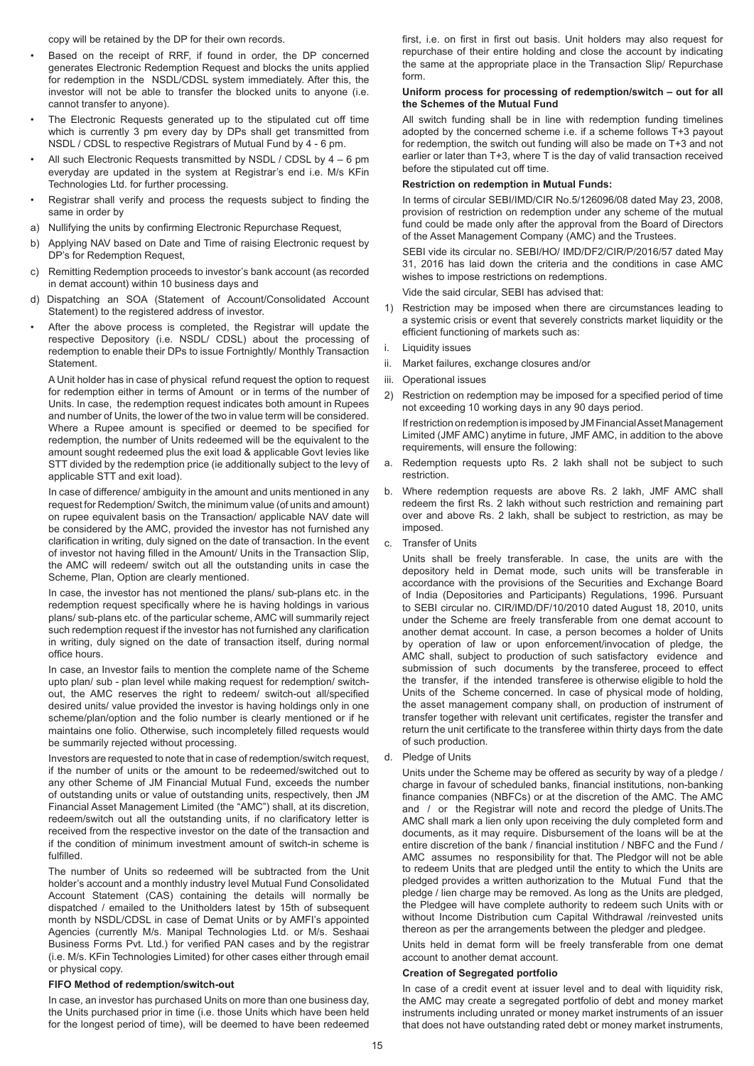copy will be retained by the DP for their own records.

- Based on the receipt of RRF, if found in order, the DP concerned generates Electronic Redemption Request and blocks the units applied for redemption in the NSDL/CDSL system immediately. After this, the investor will not be able to transfer the blocked units to anyone (i.e. cannot transfer to anyone).
- The Electronic Requests generated up to the stipulated cut off time which is currently 3 pm every day by DPs shall get transmitted from NSDL / CDSL to respective Registrars of Mutual Fund by 4 - 6 pm.
- All such Electronic Requests transmitted by NSDL / CDSL by 4 – 6 pm everyday are updated in the system at Registrar's end i.e. M/s KFin Technologies Ltd. for further processing.
- Registrar shall verify and process the requests subject to finding the same in order by

a) Nullifying the units by confirming Electronic Repurchase Request,

b) Applying NAV based on Date and Time of raising Electronic request by DP's for Redemption Request,

c) Remitting Redemption proceeds to investor's bank account (as recorded in demat account) within 10 business days and

d) Dispatching an SOA (Statement of Account/Consolidated Account Statement) to the registered address of investor.

- After the above process is completed, the Registrar will update the respective Depository (i.e. NSDL/ CDSL) about the processing of redemption to enable their DPs to issue Fortnightly/ Monthly Transaction Statement.

A Unit holder has in case of physical refund request the option to request for redemption either in terms of Amount or in terms of the number of Units. In case, the redemption request indicates both amount in Rupees and number of Units, the lower of the two in value term will be considered. Where a Rupee amount is specified or deemed to be specified for redemption, the number of Units redeemed will be the equivalent to the amount sought redeemed plus the exit load & applicable Govt levies like STT divided by the redemption price (ie additionally subject to the levy of applicable STT and exit load).

In case of difference/ ambiguity in the amount and units mentioned in any request for Redemption/ Switch, the minimum value (of units and amount) on rupee equivalent basis on the Transaction/ applicable NAV date will be considered by the AMC, provided the investor has not furnished any clarification in writing, duly signed on the date of transaction. In the event of investor not having filled in the Amount/ Units in the Transaction Slip, the AMC will redeem/ switch out all the outstanding units in case the Scheme, Plan, Option are clearly mentioned.

In case, the investor has not mentioned the plans/ sub-plans etc. in the redemption request specifically where he is having holdings in various plans/ sub-plans etc. of the particular scheme, AMC will summarily reject such redemption request if the investor has not furnished any clarification in writing, duly signed on the date of transaction itself, during normal office hours.

In case, an Investor fails to mention the complete name of the Scheme upto plan/ sub - plan level while making request for redemption/ switch-out, the AMC reserves the right to redeem/ switch-out all/specified desired units/ value provided the investor is having holdings only in one scheme/plan/option and the folio number is clearly mentioned or if he maintains one folio. Otherwise, such incompletely filled requests would be summarily rejected without processing.

Investors are requested to note that in case of redemption/switch request, if the number of units or the amount to be redeemed/switched out to any other Scheme of JM Financial Mutual Fund, exceeds the number of outstanding units or value of outstanding units, respectively, then JM Financial Asset Management Limited (the "AMC") shall, at its discretion, redeem/switch out all the outstanding units, if no clarificatory letter is received from the respective investor on the date of the transaction and if the condition of minimum investment amount of switch-in scheme is fulfilled.

The number of Units so redeemed will be subtracted from the Unit holder's account and a monthly industry level Mutual Fund Consolidated Account Statement (CAS) containing the details will normally be dispatched / emailed to the Unitholders latest by 15th of subsequent month by NSDL/CDSL in case of Demat Units or by AMFI's appointed Agencies (currently M/s. Manipal Technologies Ltd. or M/s. Seshaai Business Forms Pvt. Ltd.) for verified PAN cases and by the registrar (i.e. M/s. KFin Technologies Limited) for other cases either through email or physical copy.

**FIFO Method of redemption/switch-out**

In case, an investor has purchased Units on more than one business day, the Units purchased prior in time (i.e. those Units which have been held for the longest period of time), will be deemed to have been redeemed first, i.e. on first in first out basis. Unit holders may also request for repurchase of their entire holding and close the account by indicating the same at the appropriate place in the Transaction Slip/ Repurchase form.

**Uniform process for processing of redemption/switch – out for all the Schemes of the Mutual Fund**

All switch funding shall be in line with redemption funding timelines adopted by the concerned scheme i.e. if a scheme follows T+3 payout for redemption, the switch out funding will also be made on T+3 and not earlier or later than T+3, where T is the day of valid transaction received before the stipulated cut off time.

**Restriction on redemption in Mutual Funds:**

In terms of circular SEBI/IMD/CIR No.5/126096/08 dated May 23, 2008, provision of restriction on redemption under any scheme of the mutual fund could be made only after the approval from the Board of Directors of the Asset Management Company (AMC) and the Trustees.

SEBI vide its circular no. SEBI/HO/ IMD/DF2/CIR/P/2016/57 dated May 31, 2016 has laid down the criteria and the conditions in case AMC wishes to impose restrictions on redemptions.

Vide the said circular, SEBI has advised that:

1) Restriction may be imposed when there are circumstances leading to a systemic crisis or event that severely constricts market liquidity or the efficient functioning of markets such as:

i. Liquidity issues

ii. Market failures, exchange closures and/or

iii. Operational issues

2) Restriction on redemption may be imposed for a specified period of time not exceeding 10 working days in any 90 days period.

If restriction on redemption is imposed by JM Financial Asset Management Limited (JMF AMC) anytime in future, JMF AMC, in addition to the above requirements, will ensure the following:

a. Redemption requests upto Rs. 2 lakh shall not be subject to such restriction.

b. Where redemption requests are above Rs. 2 lakh, JMF AMC shall redeem the first Rs. 2 lakh without such restriction and remaining part over and above Rs. 2 lakh, shall be subject to restriction, as may be imposed.

c. Transfer of Units

Units shall be freely transferable. In case, the units are with the depository held in Demat mode, such units will be transferable in accordance with the provisions of the Securities and Exchange Board of India (Depositories and Participants) Regulations, 1996. Pursuant to SEBI circular no. CIR/IMD/DF/10/2010 dated August 18, 2010, units under the Scheme are freely transferable from one demat account to another demat account. In case, a person becomes a holder of Units by operation of law or upon enforcement/invocation of pledge, the AMC shall, subject to production of such satisfactory evidence and submission of such documents by the transferee, proceed to effect the transfer, if the intended transferee is otherwise eligible to hold the Units of the Scheme concerned. In case of physical mode of holding, the asset management company shall, on production of instrument of transfer together with relevant unit certificates, register the transfer and return the unit certificate to the transferee within thirty days from the date of such production.

d. Pledge of Units

Units under the Scheme may be offered as security by way of a pledge / charge in favour of scheduled banks, financial institutions, non-banking finance companies (NBFCs) or at the discretion of the AMC. The AMC and / or the Registrar will note and record the pledge of Units.The AMC shall mark a lien only upon receiving the duly completed form and documents, as it may require. Disbursement of the loans will be at the entire discretion of the bank / financial institution / NBFC and the Fund / AMC assumes no responsibility for that. The Pledgor will not be able to redeem Units that are pledged until the entity to which the Units are pledged provides a written authorization to the Mutual Fund that the pledge / lien charge may be removed. As long as the Units are pledged, the Pledgee will have complete authority to redeem such Units with or without Income Distribution cum Capital Withdrawal /reinvested units thereon as per the arrangements between the pledger and pledgee.

Units held in demat form will be freely transferable from one demat account to another demat account.

**Creation of Segregated portfolio**

In case of a credit event at issuer level and to deal with liquidity risk, the AMC may create a segregated portfolio of debt and money market instruments including unrated or money market instruments of an issuer that does not have outstanding rated debt or money market instruments,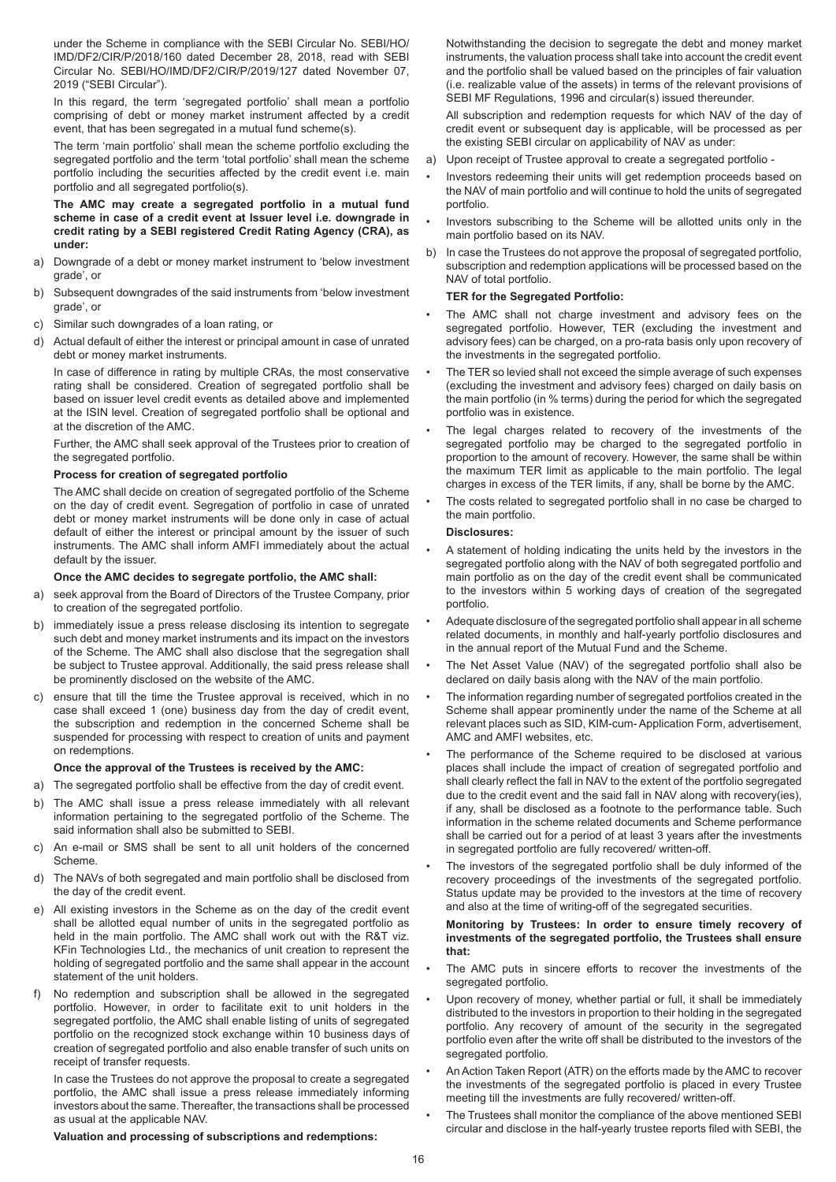under the Scheme in compliance with the SEBI Circular No. SEBI/HO/IMD/DF2/CIR/P/2018/160 dated December 28, 2018, read with SEBI Circular No. SEBI/HO/IMD/DF2/CIR/P/2019/127 dated November 07, 2019 ("SEBI Circular").

In this regard, the term 'segregated portfolio' shall mean a portfolio comprising of debt or money market instrument affected by a credit event, that has been segregated in a mutual fund scheme(s).

The term 'main portfolio' shall mean the scheme portfolio excluding the segregated portfolio and the term 'total portfolio' shall mean the scheme portfolio including the securities affected by the credit event i.e. main portfolio and all segregated portfolio(s).

**The AMC may create a segregated portfolio in a mutual fund scheme in case of a credit event at Issuer level i.e. downgrade in credit rating by a SEBI registered Credit Rating Agency (CRA), as under:**

a) Downgrade of a debt or money market instrument to 'below investment grade', or
b) Subsequent downgrades of the said instruments from 'below investment grade', or
c) Similar such downgrades of a loan rating, or
d) Actual default of either the interest or principal amount in case of unrated debt or money market instruments.

In case of difference in rating by multiple CRAs, the most conservative rating shall be considered. Creation of segregated portfolio shall be based on issuer level credit events as detailed above and implemented at the ISIN level. Creation of segregated portfolio shall be optional and at the discretion of the AMC.

Further, the AMC shall seek approval of the Trustees prior to creation of the segregated portfolio.

**Process for creation of segregated portfolio**

The AMC shall decide on creation of segregated portfolio of the Scheme on the day of credit event. Segregation of portfolio in case of unrated debt or money market instruments will be done only in case of actual default of either the interest or principal amount by the issuer of such instruments. The AMC shall inform AMFI immediately about the actual default by the issuer.

**Once the AMC decides to segregate portfolio, the AMC shall:**

a) seek approval from the Board of Directors of the Trustee Company, prior to creation of the segregated portfolio.
b) immediately issue a press release disclosing its intention to segregate such debt and money market instruments and its impact on the investors of the Scheme. The AMC shall also disclose that the segregation shall be subject to Trustee approval. Additionally, the said press release shall be prominently disclosed on the website of the AMC.
c) ensure that till the time the Trustee approval is received, which in no case shall exceed 1 (one) business day from the day of credit event, the subscription and redemption in the concerned Scheme shall be suspended for processing with respect to creation of units and payment on redemptions.

**Once the approval of the Trustees is received by the AMC:**

a) The segregated portfolio shall be effective from the day of credit event.
b) The AMC shall issue a press release immediately with all relevant information pertaining to the segregated portfolio of the Scheme. The said information shall also be submitted to SEBI.
c) An e-mail or SMS shall be sent to all unit holders of the concerned Scheme.
d) The NAVs of both segregated and main portfolio shall be disclosed from the day of the credit event.
e) All existing investors in the Scheme as on the day of the credit event shall be allotted equal number of units in the segregated portfolio as held in the main portfolio. The AMC shall work out with the R&T viz. KFin Technologies Ltd., the mechanics of unit creation to represent the holding of segregated portfolio and the same shall appear in the account statement of the unit holders.
f) No redemption and subscription shall be allowed in the segregated portfolio. However, in order to facilitate exit to unit holders in the segregated portfolio, the AMC shall enable listing of units of segregated portfolio on the recognized stock exchange within 10 business days of creation of segregated portfolio and also enable transfer of such units on receipt of transfer requests.

In case the Trustees do not approve the proposal to create a segregated portfolio, the AMC shall issue a press release immediately informing investors about the same. Thereafter, the transactions shall be processed as usual at the applicable NAV.

**Valuation and processing of subscriptions and redemptions:**

Notwithstanding the decision to segregate the debt and money market instruments, the valuation process shall take into account the credit event and the portfolio shall be valued based on the principles of fair valuation (i.e. realizable value of the assets) in terms of the relevant provisions of SEBI MF Regulations, 1996 and circular(s) issued thereunder.

All subscription and redemption requests for which NAV of the day of credit event or subsequent day is applicable, will be processed as per the existing SEBI circular on applicability of NAV as under:

a) Upon receipt of Trustee approval to create a segregated portfolio -
   - Investors redeeming their units will get redemption proceeds based on the NAV of main portfolio and will continue to hold the units of segregated portfolio.
   - Investors subscribing to the Scheme will be allotted units only in the main portfolio based on its NAV.
b) In case the Trustees do not approve the proposal of segregated portfolio, subscription and redemption applications will be processed based on the NAV of total portfolio.

**TER for the Segregated Portfolio:**

- The AMC shall not charge investment and advisory fees on the segregated portfolio. However, TER (excluding the investment and advisory fees) can be charged, on a pro-rata basis only upon recovery of the investments in the segregated portfolio.
- The TER so levied shall not exceed the simple average of such expenses (excluding the investment and advisory fees) charged on daily basis on the main portfolio (in % terms) during the period for which the segregated portfolio was in existence.
- The legal charges related to recovery of the investments of the segregated portfolio may be charged to the segregated portfolio in proportion to the amount of recovery. However, the same shall be within the maximum TER limit as applicable to the main portfolio. The legal charges in excess of the TER limits, if any, shall be borne by the AMC.
- The costs related to segregated portfolio shall in no case be charged to the main portfolio.

**Disclosures:**

- A statement of holding indicating the units held by the investors in the segregated portfolio along with the NAV of both segregated portfolio and main portfolio as on the day of the credit event shall be communicated to the investors within 5 working days of creation of the segregated portfolio.
- Adequate disclosure of the segregated portfolio shall appear in all scheme related documents, in monthly and half-yearly portfolio disclosures and in the annual report of the Mutual Fund and the Scheme.
- The Net Asset Value (NAV) of the segregated portfolio shall also be declared on daily basis along with the NAV of the main portfolio.
- The information regarding number of segregated portfolios created in the Scheme shall appear prominently under the name of the Scheme at all relevant places such as SID, KIM-cum- Application Form, advertisement, AMC and AMFI websites, etc.
- The performance of the Scheme required to be disclosed at various places shall include the impact of creation of segregated portfolio and shall clearly reflect the fall in NAV to the extent of the portfolio segregated due to the credit event and the said fall in NAV along with recovery(ies), if any, shall be disclosed as a footnote to the performance table. Such information in the scheme related documents and Scheme performance shall be carried out for a period of at least 3 years after the investments in segregated portfolio are fully recovered/ written-off.
- The investors of the segregated portfolio shall be duly informed of the recovery proceedings of the investments of the segregated portfolio. Status update may be provided to the investors at the time of recovery and also at the time of writing-off of the segregated securities.

**Monitoring by Trustees: In order to ensure timely recovery of investments of the segregated portfolio, the Trustees shall ensure that:**

- The AMC puts in sincere efforts to recover the investments of the segregated portfolio.
- Upon recovery of money, whether partial or full, it shall be immediately distributed to the investors in proportion to their holding in the segregated portfolio. Any recovery of amount of the security in the segregated portfolio even after the write off shall be distributed to the investors of the segregated portfolio.
- An Action Taken Report (ATR) on the efforts made by the AMC to recover the investments of the segregated portfolio is placed in every Trustee meeting till the investments are fully recovered/ written-off.
- The Trustees shall monitor the compliance of the above mentioned SEBI circular and disclose in the half-yearly trustee reports filed with SEBI, the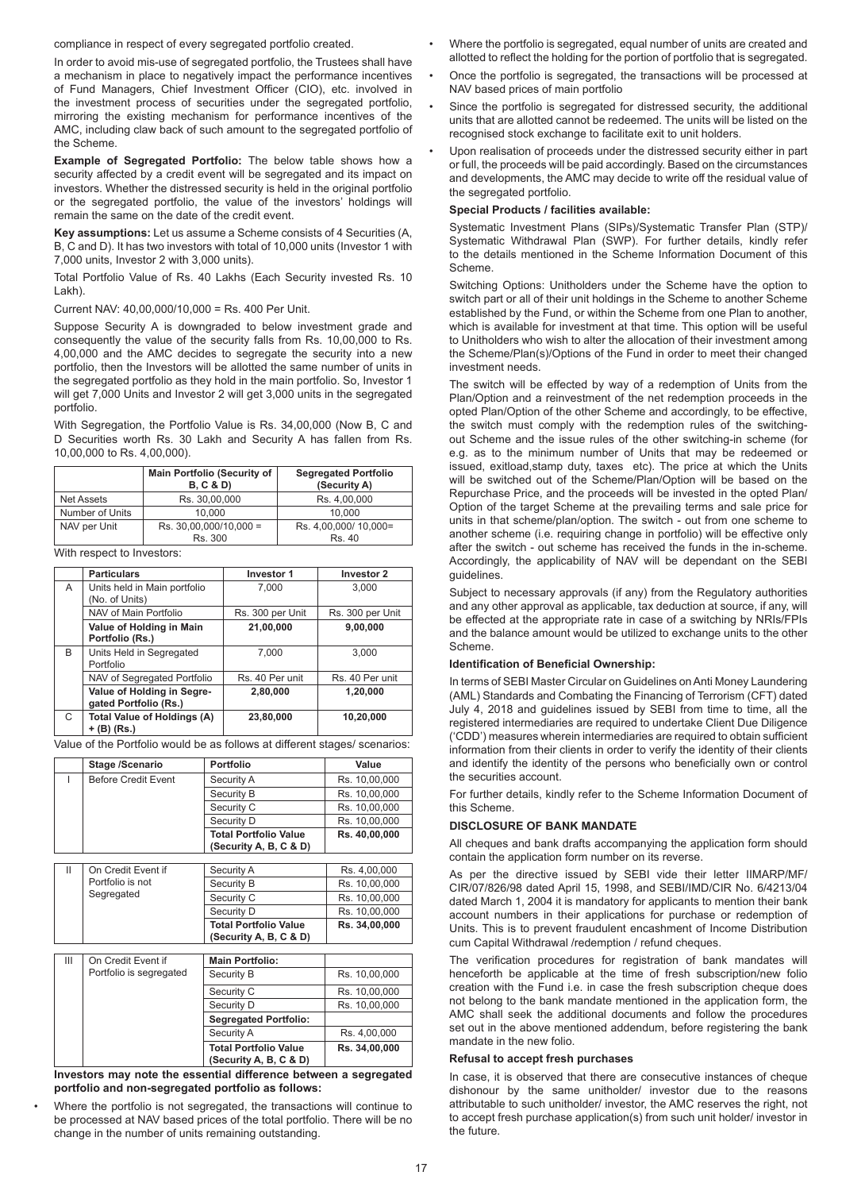compliance in respect of every segregated portfolio created.

In order to avoid mis-use of segregated portfolio, the Trustees shall have a mechanism in place to negatively impact the performance incentives of Fund Managers, Chief Investment Officer (CIO), etc. involved in the investment process of securities under the segregated portfolio, mirroring the existing mechanism for performance incentives of the AMC, including claw back of such amount to the segregated portfolio of the Scheme.

**Example of Segregated Portfolio:** The below table shows how a security affected by a credit event will be segregated and its impact on investors. Whether the distressed security is held in the original portfolio or the segregated portfolio, the value of the investors' holdings will remain the same on the date of the credit event.

**Key assumptions:** Let us assume a Scheme consists of 4 Securities (A, B, C and D). It has two investors with total of 10,000 units (Investor 1 with 7,000 units, Investor 2 with 3,000 units).

Total Portfolio Value of Rs. 40 Lakhs (Each Security invested Rs. 10 Lakh).

Current NAV: 40,00,000/10,000 = Rs. 400 Per Unit.

Suppose Security A is downgraded to below investment grade and consequently the value of the security falls from Rs. 10,00,000 to Rs. 4,00,000 and the AMC decides to segregate the security into a new portfolio, then the Investors will be allotted the same number of units in the segregated portfolio as they hold in the main portfolio. So, Investor 1 will get 7,000 Units and Investor 2 will get 3,000 units in the segregated portfolio.

With Segregation, the Portfolio Value is Rs. 34,00,000 (Now B, C and D Securities worth Rs. 30 Lakh and Security A has fallen from Rs. 10,00,000 to Rs. 4,00,000).

| | Main Portfolio (Security of B, C & D) | Segregated Portfolio (Security A) |
|---|---|---|
| Net Assets | Rs. 30,00,000 | Rs. 4,00,000 |
| Number of Units | 10,000 | 10,000 |
| NAV per Unit | Rs. 30,00,000/10,000 = Rs. 300 | Rs. 4,00,000/ 10,000= Rs. 40 |

With respect to Investors:

| | Particulars | Investor 1 | Investor 2 |
|---|---|---|---|
| A | Units held in Main portfolio (No. of Units) | 7,000 | 3,000 |
| | NAV of Main Portfolio | Rs. 300 per Unit | Rs. 300 per Unit |
| | **Value of Holding in Main Portfolio (Rs.)** | **21,00,000** | **9,00,000** |
| B | Units Held in Segregated Portfolio | 7,000 | 3,000 |
| | NAV of Segregated Portfolio | Rs. 40 Per unit | Rs. 40 Per unit |
| | **Value of Holding in Segregated Portfolio (Rs.)** | **2,80,000** | **1,20,000** |
| C | **Total Value of Holdings (A) + (B) (Rs.)** | **23,80,000** | **10,20,000** |

Value of the Portfolio would be as follows at different stages/ scenarios:

| | Stage /Scenario | Portfolio | Value |
|---|---|---|---|
| I | Before Credit Event | Security A | Rs. 10,00,000 |
| | | Security B | Rs. 10,00,000 |
| | | Security C | Rs. 10,00,000 |
| | | Security D | Rs. 10,00,000 |
| | | **Total Portfolio Value (Security A, B, C & D)** | **Rs. 40,00,000** |
| II | On Credit Event if Portfolio is not Segregated | Security A | Rs. 4,00,000 |
| | | Security B | Rs. 10,00,000 |
| | | Security C | Rs. 10,00,000 |
| | | Security D | Rs. 10,00,000 |
| | | **Total Portfolio Value (Security A, B, C & D)** | **Rs. 34,00,000** |
| III | On Credit Event if Portfolio is segregated | **Main Portfolio:** | |
| | | Security B | Rs. 10,00,000 |
| | | Security C | Rs. 10,00,000 |
| | | Security D | Rs. 10,00,000 |
| | | **Segregated Portfolio:** | |
| | | Security A | Rs. 4,00,000 |
| | | **Total Portfolio Value (Security A, B, C & D)** | **Rs. 34,00,000** |

**Investors may note the essential difference between a segregated portfolio and non-segregated portfolio as follows:**

- Where the portfolio is not segregated, the transactions will continue to be processed at NAV based prices of the total portfolio. There will be no change in the number of units remaining outstanding.
- Where the portfolio is segregated, equal number of units are created and allotted to reflect the holding for the portion of portfolio that is segregated.
- Once the portfolio is segregated, the transactions will be processed at NAV based prices of main portfolio
- Since the portfolio is segregated for distressed security, the additional units that are allotted cannot be redeemed. The units will be listed on the recognised stock exchange to facilitate exit to unit holders.
- Upon realisation of proceeds under the distressed security either in part or full, the proceeds will be paid accordingly. Based on the circumstances and developments, the AMC may decide to write off the residual value of the segregated portfolio.

**Special Products / facilities available:**

Systematic Investment Plans (SIPs)/Systematic Transfer Plan (STP)/ Systematic Withdrawal Plan (SWP). For further details, kindly refer to the details mentioned in the Scheme Information Document of this Scheme.

Switching Options: Unitholders under the Scheme have the option to switch part or all of their unit holdings in the Scheme to another Scheme established by the Fund, or within the Scheme from one Plan to another, which is available for investment at that time. This option will be useful to Unitholders who wish to alter the allocation of their investment among the Scheme/Plan(s)/Options of the Fund in order to meet their changed investment needs.

The switch will be effected by way of a redemption of Units from the Plan/Option and a reinvestment of the net redemption proceeds in the opted Plan/Option of the other Scheme and accordingly, to be effective, the switch must comply with the redemption rules of the switching-out Scheme and the issue rules of the other switching-in scheme (for e.g. as to the minimum number of Units that may be redeemed or issued, exitload,stamp duty, taxes etc). The price at which the Units will be switched out of the Scheme/Plan/Option will be based on the Repurchase Price, and the proceeds will be invested in the opted Plan/ Option of the target Scheme at the prevailing terms and sale price for units in that scheme/plan/option. The switch - out from one scheme to another scheme (i.e. requiring change in portfolio) will be effective only after the switch - out scheme has received the funds in the in-scheme. Accordingly, the applicability of NAV will be dependant on the SEBI guidelines.

Subject to necessary approvals (if any) from the Regulatory authorities and any other approval as applicable, tax deduction at source, if any, will be effected at the appropriate rate in case of a switching by NRIs/FPIs and the balance amount would be utilized to exchange units to the other Scheme.

**Identification of Beneficial Ownership:**

In terms of SEBI Master Circular on Guidelines on Anti Money Laundering (AML) Standards and Combating the Financing of Terrorism (CFT) dated July 4, 2018 and guidelines issued by SEBI from time to time, all the registered intermediaries are required to undertake Client Due Diligence ('CDD') measures wherein intermediaries are required to obtain sufficient information from their clients in order to verify the identity of their clients and identify the identity of the persons who beneficially own or control the securities account.

For further details, kindly refer to the Scheme Information Document of this Scheme.

**DISCLOSURE OF BANK MANDATE**

All cheques and bank drafts accompanying the application form should contain the application form number on its reverse.

As per the directive issued by SEBI vide their letter IIMARP/MF/ CIR/07/826/98 dated April 15, 1998, and SEBI/IMD/CIR No. 6/4213/04 dated March 1, 2004 it is mandatory for applicants to mention their bank account numbers in their applications for purchase or redemption of Units. This is to prevent fraudulent encashment of Income Distribution cum Capital Withdrawal /redemption / refund cheques.

The verification procedures for registration of bank mandates will henceforth be applicable at the time of fresh subscription/new folio creation with the Fund i.e. in case the fresh subscription cheque does not belong to the bank mandate mentioned in the application form, the AMC shall seek the additional documents and follow the procedures set out in the above mentioned addendum, before registering the bank mandate in the new folio.

**Refusal to accept fresh purchases**

In case, it is observed that there are consecutive instances of cheque dishonour by the same unitholder/ investor due to the reasons attributable to such unitholder/ investor, the AMC reserves the right, not to accept fresh purchase application(s) from such unit holder/ investor in the future.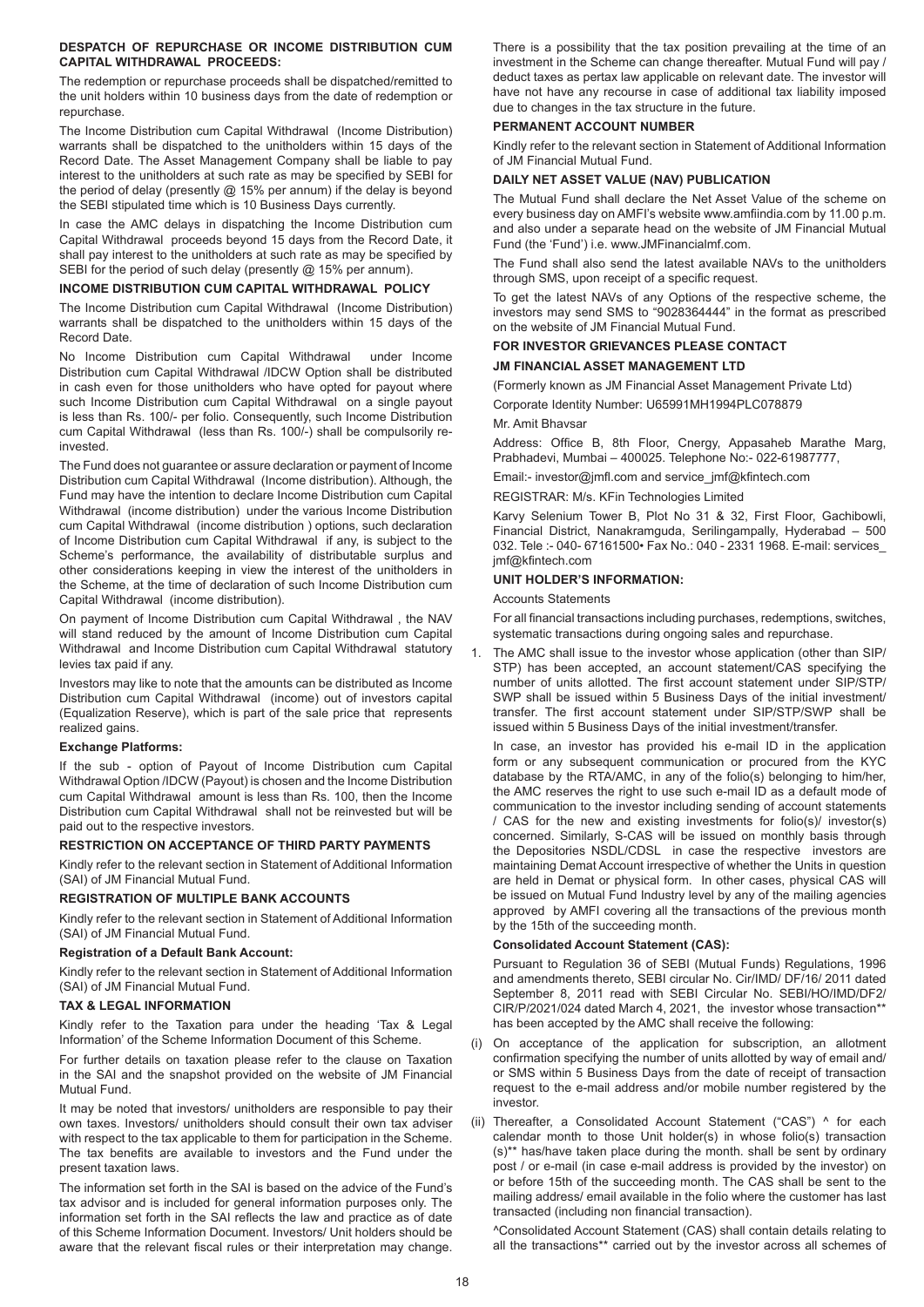### DESPATCH OF REPURCHASE OR INCOME DISTRIBUTION CUM CAPITAL WITHDRAWAL PROCEEDS:

The redemption or repurchase proceeds shall be dispatched/remitted to the unit holders within 10 business days from the date of redemption or repurchase.

The Income Distribution cum Capital Withdrawal (Income Distribution) warrants shall be dispatched to the unitholders within 15 days of the Record Date. The Asset Management Company shall be liable to pay interest to the unitholders at such rate as may be specified by SEBI for the period of delay (presently @ 15% per annum) if the delay is beyond the SEBI stipulated time which is 10 Business Days currently.

In case the AMC delays in dispatching the Income Distribution cum Capital Withdrawal proceeds beyond 15 days from the Record Date, it shall pay interest to the unitholders at such rate as may be specified by SEBI for the period of such delay (presently @ 15% per annum).

### INCOME DISTRIBUTION CUM CAPITAL WITHDRAWAL POLICY

The Income Distribution cum Capital Withdrawal (Income Distribution) warrants shall be dispatched to the unitholders within 15 days of the Record Date.

No Income Distribution cum Capital Withdrawal under Income Distribution cum Capital Withdrawal /IDCW Option shall be distributed in cash even for those unitholders who have opted for payout where such Income Distribution cum Capital Withdrawal on a single payout is less than Rs. 100/- per folio. Consequently, such Income Distribution cum Capital Withdrawal (less than Rs. 100/-) shall be compulsorily re-invested.

The Fund does not guarantee or assure declaration or payment of Income Distribution cum Capital Withdrawal (Income distribution). Although, the Fund may have the intention to declare Income Distribution cum Capital Withdrawal (income distribution) under the various Income Distribution cum Capital Withdrawal (income distribution ) options, such declaration of Income Distribution cum Capital Withdrawal if any, is subject to the Scheme's performance, the availability of distributable surplus and other considerations keeping in view the interest of the unitholders in the Scheme, at the time of declaration of such Income Distribution cum Capital Withdrawal (income distribution).

On payment of Income Distribution cum Capital Withdrawal , the NAV will stand reduced by the amount of Income Distribution cum Capital Withdrawal and Income Distribution cum Capital Withdrawal statutory levies tax paid if any.

Investors may like to note that the amounts can be distributed as Income Distribution cum Capital Withdrawal (income) out of investors capital (Equalization Reserve), which is part of the sale price that represents realized gains.

**Exchange Platforms:**

If the sub - option of Payout of Income Distribution cum Capital Withdrawal Option /IDCW (Payout) is chosen and the Income Distribution cum Capital Withdrawal amount is less than Rs. 100, then the Income Distribution cum Capital Withdrawal shall not be reinvested but will be paid out to the respective investors.

### RESTRICTION ON ACCEPTANCE OF THIRD PARTY PAYMENTS

Kindly refer to the relevant section in Statement of Additional Information (SAI) of JM Financial Mutual Fund.

### REGISTRATION OF MULTIPLE BANK ACCOUNTS

Kindly refer to the relevant section in Statement of Additional Information (SAI) of JM Financial Mutual Fund.

**Registration of a Default Bank Account:**

Kindly refer to the relevant section in Statement of Additional Information (SAI) of JM Financial Mutual Fund.

### TAX & LEGAL INFORMATION

Kindly refer to the Taxation para under the heading 'Tax & Legal Information' of the Scheme Information Document of this Scheme.

For further details on taxation please refer to the clause on Taxation in the SAI and the snapshot provided on the website of JM Financial Mutual Fund.

It may be noted that investors/ unitholders are responsible to pay their own taxes. Investors/ unitholders should consult their own tax adviser with respect to the tax applicable to them for participation in the Scheme. The tax benefits are available to investors and the Fund under the present taxation laws.

The information set forth in the SAI is based on the advice of the Fund's tax advisor and is included for general information purposes only. The information set forth in the SAI reflects the law and practice as of date of this Scheme Information Document. Investors/ Unit holders should be aware that the relevant fiscal rules or their interpretation may change. There is a possibility that the tax position prevailing at the time of an investment in the Scheme can change thereafter. Mutual Fund will pay / deduct taxes as pertax law applicable on relevant date. The investor will have not have any recourse in case of additional tax liability imposed due to changes in the tax structure in the future.

### PERMANENT ACCOUNT NUMBER

Kindly refer to the relevant section in Statement of Additional Information of JM Financial Mutual Fund.

### DAILY NET ASSET VALUE (NAV) PUBLICATION

The Mutual Fund shall declare the Net Asset Value of the scheme on every business day on AMFI's website www.amfiindia.com by 11.00 p.m. and also under a separate head on the website of JM Financial Mutual Fund (the 'Fund') i.e. www.JMFinancialmf.com.

The Fund shall also send the latest available NAVs to the unitholders through SMS, upon receipt of a specific request.

To get the latest NAVs of any Options of the respective scheme, the investors may send SMS to "9028364444" in the format as prescribed on the website of JM Financial Mutual Fund.

### FOR INVESTOR GRIEVANCES PLEASE CONTACT

**JM FINANCIAL ASSET MANAGEMENT LTD**

(Formerly known as JM Financial Asset Management Private Ltd)

Corporate Identity Number: U65991MH1994PLC078879

Mr. Amit Bhavsar

Address: Office B, 8th Floor, Cnergy, Appasaheb Marathe Marg, Prabhadevi, Mumbai – 400025. Telephone No:- 022-61987777,

Email:- investor@jmfl.com and service_jmf@kfintech.com

REGISTRAR: M/s. KFin Technologies Limited

Karvy Selenium Tower B, Plot No 31 & 32, First Floor, Gachibowli, Financial District, Nanakramguda, Serilingampally, Hyderabad – 500 032. Tele :- 040- 67161500• Fax No.: 040 - 2331 1968. E-mail: services_jmf@kfintech.com

### UNIT HOLDER'S INFORMATION:

Accounts Statements

For all financial transactions including purchases, redemptions, switches, systematic transactions during ongoing sales and repurchase.

1. The AMC shall issue to the investor whose application (other than SIP/ STP) has been accepted, an account statement/CAS specifying the number of units allotted. The first account statement under SIP/STP/ SWP shall be issued within 5 Business Days of the initial investment/ transfer. The first account statement under SIP/STP/SWP shall be issued within 5 Business Days of the initial investment/transfer.

   In case, an investor has provided his e-mail ID in the application form or any subsequent communication or procured from the KYC database by the RTA/AMC, in any of the folio(s) belonging to him/her, the AMC reserves the right to use such e-mail ID as a default mode of communication to the investor including sending of account statements / CAS for the new and existing investments for folio(s)/ investor(s) concerned. Similarly, S-CAS will be issued on monthly basis through the Depositories NSDL/CDSL in case the respective investors are maintaining Demat Account irrespective of whether the Units in question are held in Demat or physical form. In other cases, physical CAS will be issued on Mutual Fund Industry level by any of the mailing agencies approved by AMFI covering all the transactions of the previous month by the 15th of the succeeding month.

**Consolidated Account Statement (CAS):**

Pursuant to Regulation 36 of SEBI (Mutual Funds) Regulations, 1996 and amendments thereto, SEBI circular No. Cir/IMD/ DF/16/ 2011 dated September 8, 2011 read with SEBI Circular No. SEBI/HO/IMD/DF2/ CIR/P/2021/024 dated March 4, 2021, the investor whose transaction** has been accepted by the AMC shall receive the following:

(i) On acceptance of the application for subscription, an allotment confirmation specifying the number of units allotted by way of email and/ or SMS within 5 Business Days from the date of receipt of transaction request to the e-mail address and/or mobile number registered by the investor.

(ii) Thereafter, a Consolidated Account Statement ("CAS") ^ for each calendar month to those Unit holder(s) in whose folio(s) transaction (s)** has/have taken place during the month. shall be sent by ordinary post / or e-mail (in case e-mail address is provided by the investor) on or before 15th of the succeeding month. The CAS shall be sent to the mailing address/ email available in the folio where the customer has last transacted (including non financial transaction).

   ^Consolidated Account Statement (CAS) shall contain details relating to all the transactions** carried out by the investor across all schemes of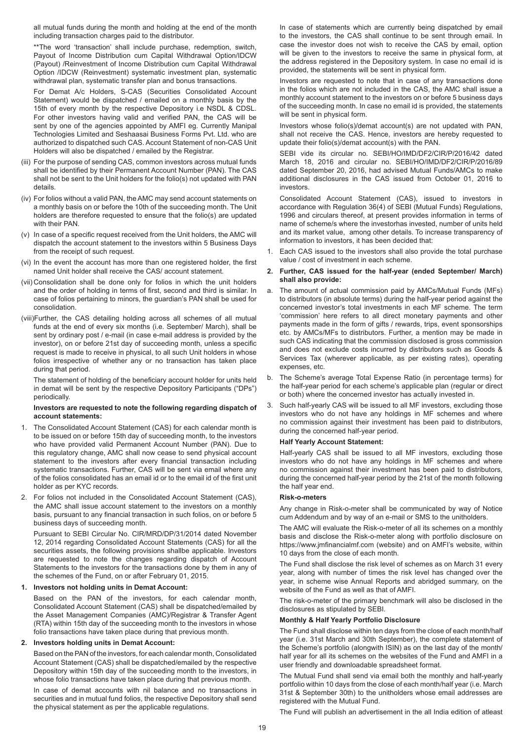all mutual funds during the month and holding at the end of the month including transaction charges paid to the distributor.

**The word 'transaction' shall include purchase, redemption, switch, Payout of Income Distribution cum Capital Withdrawal Option/IDCW (Payout) /Reinvestment of Income Distribution cum Capital Withdrawal Option /IDCW (Reinvestment) systematic investment plan, systematic withdrawal plan, systematic transfer plan and bonus transactions.

For Demat A/c Holders, S-CAS (Securities Consolidated Account Statement) would be dispatched / emailed on a monthly basis by the 15th of every month by the respective Depository i.e NSDL & CDSL. For other investors having valid and verified PAN, the CAS will be sent by one of the agencies appointed by AMFI eg. Currently Manipal Technologies Limited and Seshaasai Business Forms Pvt. Ltd. who are authorized to dispatched such CAS. Account Statement of non-CAS Unit Holders will also be dispatched / emailed by the Registrar.

(iii) For the purpose of sending CAS, common investors across mutual funds shall be identified by their Permanent Account Number (PAN). The CAS shall not be sent to the Unit holders for the folio(s) not updated with PAN details.

(iv) For folios without a valid PAN, the AMC may send account statements on a monthly basis on or before the 10th of the succeeding month. The Unit holders are therefore requested to ensure that the folio(s) are updated with their PAN.

(v) In case of a specific request received from the Unit holders, the AMC will dispatch the account statement to the investors within 5 Business Days from the receipt of such request.

(vi) In the event the account has more than one registered holder, the first named Unit holder shall receive the CAS/ account statement.

(vii) Consolidation shall be done only for folios in which the unit holders and the order of holding in terms of first, second and third is similar. In case of folios pertaining to minors, the guardian's PAN shall be used for consolidation.

(viii) Further, the CAS detailing holding across all schemes of all mutual funds at the end of every six months (i.e. September/ March), shall be sent by ordinary post / e-mail (in case e-mail address is provided by the investor), on or before 21st day of succeeding month, unless a specific request is made to receive in physical, to all such Unit holders in whose folios irrespective of whether any or no transaction has taken place during that period.

The statement of holding of the beneficiary account holder for units held in demat will be sent by the respective Depository Participants ("DPs") periodically.

**Investors are requested to note the following regarding dispatch of account statements:**

1. The Consolidated Account Statement (CAS) for each calendar month is to be issued on or before 15th day of succeeding month, to the investors who have provided valid Permanent Account Number (PAN). Due to this regulatory change, AMC shall now cease to send physical account statement to the investors after every financial transaction including systematic transactions. Further, CAS will be sent via email where any of the folios consolidated has an email id or to the email id of the first unit holder as per KYC records.

2. For folios not included in the Consolidated Account Statement (CAS), the AMC shall issue account statement to the investors on a monthly basis, pursuant to any financial transaction in such folios, on or before 5 business days of succeeding month.

Pursuant to SEBI Circular No. CIR/MRD/DP/31/2014 dated November 12, 2014 regarding Consolidated Account Statements (CAS) for all the securities assets, the following provisions shallbe applicable. Investors are requested to note the changes regarding dispatch of Account Statements to the investors for the transactions done by them in any of the schemes of the Fund, on or after February 01, 2015.

**1. Investors not holding units in Demat Account:**

Based on the PAN of the investors, for each calendar month, Consolidated Account Statement (CAS) shall be dispatched/emailed by the Asset Management Companies (AMC)/Registrar & Transfer Agent (RTA) within 15th day of the succeeding month to the investors in whose folio transactions have taken place during that previous month.

**2. Investors holding units in Demat Account:**

Based on the PAN of the investors, for each calendar month, Consolidated Account Statement (CAS) shall be dispatched/emailed by the respective Depository within 15th day of the succeeding month to the investors, in whose folio transactions have taken place during that previous month.

In case of demat accounts with nil balance and no transactions in securities and in mutual fund folios, the respective Depository shall send the physical statement as per the applicable regulations.

In case of statements which are currently being dispatched by email to the investors, the CAS shall continue to be sent through email. In case the investor does not wish to receive the CAS by email, option will be given to the investors to receive the same in physical form, at the address registered in the Depository system. In case no email id is provided, the statements will be sent in physical form.

Investors are requested to note that in case of any transactions done in the folios which are not included in the CAS, the AMC shall issue a monthly account statement to the investors on or before 5 business days of the succeeding month. In case no email id is provided, the statements will be sent in physical form.

Investors whose folio(s)/demat account(s) are not updated with PAN, shall not receive the CAS. Hence, investors are hereby requested to update their folio(s)/demat account(s) with the PAN.

SEBI vide its circular no. SEBI/HO/IMD/DF2/CIR/P/2016/42 dated March 18, 2016 and circular no. SEBI/HO/IMD/DF2/CIR/P/2016/89 dated September 20, 2016, had advised Mutual Funds/AMCs to make additional disclosures in the CAS issued from October 01, 2016 to investors.

Consolidated Account Statement (CAS), issued to investors in accordance with Regulation 36(4) of SEBI (Mutual Funds) Regulations, 1996 and circulars thereof, at present provides information in terms of name of scheme/s where the investorhas invested, number of units held and its market value, among other details. To increase transparency of information to investors, it has been decided that:

1. Each CAS issued to the investors shall also provide the total purchase value / cost of investment in each scheme.

**2. Further, CAS issued for the half-year (ended September/ March) shall also provide:**

a. The amount of actual commission paid by AMCs/Mutual Funds (MFs) to distributors (in absolute terms) during the half-year period against the concerned investor's total investments in each MF scheme. The term 'commission' here refers to all direct monetary payments and other payments made in the form of gifts / rewards, trips, event sponsorships etc. by AMCs/MFs to distributors. Further, a mention may be made in such CAS indicating that the commission disclosed is gross commission and does not exclude costs incurred by distributors such as Goods & Services Tax (wherever applicable, as per existing rates), operating expenses, etc.

b. The Scheme's average Total Expense Ratio (in percentage terms) for the half-year period for each scheme's applicable plan (regular or direct or both) where the concerned investor has actually invested in.

3. Such half-yearly CAS will be issued to all MF investors, excluding those investors who do not have any holdings in MF schemes and where no commission against their investment has been paid to distributors, during the concerned half-year period.

**Half Yearly Account Statement:**

Half-yearly CAS shall be issued to all MF investors, excluding those investors who do not have any holdings in MF schemes and where no commission against their investment has been paid to distributors, during the concerned half-year period by the 21st of the month following the half year end.

**Risk-o-meters**

Any change in Risk-o-meter shall be communicated by way of Notice cum Addendum and by way of an e-mail or SMS to the unitholders.

The AMC will evaluate the Risk-o-meter of all its schemes on a monthly basis and disclose the Risk-o-meter along with portfolio disclosure on https://www.jmfinancialmf.com (website) and on AMFI's website, within 10 days from the close of each month.

The Fund shall disclose the risk level of schemes as on March 31 every year, along with number of times the risk level has changed over the year, in scheme wise Annual Reports and abridged summary, on the website of the Fund as well as that of AMFI.

The risk-o-meter of the primary benchmark will also be disclosed in the disclosures as stipulated by SEBI.

**Monthly & Half Yearly Portfolio Disclosure**

The Fund shall disclose within ten days from the close of each month/half year (i.e. 31st March and 30th September), the complete statement of the Scheme's portfolio (alongwith ISIN) as on the last day of the month/ half year for all its schemes on the websites of the Fund and AMFI in a user friendly and downloadable spreadsheet format.

The Mutual Fund shall send via email both the monthly and half-yearly portfolio within 10 days from the close of each month/half year (i.e. March 31st & September 30th) to the unitholders whose email addresses are registered with the Mutual Fund.

The Fund will publish an advertisement in the all India edition of atleast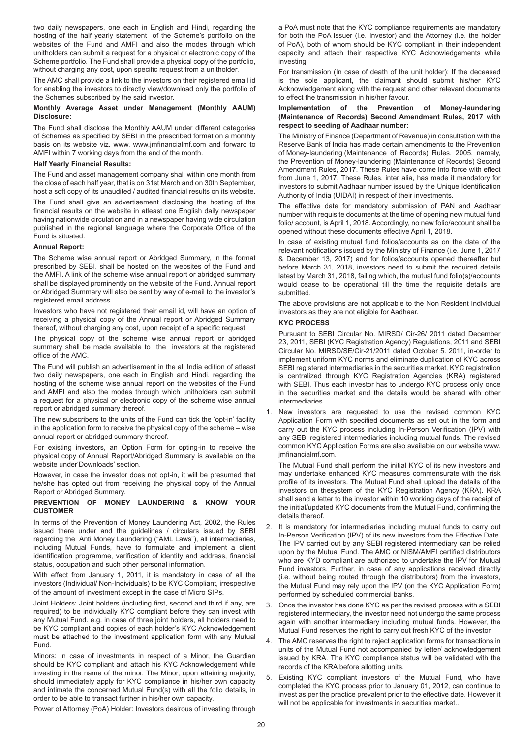two daily newspapers, one each in English and Hindi, regarding the hosting of the half yearly statement of the Scheme's portfolio on the websites of the Fund and AMFI and also the modes through which unitholders can submit a request for a physical or electronic copy of the Scheme portfolio. The Fund shall provide a physical copy of the portfolio, without charging any cost, upon specific request from a unitholder.

The AMC shall provide a link to the investors on their registered email id for enabling the investors to directly view/download only the portfolio of the Schemes subscribed by the said investor.

**Monthly Average Asset under Management (Monthly AAUM) Disclosure:**

The Fund shall disclose the Monthly AAUM under different categories of Schemes as specified by SEBI in the prescribed format on a monthly basis on its website viz. www. www.jmfinancialmf.com and forward to AMFI within 7 working days from the end of the month.

**Half Yearly Financial Results:**

The Fund and asset management company shall within one month from the close of each half year, that is on 31st March and on 30th September, host a soft copy of its unaudited / audited financial results on its website.

The Fund shall give an advertisement disclosing the hosting of the financial results on the website in atleast one English daily newspaper having nationwide circulation and in a newspaper having wide circulation published in the regional language where the Corporate Office of the Fund is situated.

**Annual Report:**

The Scheme wise annual report or Abridged Summary, in the format prescribed by SEBI, shall be hosted on the websites of the Fund and the AMFI. A link of the scheme wise annual report or abridged summary shall be displayed prominently on the website of the Fund. Annual report or Abridged Summary will also be sent by way of e-mail to the investor's registered email address.

Investors who have not registered their email id, will have an option of receiving a physical copy of the Annual report or Abridged Summary thereof, without charging any cost, upon receipt of a specific request.

The physical copy of the scheme wise annual report or abridged summary shall be made available to the investors at the registered office of the AMC.

The Fund will publish an advertisement in the all India edition of atleast two daily newspapers, one each in English and Hindi, regarding the hosting of the scheme wise annual report on the websites of the Fund and AMFI and also the modes through which unitholders can submit a request for a physical or electronic copy of the scheme wise annual report or abridged summary thereof.

The new subscribers to the units of the Fund can tick the 'opt-in' facility in the application form to receive the physical copy of the scheme – wise annual report or abridged summary thereof.

For existing investors, an Option Form for opting-in to receive the physical copy of Annual Report/Abridged Summary is available on the website under'Downloads' section.

However, in case the investor does not opt-in, it will be presumed that he/she has opted out from receiving the physical copy of the Annual Report or Abridged Summary.

**PREVENTION OF MONEY LAUNDERING & KNOW YOUR CUSTOMER**

In terms of the Prevention of Money Laundering Act, 2002, the Rules issued there under and the guidelines / circulars issued by SEBI regarding the Anti Money Laundering ("AML Laws"), all intermediaries, including Mutual Funds, have to formulate and implement a client identification programme, verification of identity and address, financial status, occupation and such other personal information.

With effect from January 1, 2011, it is mandatory in case of all the investors (Individual/ Non-Individuals) to be KYC Compliant, irrespective of the amount of investment except in the case of Micro SIPs.

Joint Holders: Joint holders (including first, second and third if any, are required) to be individually KYC compliant before they can invest with any Mutual Fund. e.g. in case of three joint holders, all holders need to be KYC compliant and copies of each holder's KYC Acknowledgement must be attached to the investment application form with any Mutual Fund.

Minors: In case of investments in respect of a Minor, the Guardian should be KYC compliant and attach his KYC Acknowledgement while investing in the name of the minor. The Minor, upon attaining majority, should immediately apply for KYC compliance in his/her own capacity and intimate the concerned Mutual Fund(s) with all the folio details, in order to be able to transact further in his/her own capacity.

Power of Attorney (PoA) Holder: Investors desirous of investing through a PoA must note that the KYC compliance requirements are mandatory for both the PoA issuer (i.e. Investor) and the Attorney (i.e. the holder of PoA), both of whom should be KYC compliant in their independent capacity and attach their respective KYC Acknowledgements while investing.

For transmission (In case of death of the unit holder): If the deceased is the sole applicant, the claimant should submit his/her KYC Acknowledgement along with the request and other relevant documents to effect the transmission in his/her favour.

**Implementation of the Prevention of Money-laundering (Maintenance of Records) Second Amendment Rules, 2017 with respect to seeding of Aadhaar number:**

The Ministry of Finance (Department of Revenue) in consultation with the Reserve Bank of India has made certain amendments to the Prevention of Money-laundering (Maintenance of Records) Rules, 2005, namely, the Prevention of Money-laundering (Maintenance of Records) Second Amendment Rules, 2017. These Rules have come into force with effect from June 1, 2017. These Rules, inter alia, has made it mandatory for investors to submit Aadhaar number issued by the Unique Identification Authority of India (UIDAI) in respect of their investments.

The effective date for mandatory submission of PAN and Aadhaar number with requisite documents at the time of opening new mutual fund folio/ account, is April 1, 2018. Accordingly, no new folio/account shall be opened without these documents effective April 1, 2018.

In case of existing mutual fund folios/accounts as on the date of the relevant notifications issued by the Ministry of Finance (i.e. June 1, 2017 & December 13, 2017) and for folios/accounts opened thereafter but before March 31, 2018, investors need to submit the required details latest by March 31, 2018, failing which, the mutual fund folio(s)/accounts would cease to be operational till the time the requisite details are submitted.

The above provisions are not applicable to the Non Resident Individual investors as they are not eligible for Aadhaar.

**KYC PROCESS**

Pursuant to SEBI Circular No. MIRSD/ Cir-26/ 2011 dated December 23, 2011, SEBI (KYC Registration Agency) Regulations, 2011 and SEBI Circular No. MIRSD/SE/Cir-21/2011 dated October 5. 2011, in-order to implement uniform KYC norms and eliminate duplication of KYC across SEBI registered intermediaries in the securities market, KYC registration is centralized through KYC Registration Agencies (KRA) registered with SEBI. Thus each investor has to undergo KYC process only once in the securities market and the details would be shared with other intermediaries.

1. New investors are requested to use the revised common KYC Application Form with specified documents as set out in the form and carry out the KYC process including In-Person Verification (IPV) with any SEBI registered intermediaries including mutual funds. The revised common KYC Application Forms are also available on our website www.jmfinancialmf.com.

   The Mutual Fund shall perform the initial KYC of its new investors and may undertake enhanced KYC measures commensurate with the risk profile of its investors. The Mutual Fund shall upload the details of the investors on thesystem of the KYC Registration Agency (KRA). KRA shall send a letter to the investor within 10 working days of the receipt of the initial/updated KYC documents from the Mutual Fund, confirming the details thereof.

2. It is mandatory for intermediaries including mutual funds to carry out In-Person Verification (IPV) of its new investors from the Effective Date. The IPV carried out by any SEBI registered intermediary can be relied upon by the Mutual Fund. The AMC or NISM/AMFI certified distributors who are KYD compliant are authorized to undertake the IPV for Mutual Fund investors. Further, in case of any applications received directly (i.e. without being routed through the distributors) from the investors, the Mutual Fund may rely upon the IPV (on the KYC Application Form) performed by scheduled commercial banks.

3. Once the investor has done KYC as per the revised process with a SEBI registered intermediary, the investor need not undergo the same process again with another intermediary including mutual funds. However, the Mutual Fund reserves the right to carry out fresh KYC of the investor.

4. The AMC reserves the right to reject application forms for transactions in units of the Mutual Fund not accompanied by letter/ acknowledgement issued by KRA. The KYC compliance status will be validated with the records of the KRA before allotting units.

5. Existing KYC compliant investors of the Mutual Fund, who have completed the KYC process prior to January 01, 2012, can continue to invest as per the practice prevalent prior to the effective date. However it will not be applicable for investments in securities market..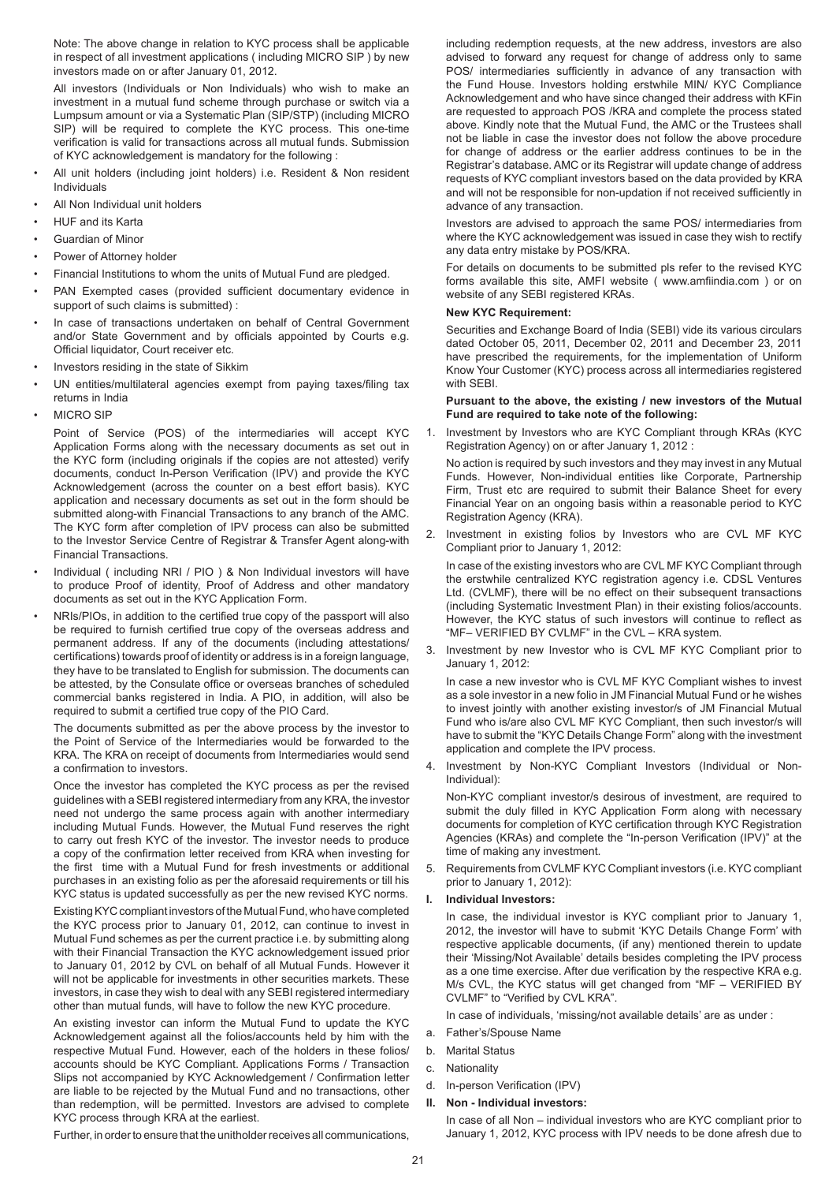Note: The above change in relation to KYC process shall be applicable in respect of all investment applications ( including MICRO SIP ) by new investors made on or after January 01, 2012.

All investors (Individuals or Non Individuals) who wish to make an investment in a mutual fund scheme through purchase or switch via a Lumpsum amount or via a Systematic Plan (SIP/STP) (including MICRO SIP) will be required to complete the KYC process. This one-time verification is valid for transactions across all mutual funds. Submission of KYC acknowledgement is mandatory for the following :

- All unit holders (including joint holders) i.e. Resident & Non resident Individuals
- All Non Individual unit holders
- HUF and its Karta
- Guardian of Minor
- Power of Attorney holder
- Financial Institutions to whom the units of Mutual Fund are pledged.
- PAN Exempted cases (provided sufficient documentary evidence in support of such claims is submitted) :
- In case of transactions undertaken on behalf of Central Government and/or State Government and by officials appointed by Courts e.g. Official liquidator, Court receiver etc.
- Investors residing in the state of Sikkim
- UN entities/multilateral agencies exempt from paying taxes/filing tax returns in India
- MICRO SIP

  Point of Service (POS) of the intermediaries will accept KYC Application Forms along with the necessary documents as set out in the KYC form (including originals if the copies are not attested) verify documents, conduct In-Person Verification (IPV) and provide the KYC Acknowledgement (across the counter on a best effort basis). KYC application and necessary documents as set out in the form should be submitted along-with Financial Transactions to any branch of the AMC. The KYC form after completion of IPV process can also be submitted to the Investor Service Centre of Registrar & Transfer Agent along-with Financial Transactions.

- Individual ( including NRI / PIO ) & Non Individual investors will have to produce Proof of identity, Proof of Address and other mandatory documents as set out in the KYC Application Form.
- NRIs/PIOs, in addition to the certified true copy of the passport will also be required to furnish certified true copy of the overseas address and permanent address. If any of the documents (including attestations/ certifications) towards proof of identity or address is in a foreign language, they have to be translated to English for submission. The documents can be attested, by the Consulate office or overseas branches of scheduled commercial banks registered in India. A PIO, in addition, will also be required to submit a certified true copy of the PIO Card.

  The documents submitted as per the above process by the investor to the Point of Service of the Intermediaries would be forwarded to the KRA. The KRA on receipt of documents from Intermediaries would send a confirmation to investors.

  Once the investor has completed the KYC process as per the revised guidelines with a SEBI registered intermediary from any KRA, the investor need not undergo the same process again with another intermediary including Mutual Funds. However, the Mutual Fund reserves the right to carry out fresh KYC of the investor. The investor needs to produce a copy of the confirmation letter received from KRA when investing for the first time with a Mutual Fund for fresh investments or additional purchases in an existing folio as per the aforesaid requirements or till his KYC status is updated successfully as per the new revised KYC norms.

  Existing KYC compliant investors of the Mutual Fund, who have completed the KYC process prior to January 01, 2012, can continue to invest in Mutual Fund schemes as per the current practice i.e. by submitting along with their Financial Transaction the KYC acknowledgement issued prior to January 01, 2012 by CVL on behalf of all Mutual Funds. However it will not be applicable for investments in other securities markets. These investors, in case they wish to deal with any SEBI registered intermediary other than mutual funds, will have to follow the new KYC procedure.

  An existing investor can inform the Mutual Fund to update the KYC Acknowledgement against all the folios/accounts held by him with the respective Mutual Fund. However, each of the holders in these folios/ accounts should be KYC Compliant. Applications Forms / Transaction Slips not accompanied by KYC Acknowledgement / Confirmation letter are liable to be rejected by the Mutual Fund and no transactions, other than redemption, will be permitted. Investors are advised to complete KYC process through KRA at the earliest.

  Further, in order to ensure that the unitholder receives all communications, including redemption requests, at the new address, investors are also advised to forward any request for change of address only to same POS/ intermediaries sufficiently in advance of any transaction with the Fund House. Investors holding erstwhile MIN/ KYC Compliance Acknowledgement and who have since changed their address with KFin are requested to approach POS /KRA and complete the process stated above. Kindly note that the Mutual Fund, the AMC or the Trustees shall not be liable in case the investor does not follow the above procedure for change of address or the earlier address continues to be in the Registrar's database. AMC or its Registrar will update change of address requests of KYC compliant investors based on the data provided by KRA and will not be responsible for non-updation if not received sufficiently in advance of any transaction.

  Investors are advised to approach the same POS/ intermediaries from where the KYC acknowledgement was issued in case they wish to rectify any data entry mistake by POS/KRA.

  For details on documents to be submitted pls refer to the revised KYC forms available this site, AMFI website ( www.amfiindia.com ) or on website of any SEBI registered KRAs.

**New KYC Requirement:**

Securities and Exchange Board of India (SEBI) vide its various circulars dated October 05, 2011, December 02, 2011 and December 23, 2011 have prescribed the requirements, for the implementation of Uniform Know Your Customer (KYC) process across all intermediaries registered with SEBI.

**Pursuant to the above, the existing / new investors of the Mutual Fund are required to take note of the following:**

1. Investment by Investors who are KYC Compliant through KRAs (KYC Registration Agency) on or after January 1, 2012 :

   No action is required by such investors and they may invest in any Mutual Funds. However, Non-individual entities like Corporate, Partnership Firm, Trust etc are required to submit their Balance Sheet for every Financial Year on an ongoing basis within a reasonable period to KYC Registration Agency (KRA).

2. Investment in existing folios by Investors who are CVL MF KYC Compliant prior to January 1, 2012:

   In case of the existing investors who are CVL MF KYC Compliant through the erstwhile centralized KYC registration agency i.e. CDSL Ventures Ltd. (CVLMF), there will be no effect on their subsequent transactions (including Systematic Investment Plan) in their existing folios/accounts. However, the KYC status of such investors will continue to reflect as "MF– VERIFIED BY CVLMF" in the CVL – KRA system.

3. Investment by new Investor who is CVL MF KYC Compliant prior to January 1, 2012:

   In case a new investor who is CVL MF KYC Compliant wishes to invest as a sole investor in a new folio in JM Financial Mutual Fund or he wishes to invest jointly with another existing investor/s of JM Financial Mutual Fund who is/are also CVL MF KYC Compliant, then such investor/s will have to submit the "KYC Details Change Form" along with the investment application and complete the IPV process.

4. Investment by Non-KYC Compliant Investors (Individual or Non-Individual):

   Non-KYC compliant investor/s desirous of investment, are required to submit the duly filled in KYC Application Form along with necessary documents for completion of KYC certification through KYC Registration Agencies (KRAs) and complete the "In-person Verification (IPV)" at the time of making any investment.

5. Requirements from CVLMF KYC Compliant investors (i.e. KYC compliant prior to January 1, 2012):

**I. Individual Investors:**

In case, the individual investor is KYC compliant prior to January 1, 2012, the investor will have to submit 'KYC Details Change Form' with respective applicable documents, (if any) mentioned therein to update their 'Missing/Not Available' details besides completing the IPV process as a one time exercise. After due verification by the respective KRA e.g. M/s CVL, the KYC status will get changed from "MF – VERIFIED BY CVLMF" to "Verified by CVL KRA".

In case of individuals, 'missing/not available details' are as under :

a. Father's/Spouse Name
b. Marital Status
c. Nationality
d. In-person Verification (IPV)

**II. Non - Individual investors:**

In case of all Non – individual investors who are KYC compliant prior to January 1, 2012, KYC process with IPV needs to be done afresh due to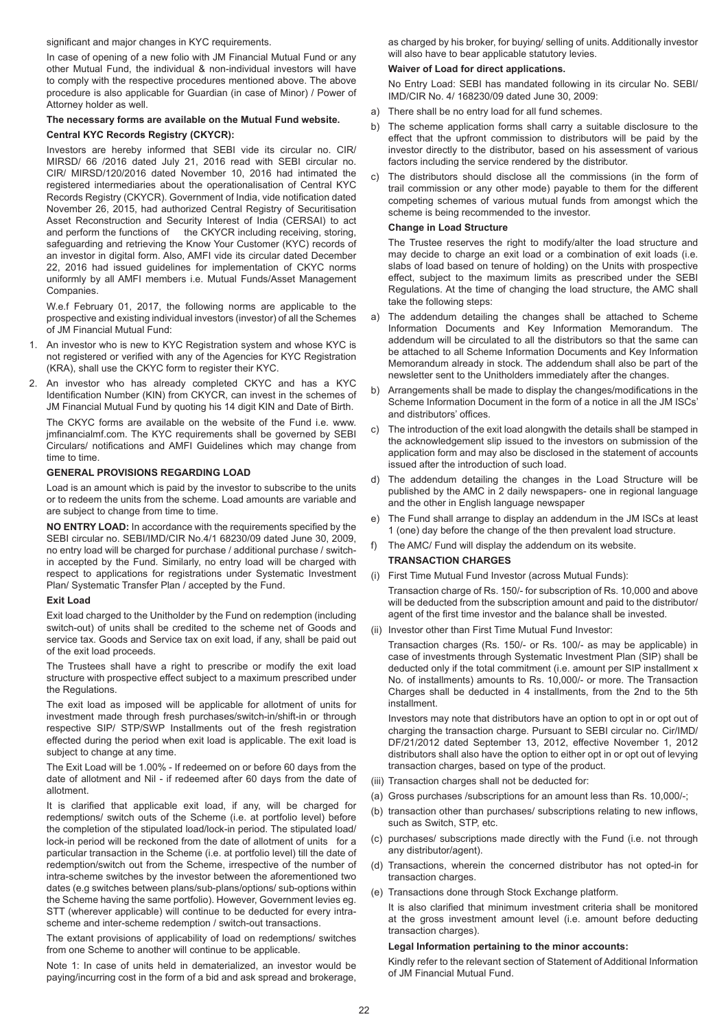significant and major changes in KYC requirements.

In case of opening of a new folio with JM Financial Mutual Fund or any other Mutual Fund, the individual & non-individual investors will have to comply with the respective procedures mentioned above. The above procedure is also applicable for Guardian (in case of Minor) / Power of Attorney holder as well.

**The necessary forms are available on the Mutual Fund website.**

**Central KYC Records Registry (CKYCR):**

Investors are hereby informed that SEBI vide its circular no. CIR/ MIRSD/ 66 /2016 dated July 21, 2016 read with SEBI circular no. CIR/ MIRSD/120/2016 dated November 10, 2016 had intimated the registered intermediaries about the operationalisation of Central KYC Records Registry (CKYCR). Government of India, vide notification dated November 26, 2015, had authorized Central Registry of Securitisation Asset Reconstruction and Security Interest of India (CERSAI) to act and perform the functions of the CKYCR including receiving, storing, safeguarding and retrieving the Know Your Customer (KYC) records of an investor in digital form. Also, AMFI vide its circular dated December 22, 2016 had issued guidelines for implementation of CKYC norms uniformly by all AMFI members i.e. Mutual Funds/Asset Management Companies.

W.e.f February 01, 2017, the following norms are applicable to the prospective and existing individual investors (investor) of all the Schemes of JM Financial Mutual Fund:

1. An investor who is new to KYC Registration system and whose KYC is not registered or verified with any of the Agencies for KYC Registration (KRA), shall use the CKYC form to register their KYC.
2. An investor who has already completed CKYC and has a KYC Identification Number (KIN) from CKYCR, can invest in the schemes of JM Financial Mutual Fund by quoting his 14 digit KIN and Date of Birth.

The CKYC forms are available on the website of the Fund i.e. www.jmfinancialmf.com. The KYC requirements shall be governed by SEBI Circulars/ notifications and AMFI Guidelines which may change from time to time.

**GENERAL PROVISIONS REGARDING LOAD**

Load is an amount which is paid by the investor to subscribe to the units or to redeem the units from the scheme. Load amounts are variable and are subject to change from time to time.

**NO ENTRY LOAD:** In accordance with the requirements specified by the SEBI circular no. SEBI/IMD/CIR No.4/1 68230/09 dated June 30, 2009, no entry load will be charged for purchase / additional purchase / switch-in accepted by the Fund. Similarly, no entry load will be charged with respect to applications for registrations under Systematic Investment Plan/ Systematic Transfer Plan / accepted by the Fund.

**Exit Load**

Exit load charged to the Unitholder by the Fund on redemption (including switch-out) of units shall be credited to the scheme net of Goods and service tax. Goods and Service tax on exit load, if any, shall be paid out of the exit load proceeds.

The Trustees shall have a right to prescribe or modify the exit load structure with prospective effect subject to a maximum prescribed under the Regulations.

The exit load as imposed will be applicable for allotment of units for investment made through fresh purchases/switch-in/shift-in or through respective SIP/ STP/SWP Installments out of the fresh registration effected during the period when exit load is applicable. The exit load is subject to change at any time.

The Exit Load will be 1.00% - If redeemed on or before 60 days from the date of allotment and Nil - if redeemed after 60 days from the date of allotment.

It is clarified that applicable exit load, if any, will be charged for redemptions/ switch outs of the Scheme (i.e. at portfolio level) before the completion of the stipulated load/lock-in period. The stipulated load/ lock-in period will be reckoned from the date of allotment of units for a particular transaction in the Scheme (i.e. at portfolio level) till the date of redemption/switch out from the Scheme, irrespective of the number of intra-scheme switches by the investor between the aforementioned two dates (e.g switches between plans/sub-plans/options/ sub-options within the Scheme having the same portfolio). However, Government levies eg. STT (wherever applicable) will continue to be deducted for every intra-scheme and inter-scheme redemption / switch-out transactions.

The extant provisions of applicability of load on redemptions/ switches from one Scheme to another will continue to be applicable.

Note 1: In case of units held in dematerialized, an investor would be paying/incurring cost in the form of a bid and ask spread and brokerage, as charged by his broker, for buying/ selling of units. Additionally investor will also have to bear applicable statutory levies.

**Waiver of Load for direct applications.**

No Entry Load: SEBI has mandated following in its circular No. SEBI/ IMD/CIR No. 4/ 168230/09 dated June 30, 2009:

a) There shall be no entry load for all fund schemes.
b) The scheme application forms shall carry a suitable disclosure to the effect that the upfront commission to distributors will be paid by the investor directly to the distributor, based on his assessment of various factors including the service rendered by the distributor.
c) The distributors should disclose all the commissions (in the form of trail commission or any other mode) payable to them for the different competing schemes of various mutual funds from amongst which the scheme is being recommended to the investor.

**Change in Load Structure**

The Trustee reserves the right to modify/alter the load structure and may decide to charge an exit load or a combination of exit loads (i.e. slabs of load based on tenure of holding) on the Units with prospective effect, subject to the maximum limits as prescribed under the SEBI Regulations. At the time of changing the load structure, the AMC shall take the following steps:

a) The addendum detailing the changes shall be attached to Scheme Information Documents and Key Information Memorandum. The addendum will be circulated to all the distributors so that the same can be attached to all Scheme Information Documents and Key Information Memorandum already in stock. The addendum shall also be part of the newsletter sent to the Unitholders immediately after the changes.
b) Arrangements shall be made to display the changes/modifications in the Scheme Information Document in the form of a notice in all the JM ISCs' and distributors' offices.
c) The introduction of the exit load alongwith the details shall be stamped in the acknowledgement slip issued to the investors on submission of the application form and may also be disclosed in the statement of accounts issued after the introduction of such load.
d) The addendum detailing the changes in the Load Structure will be published by the AMC in 2 daily newspapers- one in regional language and the other in English language newspaper
e) The Fund shall arrange to display an addendum in the JM ISCs at least 1 (one) day before the change of the then prevalent load structure.
f) The AMC/ Fund will display the addendum on its website.

**TRANSACTION CHARGES**

(i) First Time Mutual Fund Investor (across Mutual Funds):

Transaction charge of Rs. 150/- for subscription of Rs. 10,000 and above will be deducted from the subscription amount and paid to the distributor/ agent of the first time investor and the balance shall be invested.

(ii) Investor other than First Time Mutual Fund Investor:

Transaction charges (Rs. 150/- or Rs. 100/- as may be applicable) in case of investments through Systematic Investment Plan (SIP) shall be deducted only if the total commitment (i.e. amount per SIP installment x No. of installments) amounts to Rs. 10,000/- or more. The Transaction Charges shall be deducted in 4 installments, from the 2nd to the 5th installment.

Investors may note that distributors have an option to opt in or opt out of charging the transaction charge. Pursuant to SEBI circular no. Cir/IMD/ DF/21/2012 dated September 13, 2012, effective November 1, 2012 distributors shall also have the option to either opt in or opt out of levying transaction charges, based on type of the product.

(iii) Transaction charges shall not be deducted for:

(a) Gross purchases /subscriptions for an amount less than Rs. 10,000/-;
(b) transaction other than purchases/ subscriptions relating to new inflows, such as Switch, STP, etc.
(c) purchases/ subscriptions made directly with the Fund (i.e. not through any distributor/agent).
(d) Transactions, wherein the concerned distributor has not opted-in for transaction charges.
(e) Transactions done through Stock Exchange platform.

It is also clarified that minimum investment criteria shall be monitored at the gross investment amount level (i.e. amount before deducting transaction charges).

**Legal Information pertaining to the minor accounts:**

Kindly refer to the relevant section of Statement of Additional Information of JM Financial Mutual Fund.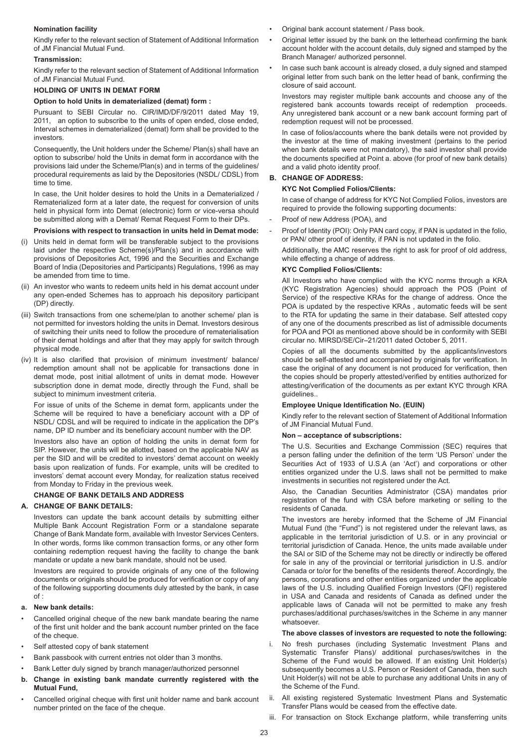**Nomination facility**

Kindly refer to the relevant section of Statement of Additional Information of JM Financial Mutual Fund.

**Transmission:**

Kindly refer to the relevant section of Statement of Additional Information of JM Financial Mutual Fund.

**HOLDING OF UNITS IN DEMAT FORM**

**Option to hold Units in dematerialized (demat) form :**

Pursuant to SEBI Circular no. CIR/IMD/DF/9/2011 dated May 19, 2011, an option to subscribe to the units of open ended, close ended, Interval schemes in dematerialized (demat) form shall be provided to the investors.

Consequently, the Unit holders under the Scheme/ Plan(s) shall have an option to subscribe/ hold the Units in demat form in accordance with the provisions laid under the Scheme/Plan(s) and in terms of the guidelines/ procedural requirements as laid by the Depositories (NSDL/ CDSL) from time to time.

In case, the Unit holder desires to hold the Units in a Dematerialized / Rematerialized form at a later date, the request for conversion of units held in physical form into Demat (electronic) form or vice-versa should be submitted along with a Demat/ Remat Request Form to their DPs.

**Provisions with respect to transaction in units held in Demat mode:**

(i) Units held in demat form will be transferable subject to the provisions laid under the respective Scheme(s)/Plan(s) and in accordance with provisions of Depositories Act, 1996 and the Securities and Exchange Board of India (Depositories and Participants) Regulations, 1996 as may be amended from time to time.

(ii) An investor who wants to redeem units held in his demat account under any open-ended Schemes has to approach his depository participant (DP) directly.

(iii) Switch transactions from one scheme/plan to another scheme/ plan is not permitted for investors holding the units in Demat. Investors desirous of switching their units need to follow the procedure of rematerialisation of their demat holdings and after that they may apply for switch through physical mode.

(iv) It is also clarified that provision of minimum investment/ balance/ redemption amount shall not be applicable for transactions done in demat mode, post initial allotment of units in demat mode. However subscription done in demat mode, directly through the Fund, shall be subject to minimum investment criteria.

For issue of units of the Scheme in demat form, applicants under the Scheme will be required to have a beneficiary account with a DP of NSDL/ CDSL and will be required to indicate in the application the DP's name, DP ID number and its beneficiary account number with the DP.

Investors also have an option of holding the units in demat form for SIP. However, the units will be allotted, based on the applicable NAV as per the SID and will be credited to investors' demat account on weekly basis upon realization of funds. For example, units will be credited to investors' demat account every Monday, for realization status received from Monday to Friday in the previous week.

**CHANGE OF BANK DETAILS AND ADDRESS**

**A. CHANGE OF BANK DETAILS:**

Investors can update the bank account details by submitting either Multiple Bank Account Registration Form or a standalone separate Change of Bank Mandate form, available with Investor Services Centers. In other words, forms like common transaction forms, or any other form containing redemption request having the facility to change the bank mandate or update a new bank mandate, should not be used.

Investors are required to provide originals of any one of the following documents or originals should be produced for verification or copy of any of the following supporting documents duly attested by the bank, in case of :

**a. New bank details:**

- Cancelled original cheque of the new bank mandate bearing the name of the first unit holder and the bank account number printed on the face of the cheque.
- Self attested copy of bank statement
- Bank passbook with current entries not older than 3 months.
- Bank Letter duly signed by branch manager/authorized personnel

**b. Change in existing bank mandate currently registered with the Mutual Fund,**

- Cancelled original cheque with first unit holder name and bank account number printed on the face of the cheque.
- Original bank account statement / Pass book.
- Original letter issued by the bank on the letterhead confirming the bank account holder with the account details, duly signed and stamped by the Branch Manager/ authorized personnel.
- In case such bank account is already closed, a duly signed and stamped original letter from such bank on the letter head of bank, confirming the closure of said account.

Investors may register multiple bank accounts and choose any of the registered bank accounts towards receipt of redemption proceeds. Any unregistered bank account or a new bank account forming part of redemption request will not be processed.

In case of folios/accounts where the bank details were not provided by the investor at the time of making investment (pertains to the period when bank details were not mandatory), the said investor shall provide the documents specified at Point a. above (for proof of new bank details) and a valid photo identity proof.

**B. CHANGE OF ADDRESS:**

**KYC Not Complied Folios/Clients:**

In case of change of address for KYC Not Complied Folios, investors are required to provide the following supporting documents:

- Proof of new Address (POA), and
- Proof of Identity (POI): Only PAN card copy, if PAN is updated in the folio, or PAN/ other proof of identity, if PAN is not updated in the folio.

Additionally, the AMC reserves the right to ask for proof of old address, while effecting a change of address.

**KYC Complied Folios/Clients:**

All Investors who have complied with the KYC norms through a KRA (KYC Registration Agencies) should approach the POS (Point of Service) of the respective KRAs for the change of address. Once the POA is updated by the respective KRAs , automatic feeds will be sent to the RTA for updating the same in their database. Self attested copy of any one of the documents prescribed as list of admissible documents for POA and POI as mentioned above should be in conformity with SEBI circular no. MIRSD/SE/Cir–21/2011 dated October 5, 2011.

Copies of all the documents submitted by the applicants/investors should be self-attested and accompanied by originals for verification. In case the original of any document is not produced for verification, then the copies should be properly attested/verified by entities authorized for attesting/verification of the documents as per extant KYC through KRA guidelines..

**Employee Unique Identification No. (EUIN)**

Kindly refer to the relevant section of Statement of Additional Information of JM Financial Mutual Fund.

**Non – acceptance of subscriptions:**

The U.S. Securities and Exchange Commission (SEC) requires that a person falling under the definition of the term 'US Person' under the Securities Act of 1933 of U.S.A (an 'Act') and corporations or other entities organized under the U.S. laws shall not be permitted to make investments in securities not registered under the Act.

Also, the Canadian Securities Administrator (CSA) mandates prior registration of the fund with CSA before marketing or selling to the residents of Canada.

The investors are hereby informed that the Scheme of JM Financial Mutual Fund (the "Fund") is not registered under the relevant laws, as applicable in the territorial jurisdiction of U.S. or in any provincial or territorial jurisdiction of Canada. Hence, the units made available under the SAI or SID of the Scheme may not be directly or indirectly be offered for sale in any of the provincial or territorial jurisdiction in U.S. and/or Canada or to/or for the benefits of the residents thereof. Accordingly, the persons, corporations and other entities organized under the applicable laws of the U.S. including Qualified Foreign Investors (QFI) registered in USA and Canada and residents of Canada as defined under the applicable laws of Canada will not be permitted to make any fresh purchases/additional purchases/switches in the Scheme in any manner whatsoever.

**The above classes of investors are requested to note the following:**

i. No fresh purchases (including Systematic Investment Plans and Systematic Transfer Plans)/ additional purchases/switches in the Scheme of the Fund would be allowed. If an existing Unit Holder(s) subsequently becomes a U.S. Person or Resident of Canada, then such Unit Holder(s) will not be able to purchase any additional Units in any of the Scheme of the Fund.

ii. All existing registered Systematic Investment Plans and Systematic Transfer Plans would be ceased from the effective date.

iii. For transaction on Stock Exchange platform, while transferring units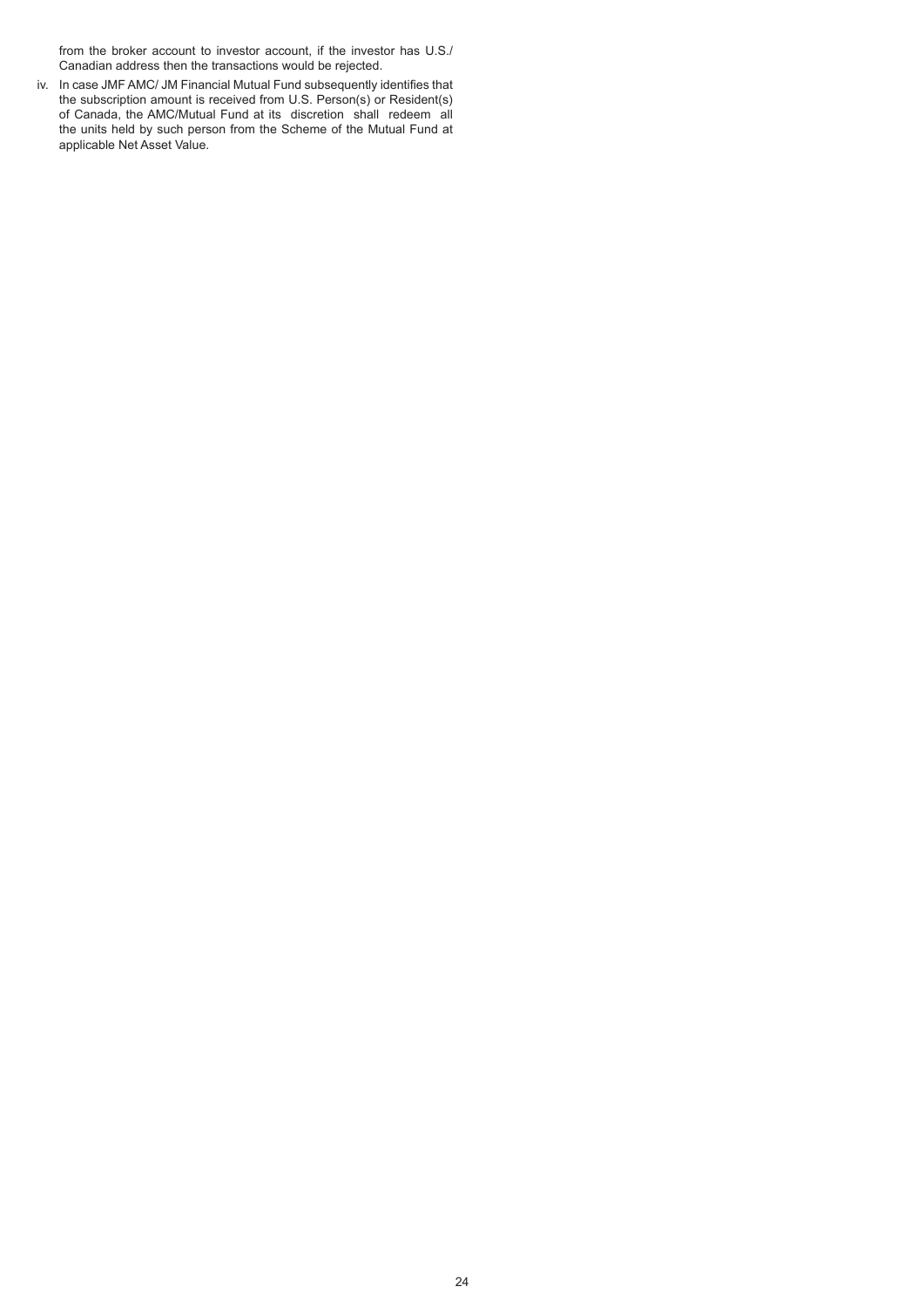from the broker account to investor account, if the investor has U.S./ Canadian address then the transactions would be rejected.

iv. In case JMF AMC/ JM Financial Mutual Fund subsequently identifies that the subscription amount is received from U.S. Person(s) or Resident(s) of Canada, the AMC/Mutual Fund at its discretion shall redeem all the units held by such person from the Scheme of the Mutual Fund at applicable Net Asset Value.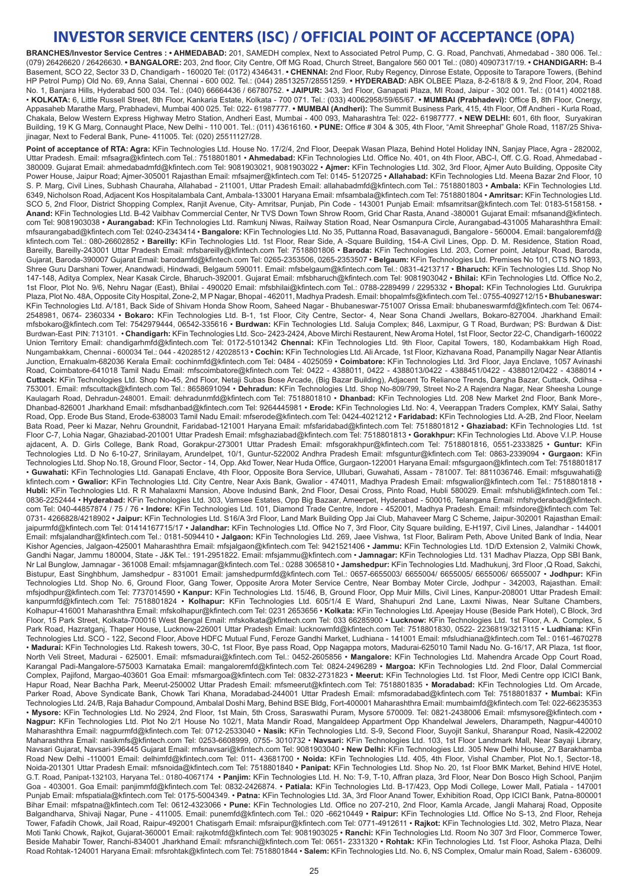# INVESTOR SERVICE CENTERS (ISC) / OFFICIAL POINT OF ACCEPTANCE (OPA)

**BRANCHES/Investor Service Centres : • AHMEDABAD:** 201, SAMEDH complex, Next to Associated Petrol Pump, C. G. Road, Panchvati, Ahmedabad - 380 006. Tel.: (079) 26426620 / 26426630. **• BANGALORE:** 203, 2nd floor, City Centre, Off MG Road, Church Street, Bangalore 560 001 Tel.: (080) 40907317/19. **• CHANDIGARH:** B-4 Basement, SCO 22, Sector 33 D, Chandigarh - 160020 Tel: (0172) 4346431. **• CHENNAI:** 2nd Floor, Ruby Regency, Dinrose Estate, Opposite to Tarapore Towers, (Behind HP Petrol Pump) Old No. 69, Anna Salai, Chennai - 600 002. Tel.: (044) 28513257/28551259. **• HYDERABAD:** ABK OLBEE Plaza, 8-2-618/8 & 9, 2nd Floor, 204, Road No. 1, Banjara Hills, Hyderabad 500 034. Tel.: (040) 66664436 / 66780752. **• JAIPUR:** 343, 3rd Floor, Ganapati Plaza, MI Road, Jaipur - 302 001. Tel.: (0141) 4002188. **• KOLKATA:** 6, Little Russell Street, 8th Floor, Kankaria Estate, Kolkata - 700 071. Tel.: (033) 40062958/59/65/67. **• MUMBAI (Prabhadevi):** Office B, 8th Floor, Cnergy, Appasaheb Marathe Marg, Prabhadevi, Mumbai 400 025. Tel: 022- 61987777. **• MUMBAI (Andheri):** The Summit Business Park, 415, 4th Floor, Off Andheri - Kurla Road, Chakala, Below Western Express Highway Metro Station, Andheri East, Mumbai - 400 093, Maharashtra Tel: 022- 61987777. **• NEW DELHI:** 601, 6th floor, Suryakiran Building, 19 K G Marg, Connaught Place, New Delhi - 110 001. Tel.: (011) 43616160. **• PUNE:** Office # 304 & 305, 4th Floor, "Amit Shreephal" Ghole Road, 1187/25 Shivajinagar, Next to Federal Bank, Pune- 411005. Tel: (020) 25511127/28.

**Point of acceptance of RTA: Agra:** KFin Technologies Ltd. House No. 17/2/4, 2nd Floor, Deepak Wasan Plaza, Behind Hotel Holiday INN, Sanjay Place, Agra - 282002, Uttar Pradesh. Email: mfsagra@kfintech.com Tel.: 7518801801 • **Ahmedabad:** KFin Technologies Ltd. Office No. 401, on 4th Floor, ABC-I, Off. C.G. Road, Ahmedabad - 380009. Gujarat Email: ahmedabadmfd@kfintech.com Tel: 9081903021, 9081903022 • **Ajmer:** KFin Technologies Ltd. 302, 3rd Floor, Ajmer Auto Building, Opposite City Power House, Jaipur Road; Ajmer-305001 Rajasthan Email: mfsajmer@kfintech.com Tel: 0145- 5120725 • **Allahabad:** KFin Technologies Ltd. Meena Bazar 2nd Floor, 10 S. P. Marg, Civil Lines, Subhash Chauraha, Allahabad - 211001, Uttar Pradesh Email: allahabadmfd@kfintech.com Tel.: 7518801803 • **Ambala:** KFin Technologies Ltd. 6349, Nicholson Road, Adjacent Kos Hospitalambala Cant, Ambala-133001 Haryana Email: mfsambala@kfintech.com Tel: 7518801804 • **Amritsar:** KFin Technologies Ltd. SCO 5, 2nd Floor, District Shopping Complex, Ranjit Avenue, City- Amritsar, Punjab, Pin Code - 143001 Punjab Email: mfsamritsar@kfintech.com Tel: 0183-5158158. • **Anand:** KFin Technologies Ltd. B-42 Vaibhav Commercial Center, Nr TVS Down Town Shrow Room, Grid Char Rasta, Anand -380001 Gujarat Email: mfsanand@kfintech.com Tel: 9081903038 • **Aurangabad:** KFin Technologies Ltd. Ramkunj Niwas, Railway Station Road, Near Osmanpura Circle, Aurangabad-431005 Maharashthra Email: mfsaurangabad@kfintech.com Tel: 0240-2343414 • **Bangalore:** KFin Technologies Ltd. No 35, Puttanna Road, Basavanagudi, Bangalore - 560004. Email: bangaloremfd@kfintech.com Tel.: 080-26602852 • **Bareilly:** KFin Technologies Ltd. 1st Floor, Rear Side, A -Square Building, 154-A Civil Lines, Opp. D. M. Residence, Station Road, Bareilly, Bareilly-243001 Uttar Pradesh Email: mfsbareilly@kfintech.com Tel: 7518801806 • **Baroda:** KFin Technologies Ltd. 203, Corner point, Jetalpur Road, Baroda, Gujarat, Baroda-390007 Gujarat Email: barodamfd@kfintech.com Tel: 0265-2353506, 0265-2353507 • **Belgaum:** KFin Technologies Ltd. Premises No 101, CTS NO 1893, Shree Guru Darshani Tower, Anandwadi, Hindwadi, Belgaum 590011. Email: mfsbelgaum@kfintech.com Tel.: 0831-4213717 • **Bharuch:** KFin Technologies Ltd. Shop No 147-148, Aditya Complex, Near Kasak Circle, Bharuch-392001. Gujarat Email: mfsbharuch@kfintech.com Tel: 9081903042 • **Bhilai:** KFin Technologies Ltd. Office No.2, 1st Floor, Plot No. 9/6, Nehru Nagar (East), Bhilai - 490020 Email: mfsbhilai@kfintech.com Tel.: 0788-2289499 / 2295332 • **Bhopal:** KFin Technologies Ltd. Gurukripa Plaza, Plot No. 48A, Opposite City Hospital, Zone-2, M P Nagar, Bhopal - 462011, Madhya Pradesh. Email: bhopalmfs@kfintech.com Tel.: 0755-4092712/15 • **Bhubaneswar:** KFin Technologies Ltd. A/181, Back Side of Shivam Honda Show Room, Saheed Nagar - Bhubaneswar-751007 Orissa Email: bhubaneswarmfd@kfintech.com Tel: 0674-2548981, 0674- 2360334 • **Bokaro:** KFin Technologies Ltd. B-1, 1st Floor, City Centre, Sector- 4, Near Sona Chandi Jwellars, Bokaro-827004. Jharkhand Email: mfsbokaro@kfintech.com Tel: 7542979444, 06542-335616 • **Burdwan:** KFin Technologies Ltd. Saluja Complex; 846, Laxmipur, G T Road, Burdwan; PS: Burdwan & Dist: Burdwan-East PIN: 713101. • **Chandigarh:** KFin Technologies Ltd. Sco- 2423-2424, Above Mirchi Restaurent, New Aroma Hotel, 1st Floor, Sector 22-C, Chandigarh-160022 Union Territory Email: chandigarhmfd@kfintech.com Tel: 0172-5101342 **Chennai:** KFin Technologies Ltd. 9th Floor, Capital Towers, 180, Kodambakkam High Road, Nungambakkam, Chennai - 600034 Tel.: 044 - 42028512 / 42028513 • **Cochin:** KFin Technologies Ltd. Ali Arcade, 1st Floor, Kizhavana Road, Panampilly Nagar Near Atlantis Junction, Ernakualm-682036 Kerala Email: cochinmfd@kfintech.com Tel: 0484 - 4025059 • **Coimbatore:** KFin Technologies Ltd. 3rd Floor, Jaya Enclave, 1057 Avinashi Road, Coimbatore-641018 Tamil Nadu Email: mfscoimbatore@kfintech.com Tel: 0422 - 4388011, 0422 - 4388013/0422 - 4388451/0422 - 4388012/0422 - 4388014 • **Cuttack:** KFin Technologies Ltd. Shop No-45, 2nd Floor, Netaji Subas Bose Arcade, (Big Bazar Building), Adjacent To Reliance Trends, Dargha Bazar, Cuttack, Odihsa - 753001. Email: mfscuttack@kfintech.com Tel.: 8658691094 • **Dehradun:** KFin Technologies Ltd. Shop No-809/799, Street No-2 A Rajendra Nagar, Near Sheesha Lounge Kaulagarh Road, Dehradun-248001. Email: dehradunmfd@kfintech.com Tel: 7518801810 • **Dhanbad:** KFin Technologies Ltd. 208 New Market 2nd Floor, Bank More-, Dhanbad-826001 Jharkhand Email: mfsdhanbad@kfintech.com Tel: 9264445981 • **Erode:** KFin Technologies Ltd. No: 4, Veerappan Traders Complex, KMY Salai, Sathy Road, Opp. Erode Bus Stand, Erode-638003 Tamil Nadu Email: mfserode@kfintech.com Tel: 0424-4021212 • **Faridabad:** KFin Technologies Ltd. A-2B, 2nd Floor, Neelam Bata Road, Peer ki Mazar, Nehru Groundnit, Faridabad-121001 Haryana Email: mfsfaridabad@kfintech.com Tel: 7518801812 • **Ghaziabad:** KFin Technologies Ltd. 1st Floor C-7, Lohia Nagar, Ghaziabad-201001 Uttar Pradesh Email: mfsghaziabad@kfintech.com Tel: 7518801813 • **Gorakhpur:** KFin Technologies Ltd. Above V.I.P. House ajdacent, A. D. Girls College, Bank Road, Gorakpur-273001 Uttar Pradesh Email: mfsgorakhpur@kfintech.com Tel: 7518801816, 0551-2333825 • **Guntur:** KFin Technologies Ltd. D No 6-10-27, Srinilayam, Arundelpet, 10/1, Guntur-522002 Andhra Pradesh Email: mfsguntur@kfintech.com Tel: 0863-2339094 • **Gurgaon:** KFin Technologies Ltd. Shop No.18, Ground Floor, Sector - 14, Opp. Akd Tower, Near Huda Office, Gurgaon-122001 Haryana Email: mfsgurgaon@kfintech.com Tel: 7518801817 • **Guwahati:** KFin Technologies Ltd. Ganapati Enclave, 4th Floor, Opposite Bora Service, Ullubari, Guwahati, Assam - 781007. Tel: 8811036746. Email: mfsguwahati@kfintech.com • **Gwalior:** KFin Technologies Ltd. City Centre, Near Axis Bank, Gwalior - 474011, Madhya Pradesh Email: mfsgwalior@kfintech.com Tel.: 7518801818 • **Hubli:** KFin Technologies Ltd. R R Mahalaxmi Mansion, Above Indusind Bank, 2nd Floor, Desai Cross, Pinto Road, Hubli 580029. Email: mfshubli@kfintech.com Tel.: 0836-2252444 • **Hyderabad:** KFin Technologies Ltd. 303, Vamsee Estates, Opp Big Bazaar, Ameerpet, Hyderabad - 500016, Telangana Email: mfshyderabad@kfintech.com Tel: 040-44857874 / 75 / 76 • **Indore:** KFin Technologies Ltd. 101, Diamond Trade Centre, Indore - 452001, Madhya Pradesh. Email: mfsindore@kfintech.com Tel: 0731- 4266828/4218902 • **Jaipur:** KFin Technologies Ltd. S16/A 3rd Floor, Land Mark Building Opp Jai Club, Mahaveer Marg C Scheme, Jaipur-302001 Rajasthan Email: jaipurmfd@kfintech.com Tel: 01414167715/17 • **Jalandhar:** KFin Technologies Ltd. Office No 7, 3rd Floor, City Square building, E-H197, Civil Lines, Jalandhar - 144001 Email: mfsjalandhar@kfintech.com Tel.: 0181-5094410 • **Jalgaon:** KFin Technologies Ltd. 269, Jaee Vishwa, 1st Floor, Baliram Peth, Above United Bank of India, Near Kishor Agencies, Jalgaon-425001 Maharashthra Email: mfsjalgaon@kfintech.com Tel: 9421521406 • **Jammu:** KFin Technologies Ltd. 1D/D Extension 2, Valmiki Chowk, Gandhi Nagar, Jammu 180004, State - J&K Tel.: 191-2951822. Email: mfsjammu@kfintech.com • **Jamnagar:** KFin Technologies Ltd. 131 Madhav Plazza, Opp SBI Bank, Nr Lal Bunglow, Jamnagar - 361008 Email: mfsjamnagar@kfintech.com Tel.: 0288 3065810 • **Jamshedpur:** KFin Technologies Ltd. Madhukunj, 3rd Floor ,Q Road, Sakchi, Bistupur, East Singhbhum, Jamshedpur - 831001 Email: jamshedpurmfd@kfintech.com Tel.: 0657-6655003/ 6655004/ 6655005/ 6655006/ 6655007 • **Jodhpur:** KFin Technologies Ltd. Shop No. 6, Ground Floor, Gang Tower, Opposite Arora Moter Service Centre, Near Bombay Moter Circle, Jodhpur - 342003, Rajasthan. Email: mfsjodhpur@kfintech.com Tel: 7737014590 • **Kanpur:** KFin Technologies Ltd. 15/46, B, Ground Floor, Opp Muir Mills, Civil Lines, Kanpur-208001 Uttar Pradesh Email: kanpurmfd@kfintech.com Tel: 7518801824 • **Kolhapur:** KFin Technologies Ltd. 605/1/4 E Ward, Shahupuri 2nd Lane, Laxmi Niwas, Near Sultane Chambers, Kolhapur-416001 Maharashthra Email: mfskolhapur@kfintech.com Tel: 0231 2653656 • **Kolkata:** KFin Technologies Ltd. Apeejay House (Beside Park Hotel), C Block, 3rd Floor, 15 Park Street, Kolkata-700016 West Bengal Email: mfskolkata@kfintech.com Tel: 033 66285900 • **Lucknow:** KFin Technologies Ltd. 1st Floor, A. A. Complex, 5 Park Road, Hazratganj, Thaper House, Lucknow-226001 Uttar Pradesh Email: lucknowmfd@kfintech.com Tel: 7518801830, 0522- 2236819/3213115 • **Ludhiana:** KFin Technologies Ltd. SCO - 122, Second Floor, Above HDFC Mutual Fund, Feroze Gandhi Market, Ludhiana - 141001 Email: mfsludhiana@kfintech.com Tel.: 0161-4670278 • **Madurai:** KFin Technologies Ltd. Rakesh towers, 30-C, 1st Floor, Bye pass Road, Opp Nagappa motors, Madurai-625010 Tamil Nadu No. G-16/17, AR Plaza, 1st floor, North Veli Street, Madurai - 625001. Email: mfsmadurai@kfintech.com Tel.: 0452-2605856 • **Mangalore:** KFin Technologies Ltd. Mahendra Arcade Opp Court Road, Karangal Padi-Mangalore-575003 Karnataka Email: mangaloremfd@kfintech.com Tel: 0824-2496289 • **Margoa:** KFin Technologies Ltd. 2nd Floor, Dalal Commercial Complex, Pajifond, Margao-403601 Goa Email: mfsmargoa@kfintech.com Tel: 0832-2731823 • **Meerut:** KFin Technologies Ltd. 1st Floor, Medi Centre opp ICICI Bank, Hapur Road, Near Bachha Park, Meerut-250002 Uttar Pradesh Email: mfsmeerut@kfintech.com Tel: 7518801835 • **Moradabad:** KFin Technologies Ltd. Om Arcade, Parker Road, Above Syndicate Bank, Chowk Tari Khana, Moradabad-244001 Uttar Pradesh Email: mfsmoradabad@kfintech.com Tel: 7518801837 • **Mumbai:** KFin Technologies Ltd. 24/B, Raja Bahadur Compound, Ambalal Doshi Marg, Behind BSE Bldg, Fort-400001 Maharashthra Email: mumbaimfd@kfintech.com Tel: 022-66235353 • **Mysore:** KFin Technologies Ltd. No 2924, 2nd Floor, 1st Main, 5th Cross, Saraswathi Puram, Mysore 570009. Tel: 0821-2438006 Email: mfsmysore@kfintech.com • **Nagpur:** KFin Technologies Ltd. Plot No 2/1 House No 102/1, Mata Mandir Road, Mangaldeep Appartment Opp Khandelwal Jewelers, Dharampeth, Nagpur-440010 Maharashthra Email: nagpurmfd@kfintech.com Tel: 0712-2533040 • **Nasik:** KFin Technologies Ltd. S-9, Second Floor, Suyojit Sankul, Sharanpur Road, Nasik-422002 Maharashthra Email: nasikmfs@kfintech.com Tel: 0253-6608999, 0755- 3010732 • **Navsari:** KFin Technologies Ltd. 103, 1st Floor Landmark Mall, Near Sayaji Library, Navsari Gujarat, Navsari-396445 Gujarat Email: mfsnavsari@kfintech.com Tel: 9081903040 • **New Delhi:** KFin Technologies Ltd. 305 New Delhi House, 27 Barakhamba Road New Delhi -110001 Email: delhimfd@kfintech.com Tel: 011- 43681700 • **Noida:** KFin Technologies Ltd. 405, 4th Floor, Vishal Chamber, Plot No.1, Sector-18, Noida-201301 Uttar Pradesh Email: mfsnoida@kfintech.com Tel: 7518801840 • **Panipat:** KFin Technologies Ltd. Shop No. 20, 1st Floor BMK Market, Behind HIVE Hotel, G.T. Road, Panipat-132103, Haryana Tel.: 0180-4067174 • **Panjim:** KFin Technologies Ltd. H. No: T-9, T-10, Affran plaza, 3rd Floor, Near Don Bosco High School, Panjim Goa - 403001. Goa Email: panjimmfd@kfintech.com Tel: 0832-2426874. • **Patiala:** KFin Technologies Ltd. B-17/423, Opp Modi College, Lower Mall, Patiala - 147001 Punjab Email: mfspatiala@kfintech.com Tel: 0175-5004349. • **Patna:** KFin Technologies Ltd. 3A, 3rd Floor Anand Tower, Exhibition Road, Opp ICICI Bank, Patna-800001 Bihar Email: mfspatna@kfintech.com Tel: 0612-4323066 • **Pune:** KFin Technologies Ltd. Office no 207-210, 2nd Floor, Kamla Arcade, Jangli Maharaj Road, Opposite Balgandharva, Shivaji Nagar, Pune - 411005. Email: punemfd@kfintech.com Tel.: 020 -66210449 • **Raipur:** KFin Technologies Ltd. Office No S-13, 2nd Floor, Reheja Tower, Fafadih Chowk, Jail Road, Raipur-492001 Chatisgarh Email: mfsraipur@kfintech.com Tel: 0771-4912611 • **Rajkot:** KFin Technologies Ltd. 302, Metro Plaza, Near Moti Tanki Chowk, Rajkot, Gujarat-360001 Email: rajkotmfd@kfintech.com Tel: 9081903025 • **Ranchi:** KFin Technologies Ltd. Room No 307 3rd Floor, Commerce Tower, Beside Mahabir Tower, Ranchi-834001 Jharkhand Email: mfsranchi@kfintech.com Tel: 0651- 2331320 • **Rohtak:** KFin Technologies Ltd. 1st Floor, Ashoka Plaza, Delhi Road Rohtak-124001 Haryana Email: mfsrohtak@kfintech.com Tel: 7518801844 • **Salem:** KFin Technologies Ltd. No. 6, NS Complex, Omalur main Road, Salem - 636009.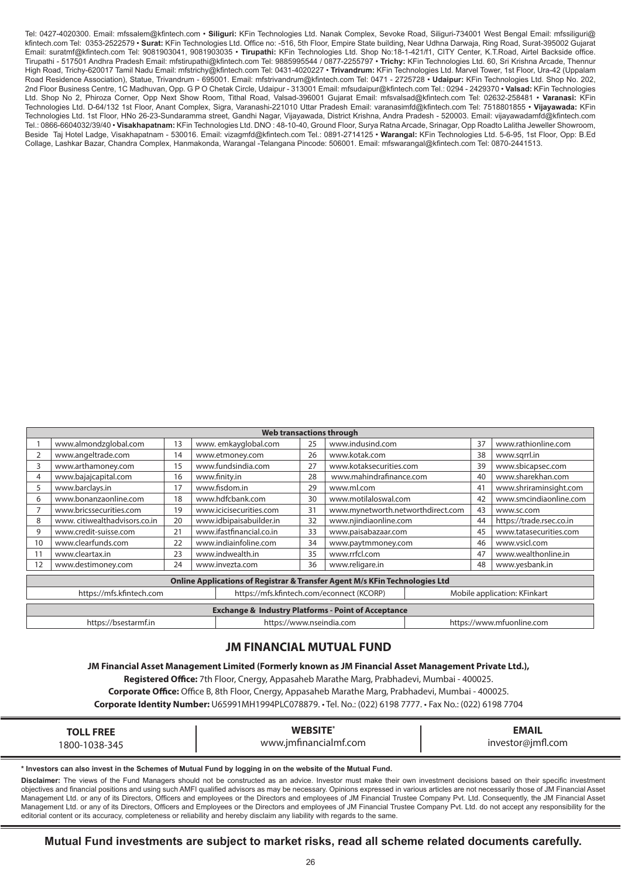Tel: 0427-4020300. Email: mfssalem@kfintech.com • **Siliguri:** KFin Technologies Ltd. Nanak Complex, Sevoke Road, Siliguri-734001 West Bengal Email: mfssiliguri@kfintech.com Tel: 0353-2522579 • **Surat:** KFin Technologies Ltd. Office no: -516, 5th Floor, Empire State building, Near Udhna Darwaja, Ring Road, Surat-395002 Gujarat Email: suratmf@kfintech.com Tel: 9081903041, 9081903035 • **Tirupathi:** KFin Technologies Ltd. Shop No:18-1-421/f1, CITY Center, K.T.Road, Airtel Backside office. Tirupathi - 517501 Andhra Pradesh Email: mfstirupathi@kfintech.com Tel: 9885995544 / 0877-2255797 • **Trichy:** KFin Technologies Ltd. 60, Sri Krishna Arcade, Thennur High Road, Trichy-620017 Tamil Nadu Email: mfstrichy@kfintech.com Tel: 0431-4020227 • **Trivandrum:** KFin Technologies Ltd. Marvel Tower, 1st Floor, Ura-42 (Uppalam Road Residence Association), Statue, Trivandrum - 695001. Email: mfstrivandrum@kfintech.com Tel: 0471 - 2725728 • **Udaipur:** KFin Technologies Ltd. Shop No. 202, 2nd Floor Business Centre, 1C Madhuvan, Opp. G P O Chetak Circle, Udaipur - 313001 Email: mfsudaipur@kfintech.com Tel.: 0294 - 2429370 • **Valsad:** KFin Technologies Ltd. Shop No 2, Phiroza Corner, Opp Next Show Room, Tithal Road, Valsad-396001 Gujarat Email: mfsvalsad@kfintech.com Tel: 02632-258481 • **Varanasi:** KFin Technologies Ltd. D-64/132 1st Floor, Anant Complex, Sigra, Varanashi-221010 Uttar Pradesh Email: varanasimfd@kfintech.com Tel: 7518801855 • **Vijayawada:** KFin Technologies Ltd. 1st Floor, HNo 26-23-Sundaramma street, Gandhi Nagar, Vijayawada, District Krishna, Andra Pradesh - 520003. Email: vijayawadamfd@kfintech.com Tel.: 0866-6604032/39/40 • **Visakhapatnam:** KFin Technologies Ltd. DNO : 48-10-40, Ground Floor, Surya Ratna Arcade, Srinagar, Opp Roadto Lalitha Jeweller Showroom, Beside Taj Hotel Ladge, Visakhapatnam - 530016. Email: vizagmfd@kfintech.com Tel.: 0891-2714125 • **Warangal:** KFin Technologies Ltd. 5-6-95, 1st Floor, Opp: B.Ed Collage, Lashkar Bazar, Chandra Complex, Hanmakonda, Warangal -Telangana Pincode: 506001. Email: mfswarangal@kfintech.com Tel: 0870-2441513.

**Web transactions through**

| | | | | | | | |
|---|---|---|---|---|---|---|---|
| 1 | www.almondzglobal.com | 13 | www. emkayglobal.com | 25 | www.indusind.com | 37 | www.rathionline.com |
| 2 | www.angeltrade.com | 14 | www.etmoney.com | 26 | www.kotak.com | 38 | www.sqrrl.in |
| 3 | www.arthamoney.com | 15 | www.fundsindia.com | 27 | www.kotaksecurities.com | 39 | www.sbicapsec.com |
| 4 | www.bajajcapital.com | 16 | www.finity.in | 28 | www.mahindrafinance.com | 40 | www.sharekhan.com |
| 5 | www.barclays.in | 17 | www.fisdom.in | 29 | www.ml.com | 41 | www.shriraminsight.com |
| 6 | www.bonanzaonline.com | 18 | www.hdfcbank.com | 30 | www.motilaloswal.com | 42 | www.smcindiaonline.com |
| 7 | www.bricssecurities.com | 19 | www.icicisecurities.com | 31 | www.mynetworth.networthdirect.com | 43 | www.sc.com |
| 8 | www. citiwealthadvisors.co.in | 20 | www.idbipaisabuilder.in | 32 | www.njindiaonline.com | 44 | https://trade.rsec.co.in |
| 9 | www.credit-suisse.com | 21 | www.ifastfinancial.co.in | 33 | www.paisabazaar.com | 45 | www.tatasecurities.com |
| 10 | www.clearfunds.com | 22 | www.indiainfoline.com | 34 | www.paytmmoney.com | 46 | www.vsicl.com |
| 11 | www.cleartax.in | 23 | www.indwealth.in | 35 | www.rrfcl.com | 47 | www.wealthonline.in |
| 12 | www.destimoney.com | 24 | www.invezta.com | 36 | www.religare.in | 48 | www.yesbank.in |

**Online Applications of Registrar & Transfer Agent M/s KFin Technologies Ltd**

| | | |
|---|---|---|
| https://mfs.kfintech.com | https://mfs.kfintech.com/econnect (KCORP) | Mobile application: KFinkart |

**Exchange & Industry Platforms - Point of Acceptance**

| | | |
|---|---|---|
| https://bsestarmf.in | https://www.nseindia.com | https://www.mfuonline.com |

## JM FINANCIAL MUTUAL FUND

**JM Financial Asset Management Limited (Formerly known as JM Financial Asset Management Private Ltd.),**

**Registered Office:** 7th Floor, Cnergy, Appasaheb Marathe Marg, Prabhadevi, Mumbai - 400025.

**Corporate Office:** Office B, 8th Floor, Cnergy, Appasaheb Marathe Marg, Prabhadevi, Mumbai - 400025.

**Corporate Identity Number:** U65991MH1994PLC078879. • Tel. No.: (022) 6198 7777. • Fax No.: (022) 6198 7704

| TOLL FREE | WEBSITE* | EMAIL |
|---|---|---|
| 1800-1038-345 | www.jmfinancialmf.com | investor@jmfl.com |

**\* Investors can also invest in the Schemes of Mutual Fund by logging in on the website of the Mutual Fund.**

**Disclaimer:** The views of the Fund Managers should not be constructed as an advice. Investor must make their own investment decisions based on their specific investment objectives and financial positions and using such AMFI qualified advisors as may be necessary. Opinions expressed in various articles are not necessarily those of JM Financial Asset Management Ltd. or any of its Directors, Officers and employees or the Directors and employees of JM Financial Trustee Company Pvt. Ltd. Consequently, the JM Financial Asset Management Ltd. or any of its Directors, Officers and Employees or the Directors and employees of JM Financial Trustee Company Pvt. Ltd. do not accept any responsibility for the editorial content or its accuracy, completeness or reliability and hereby disclaim any liability with regards to the same.

**Mutual Fund investments are subject to market risks, read all scheme related documents carefully.**